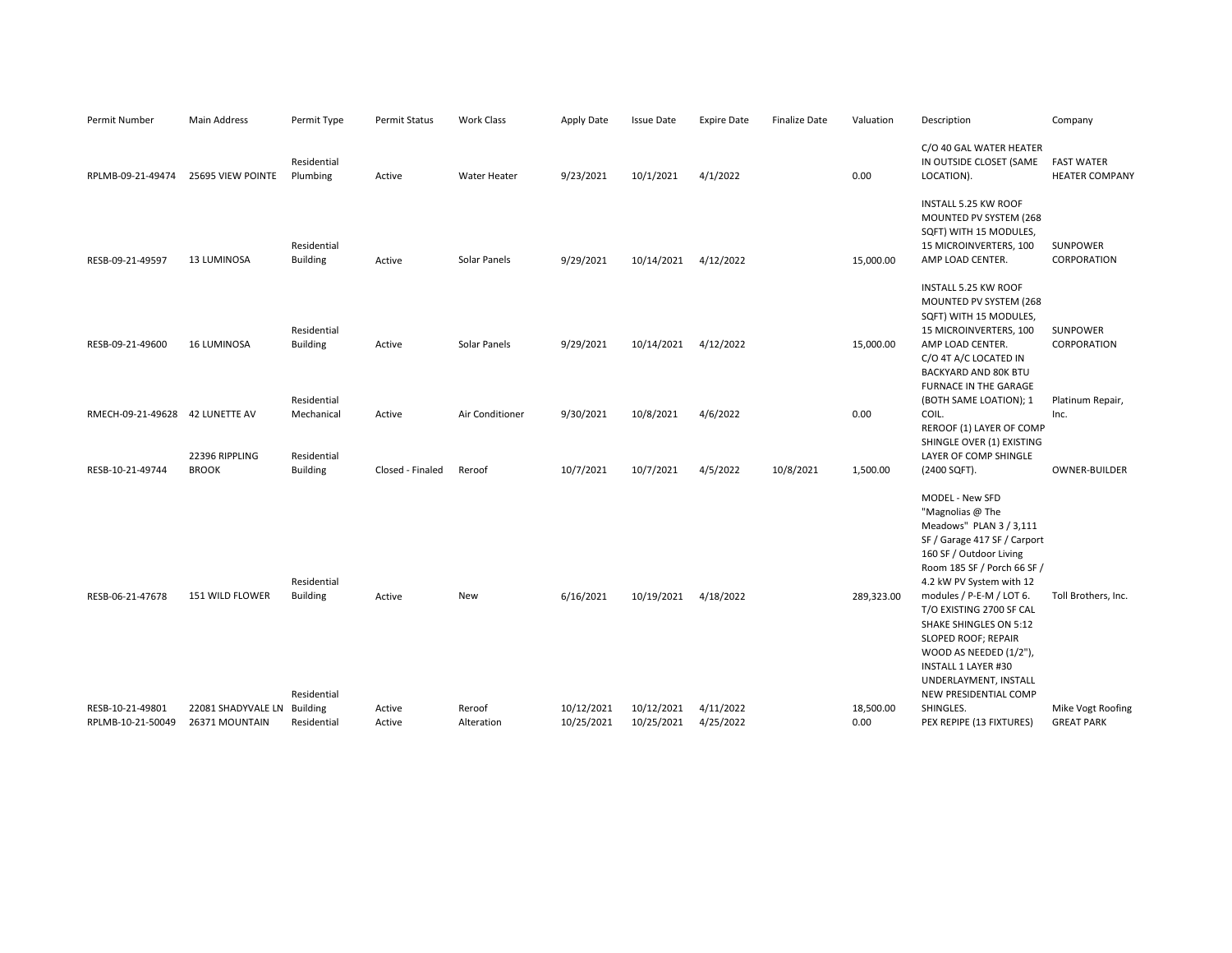| Permit Number | Main Address | Permit Type | Permit Status | Work Class | Apply Date | Issue Date | Expire Date | Finalize Date | Valuation | Description | Company |
|---|---|---|---|---|---|---|---|---|---|---|---|
| RPLMB-09-21-49474 | 25695 VIEW POINTE | Residential Plumbing | Active | Water Heater | 9/23/2021 | 10/1/2021 | 4/1/2022 | | 0.00 | C/O 40 GAL WATER HEATER IN OUTSIDE CLOSET (SAME LOCATION). | FAST WATER HEATER COMPANY |
| RESB-09-21-49597 | 13 LUMINOSA | Residential Building | Active | Solar Panels | 9/29/2021 | 10/14/2021 | 4/12/2022 | | 15,000.00 | INSTALL 5.25 KW ROOF MOUNTED PV SYSTEM (268 SQFT) WITH 15 MODULES, 15 MICROINVERTERS, 100 AMP LOAD CENTER. | SUNPOWER CORPORATION |
| RESB-09-21-49600 | 16 LUMINOSA | Residential Building | Active | Solar Panels | 9/29/2021 | 10/14/2021 | 4/12/2022 | | 15,000.00 | INSTALL 5.25 KW ROOF MOUNTED PV SYSTEM (268 SQFT) WITH 15 MODULES, 15 MICROINVERTERS, 100 AMP LOAD CENTER. | SUNPOWER CORPORATION |
| RMECH-09-21-49628 | 42 LUNETTE AV | Residential Mechanical | Active | Air Conditioner | 9/30/2021 | 10/8/2021 | 4/6/2022 | | 0.00 | C/O 4T A/C LOCATED IN BACKYARD AND 80K BTU FURNACE IN THE GARAGE (BOTH SAME LOATION); 1 COIL. | Platinum Repair, Inc. |
| RESB-10-21-49744 | 22396 RIPPLING BROOK | Residential Building | Closed - Finaled | Reroof | 10/7/2021 | 10/7/2021 | 4/5/2022 | 10/8/2021 | 1,500.00 | REROOF (1) LAYER OF COMP SHINGLE OVER (1) EXISTING LAYER OF COMP SHINGLE (2400 SQFT). | OWNER-BUILDER |
| RESB-06-21-47678 | 151 WILD FLOWER | Residential Building | Active | New | 6/16/2021 | 10/19/2021 | 4/18/2022 | | 289,323.00 | MODEL - New SFD "Magnolias @ The Meadows" PLAN 3 / 3,111 SF / Garage 417 SF / Carport 160 SF / Outdoor Living Room 185 SF / Porch 66 SF / 4.2 kW PV System with 12 modules / P-E-M / LOT 6. | Toll Brothers, Inc. |
| RESB-10-21-49801 | 22081 SHADYVALE LN | Residential Building | Active | Reroof | 10/12/2021 | 10/12/2021 | 4/11/2022 | | 18,500.00 | T/O EXISTING 2700 SF CAL SHAKE SHINGLES ON 5:12 SLOPED ROOF; REPAIR WOOD AS NEEDED (1/2"), INSTALL 1 LAYER #30 UNDERLAYMENT, INSTALL NEW PRESIDENTIAL COMP SHINGLES. | Mike Vogt Roofing |
| RPLMB-10-21-50049 | 26371 MOUNTAIN | Residential | Active | Alteration | 10/25/2021 | 10/25/2021 | 4/25/2022 | | 0.00 | PEX REPIPE (13 FIXTURES) | GREAT PARK |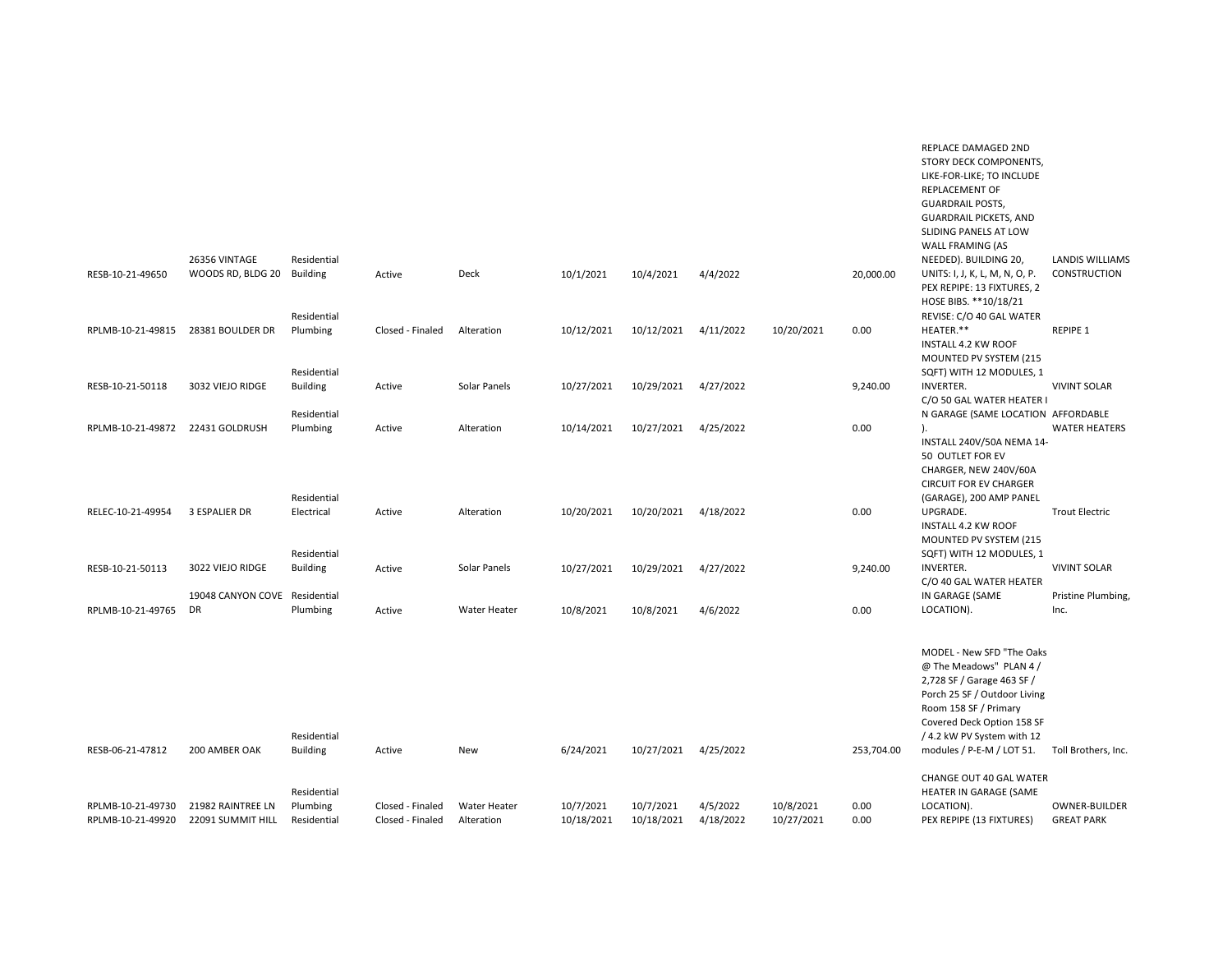| | | | | | | | | | | | |
|---|---|---|---|---|---|---|---|---|---|---|---|
| RESB-10-21-49650 | 26356 VINTAGE WOODS RD, BLDG 20 | Residential Building | Active | Deck | 10/1/2021 | 10/4/2021 | 4/4/2022 | | 20,000.00 | REPLACE DAMAGED 2ND STORY DECK COMPONENTS, LIKE-FOR-LIKE; TO INCLUDE REPLACEMENT OF GUARDRAIL POSTS, GUARDRAIL PICKETS, AND SLIDING PANELS AT LOW WALL FRAMING (AS NEEDED). BUILDING 20, UNITS: I, J, K, L, M, N, O, P. | LANDIS WILLIAMS CONSTRUCTION |
| RPLMB-10-21-49815 | 28381 BOULDER DR | Residential Plumbing | Closed - Finaled | Alteration | 10/12/2021 | 10/12/2021 | 4/11/2022 | 10/20/2021 | 0.00 | PEX REPIPE: 13 FIXTURES, 2 HOSE BIBS. **10/18/21 REVISE: C/O 40 GAL WATER HEATER.** | REPIPE 1 |
| RESB-10-21-50118 | 3032 VIEJO RIDGE | Residential Building | Active | Solar Panels | 10/27/2021 | 10/29/2021 | 4/27/2022 | | 9,240.00 | INSTALL 4.2 KW ROOF MOUNTED PV SYSTEM (215 SQFT) WITH 12 MODULES, 1 INVERTER. | VIVINT SOLAR |
| RPLMB-10-21-49872 | 22431 GOLDRUSH | Residential Plumbing | Active | Alteration | 10/14/2021 | 10/27/2021 | 4/25/2022 | | 0.00 | C/O 50 GAL WATER HEATER I N GARAGE (SAME LOCATION ). | AFFORDABLE WATER HEATERS |
| RELEC-10-21-49954 | 3 ESPALIER DR | Residential Electrical | Active | Alteration | 10/20/2021 | 10/20/2021 | 4/18/2022 | | 0.00 | INSTALL 240V/50A NEMA 14-50 OUTLET FOR EV CHARGER, NEW 240V/60A CIRCUIT FOR EV CHARGER (GARAGE), 200 AMP PANEL UPGRADE. | Trout Electric |
| RESB-10-21-50113 | 3022 VIEJO RIDGE | Residential Building | Active | Solar Panels | 10/27/2021 | 10/29/2021 | 4/27/2022 | | 9,240.00 | INSTALL 4.2 KW ROOF MOUNTED PV SYSTEM (215 SQFT) WITH 12 MODULES, 1 INVERTER. | VIVINT SOLAR |
| RPLMB-10-21-49765 | 19048 CANYON COVE DR | Residential Plumbing | Active | Water Heater | 10/8/2021 | 10/8/2021 | 4/6/2022 | | 0.00 | C/O 40 GAL WATER HEATER IN GARAGE (SAME LOCATION). | Pristine Plumbing, Inc. |
| RESB-06-21-47812 | 200 AMBER OAK | Residential Building | Active | New | 6/24/2021 | 10/27/2021 | 4/25/2022 | | 253,704.00 | MODEL - New SFD "The Oaks @ The Meadows" PLAN 4 / 2,728 SF / Garage 463 SF / Porch 25 SF / Outdoor Living Room 158 SF / Primary Covered Deck Option 158 SF / 4.2 kW PV System with 12 modules / P-E-M / LOT 51. | Toll Brothers, Inc. |
| RPLMB-10-21-49730 | 21982 RAINTREE LN | Residential Plumbing | Closed - Finaled | Water Heater | 10/7/2021 | 10/7/2021 | 4/5/2022 | 10/8/2021 | 0.00 | CHANGE OUT 40 GAL WATER HEATER IN GARAGE (SAME LOCATION). | OWNER-BUILDER |
| RPLMB-10-21-49920 | 22091 SUMMIT HILL | Residential | Closed - Finaled | Alteration | 10/18/2021 | 10/18/2021 | 4/18/2022 | 10/27/2021 | 0.00 | PEX REPIPE (13 FIXTURES) | GREAT PARK |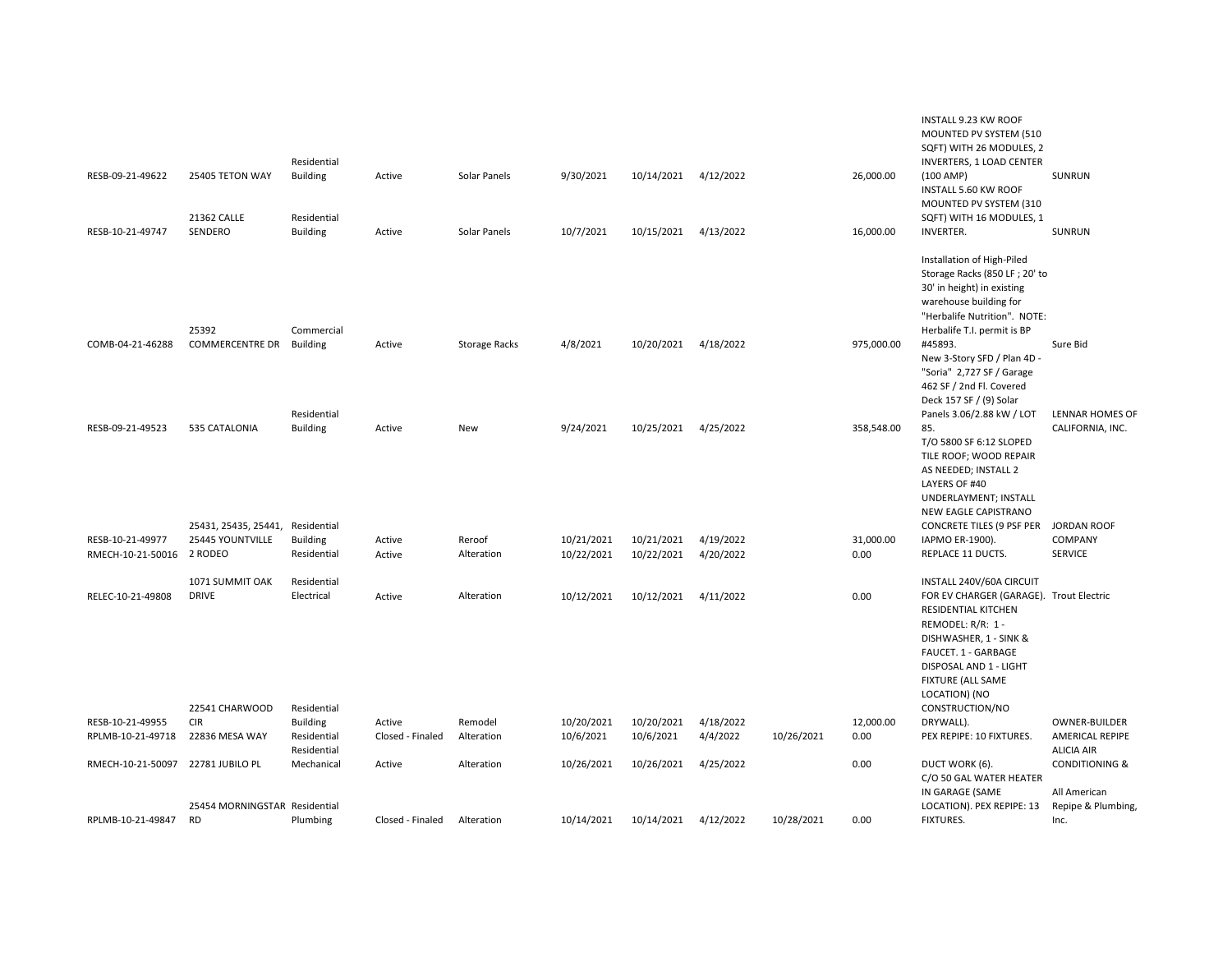| | | | | | | | | | | | |
|---|---|---|---|---|---|---|---|---|---|---|---|
| RESB-09-21-49622 | 25405 TETON WAY | Residential Building | Active | Solar Panels | 9/30/2021 | 10/14/2021 | 4/12/2022 | | 26,000.00 | INSTALL 9.23 KW ROOF MOUNTED PV SYSTEM (510 SQFT) WITH 26 MODULES, 2 INVERTERS, 1 LOAD CENTER (100 AMP) | SUNRUN |
| RESB-10-21-49747 | 21362 CALLE SENDERO | Residential Building | Active | Solar Panels | 10/7/2021 | 10/15/2021 | 4/13/2022 | | 16,000.00 | INSTALL 5.60 KW ROOF MOUNTED PV SYSTEM (310 SQFT) WITH 16 MODULES, 1 INVERTER. | SUNRUN |
| COMB-04-21-46288 | 25392 COMMERCENTRE DR | Commercial Building | Active | Storage Racks | 4/8/2021 | 10/20/2021 | 4/18/2022 | | 975,000.00 | Installation of High-Piled Storage Racks (850 LF ; 20' to 30' in height) in existing warehouse building for "Herbalife Nutrition". NOTE: Herbalife T.I. permit is BP #45893. | Sure Bid |
| RESB-09-21-49523 | 535 CATALONIA | Residential Building | Active | New | 9/24/2021 | 10/25/2021 | 4/25/2022 | | 358,548.00 | New 3-Story SFD / Plan 4D - "Soria" 2,727 SF / Garage 462 SF / 2nd Fl. Covered Deck 157 SF / (9) Solar Panels 3.06/2.88 kW / LOT 85. | LENNAR HOMES OF CALIFORNIA, INC. |
| RESB-10-21-49977 | 25431, 25435, 25441, 25445 YOUNTVILLE | Residential Building | Active | Reroof | 10/21/2021 | 10/21/2021 | 4/19/2022 | | 31,000.00 | T/O 5800 SF 6:12 SLOPED TILE ROOF; WOOD REPAIR AS NEEDED; INSTALL 2 LAYERS OF #40 UNDERLAYMENT; INSTALL NEW EAGLE CAPISTRANO CONCRETE TILES (9 PSF PER IAPMO ER-1900). | JORDAN ROOF COMPANY |
| RMECH-10-21-50016 | 2 RODEO | Residential | Active | Alteration | 10/22/2021 | 10/22/2021 | 4/20/2022 | | 0.00 | REPLACE 11 DUCTS. | SERVICE |
| RELEC-10-21-49808 | 1071 SUMMIT OAK DRIVE | Residential Electrical | Active | Alteration | 10/12/2021 | 10/12/2021 | 4/11/2022 | | 0.00 | INSTALL 240V/60A CIRCUIT FOR EV CHARGER (GARAGE). | Trout Electric |
| RESB-10-21-49955 | 22541 CHARWOOD CIR | Residential Building | Active | Remodel | 10/20/2021 | 10/20/2021 | 4/18/2022 | | 12,000.00 | RESIDENTIAL KITCHEN REMODEL: R/R: 1 - DISHWASHER, 1 - SINK & FAUCET. 1 - GARBAGE DISPOSAL AND 1 - LIGHT FIXTURE (ALL SAME LOCATION) (NO CONSTRUCTION/NO DRYWALL). | OWNER-BUILDER |
| RPLMB-10-21-49718 | 22836 MESA WAY | Residential | Closed - Finaled | Alteration | 10/6/2021 | 10/6/2021 | 4/4/2022 | 10/26/2021 | 0.00 | PEX REPIPE: 10 FIXTURES. | AMERICAL REPIPE |
| RMECH-10-21-50097 | 22781 JUBILO PL | Residential Mechanical | Active | Alteration | 10/26/2021 | 10/26/2021 | 4/25/2022 | | 0.00 | DUCT WORK (6). | ALICIA AIR CONDITIONING & |
| RPLMB-10-21-49847 | 25454 MORNINGSTAR RD | Residential Plumbing | Closed - Finaled | Alteration | 10/14/2021 | 10/14/2021 | 4/12/2022 | 10/28/2021 | 0.00 | C/O 50 GAL WATER HEATER IN GARAGE (SAME LOCATION). PEX REPIPE: 13 FIXTURES. | All American Repipe & Plumbing, Inc. |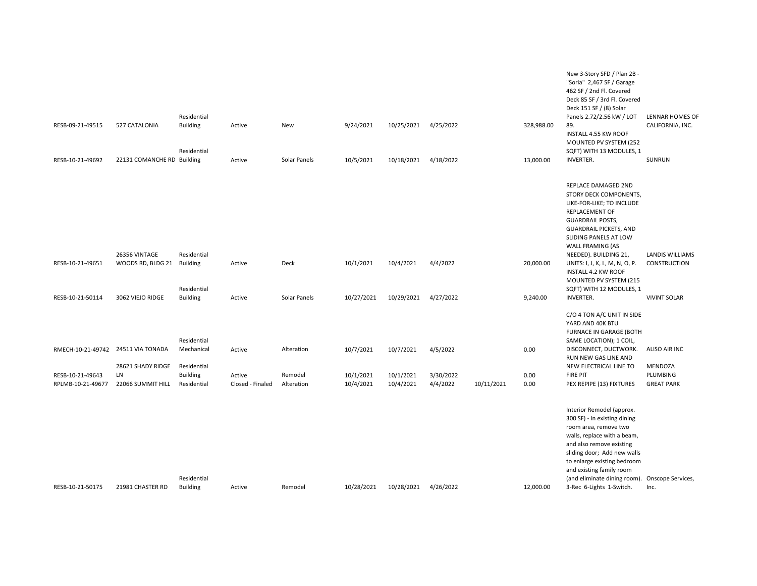| | | | | | | | | | | | |
|---|---|---|---|---|---|---|---|---|---|---|---|
| RESB-09-21-49515 | 527 CATALONIA | Residential Building | Active | New | 9/24/2021 | 10/25/2021 | 4/25/2022 | | 328,988.00 | New 3-Story SFD / Plan 2B - "Soria" 2,467 SF / Garage 462 SF / 2nd Fl. Covered Deck 85 SF / 3rd Fl. Covered Deck 151 SF / (8) Solar Panels 2.72/2.56 kW / LOT 89. | LENNAR HOMES OF CALIFORNIA, INC. |
| RESB-10-21-49692 | 22131 COMANCHE RD | Residential Building | Active | Solar Panels | 10/5/2021 | 10/18/2021 | 4/18/2022 | | 13,000.00 | INSTALL 4.55 KW ROOF MOUNTED PV SYSTEM (252 SQFT) WITH 13 MODULES, 1 INVERTER. | SUNRUN |
| RESB-10-21-49651 | 26356 VINTAGE WOODS RD, BLDG 21 | Residential Building | Active | Deck | 10/1/2021 | 10/4/2021 | 4/4/2022 | | 20,000.00 | REPLACE DAMAGED 2ND STORY DECK COMPONENTS, LIKE-FOR-LIKE; TO INCLUDE REPLACEMENT OF GUARDRAIL POSTS, GUARDRAIL PICKETS, AND SLIDING PANELS AT LOW WALL FRAMING (AS NEEDED). BUILDING 21, UNITS: I, J, K, L, M, N, O, P. | LANDIS WILLIAMS CONSTRUCTION |
| RESB-10-21-50114 | 3062 VIEJO RIDGE | Residential Building | Active | Solar Panels | 10/27/2021 | 10/29/2021 | 4/27/2022 | | 9,240.00 | INSTALL 4.2 KW ROOF MOUNTED PV SYSTEM (215 SQFT) WITH 12 MODULES, 1 INVERTER. | VIVINT SOLAR |
| RMECH-10-21-49742 | 24511 VIA TONADA | Residential Mechanical | Active | Alteration | 10/7/2021 | 10/7/2021 | 4/5/2022 | | 0.00 | C/O 4 TON A/C UNIT IN SIDE YARD AND 40K BTU FURNACE IN GARAGE (BOTH SAME LOCATION); 1 COIL, DISCONNECT, DUCTWORK. | ALISO AIR INC |
| RESB-10-21-49643 | 28621 SHADY RIDGE LN | Residential Building | Active | Remodel | 10/1/2021 | 10/1/2021 | 3/30/2022 | | 0.00 | RUN NEW GAS LINE AND NEW ELECTRICAL LINE TO FIRE PIT | MENDOZA PLUMBING |
| RPLMB-10-21-49677 | 22066 SUMMIT HILL | Residential | Closed - Finaled | Alteration | 10/4/2021 | 10/4/2021 | 4/4/2022 | 10/11/2021 | 0.00 | PEX REPIPE (13) FIXTURES | GREAT PARK |
| RESB-10-21-50175 | 21981 CHASTER RD | Residential Building | Active | Remodel | 10/28/2021 | 10/28/2021 | 4/26/2022 | | 12,000.00 | Interior Remodel (approx. 300 SF) - In existing dining room area, remove two walls, replace with a beam, and also remove existing sliding door; Add new walls to enlarge existing bedroom and existing family room (and eliminate dining room). 3-Rec 6-Lights 1-Switch. | Onscope Services, Inc. |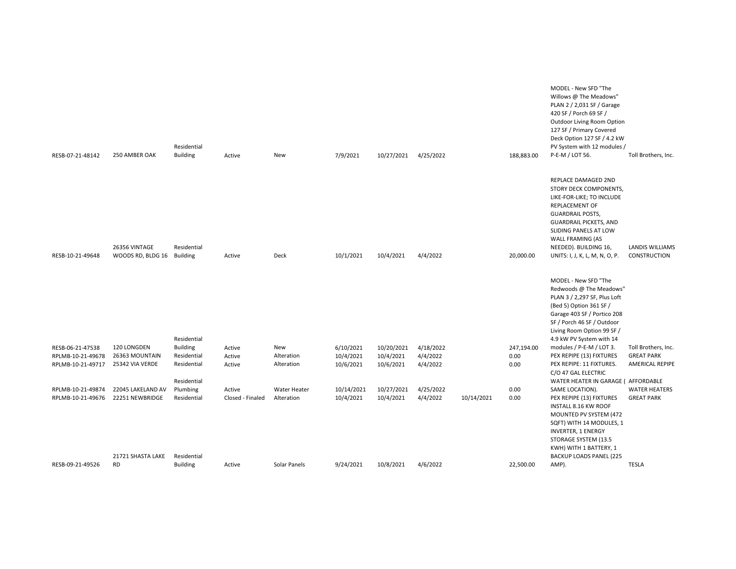| | | | | | | | | | | | |
|---|---|---|---|---|---|---|---|---|---|---|---|
| RESB-07-21-48142 | 250 AMBER OAK | Residential Building | Active | New | 7/9/2021 | 10/27/2021 | 4/25/2022 | | 188,883.00 | MODEL - New SFD "The Willows @ The Meadows" PLAN 2 / 2,031 SF / Garage 420 SF / Porch 69 SF / Outdoor Living Room Option 127 SF / Primary Covered Deck Option 127 SF / 4.2 kW PV System with 12 modules / P-E-M / LOT 56. | Toll Brothers, Inc. |
| RESB-10-21-49648 | 26356 VINTAGE WOODS RD, BLDG 16 | Residential Building | Active | Deck | 10/1/2021 | 10/4/2021 | 4/4/2022 | | 20,000.00 | REPLACE DAMAGED 2ND STORY DECK COMPONENTS, LIKE-FOR-LIKE; TO INCLUDE REPLACEMENT OF GUARDRAIL POSTS, GUARDRAIL PICKETS, AND SLIDING PANELS AT LOW WALL FRAMING (AS NEEDED). BUILDING 16, UNITS: I, J, K, L, M, N, O, P. | LANDIS WILLIAMS CONSTRUCTION |
| RESB-06-21-47538 | 120 LONGDEN | Residential Building | Active | New | 6/10/2021 | 10/20/2021 | 4/18/2022 | | 247,194.00 | MODEL - New SFD "The Redwoods @ The Meadows" PLAN 3 / 2,297 SF, Plus Loft (Bed 5) Option 361 SF / Garage 403 SF / Portico 208 SF / Porch 46 SF / Outdoor Living Room Option 99 SF / 4.9 kW PV System with 14 modules / P-E-M / LOT 3. | Toll Brothers, Inc. |
| RPLMB-10-21-49678 | 26363 MOUNTAIN | Residential | Active | Alteration | 10/4/2021 | 10/4/2021 | 4/4/2022 | | 0.00 | PEX REPIPE (13) FIXTURES | GREAT PARK |
| RPLMB-10-21-49717 | 25342 VIA VERDE | Residential | Active | Alteration | 10/6/2021 | 10/6/2021 | 4/4/2022 | | 0.00 | PEX REPIPE: 11 FIXTURES. | AMERICAL REPIPE |
| RPLMB-10-21-49874 | 22045 LAKELAND AV | Residential Plumbing | Active | Water Heater | 10/14/2021 | 10/27/2021 | 4/25/2022 | | 0.00 | C/O 47 GAL ELECTRIC WATER HEATER IN GARAGE ( SAME LOCATION). | AFFORDABLE WATER HEATERS |
| RPLMB-10-21-49676 | 22251 NEWBRIDGE | Residential | Closed - Finaled | Alteration | 10/4/2021 | 10/4/2021 | 4/4/2022 | 10/14/2021 | 0.00 | PEX REPIPE (13) FIXTURES | GREAT PARK |
| RESB-09-21-49526 | 21721 SHASTA LAKE RD | Residential Building | Active | Solar Panels | 9/24/2021 | 10/8/2021 | 4/6/2022 | | 22,500.00 | INSTALL 8.16 KW ROOF MOUNTED PV SYSTEM (472 SQFT) WITH 14 MODULES, 1 INVERTER, 1 ENERGY STORAGE SYSTEM (13.5 KWH) WITH 1 BATTERY, 1 BACKUP LOADS PANEL (225 AMP). | TESLA |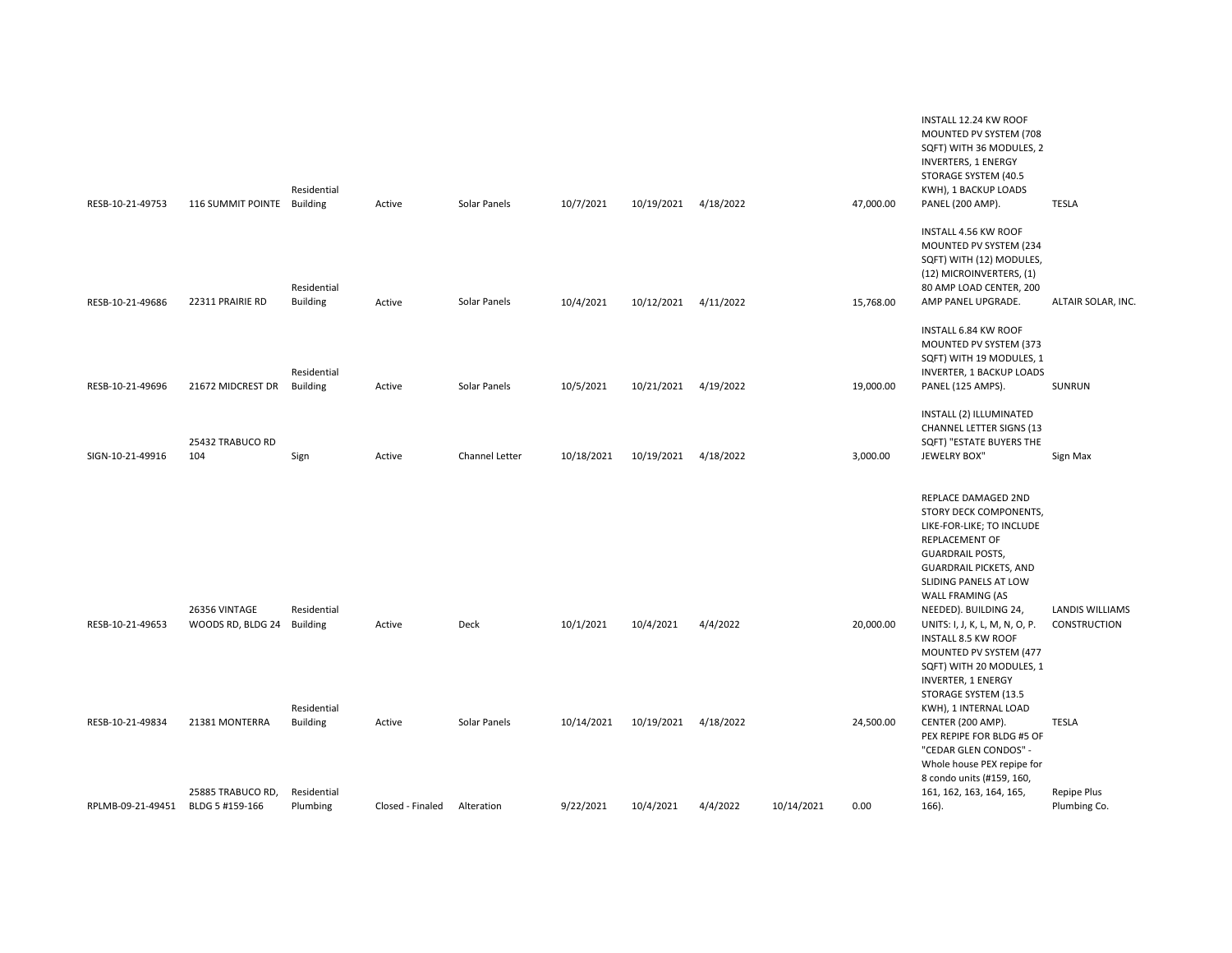| RESB-10-21-49753 | 116 SUMMIT POINTE | Residential Building | Active | Solar Panels | 10/7/2021 | 10/19/2021 | 4/18/2022 | | 47,000.00 | INSTALL 12.24 KW ROOF MOUNTED PV SYSTEM (708 SQFT) WITH 36 MODULES, 2 INVERTERS, 1 ENERGY STORAGE SYSTEM (40.5 KWH), 1 BACKUP LOADS PANEL (200 AMP). | TESLA |
|---|---|---|---|---|---|---|---|---|---|---|---|
| RESB-10-21-49686 | 22311 PRAIRIE RD | Residential Building | Active | Solar Panels | 10/4/2021 | 10/12/2021 | 4/11/2022 | | 15,768.00 | INSTALL 4.56 KW ROOF MOUNTED PV SYSTEM (234 SQFT) WITH (12) MODULES, (12) MICROINVERTERS, (1) 80 AMP LOAD CENTER, 200 AMP PANEL UPGRADE. | ALTAIR SOLAR, INC. |
| RESB-10-21-49696 | 21672 MIDCREST DR | Residential Building | Active | Solar Panels | 10/5/2021 | 10/21/2021 | 4/19/2022 | | 19,000.00 | INSTALL 6.84 KW ROOF MOUNTED PV SYSTEM (373 SQFT) WITH 19 MODULES, 1 INVERTER, 1 BACKUP LOADS PANEL (125 AMPS). | SUNRUN |
| SIGN-10-21-49916 | 25432 TRABUCO RD 104 | Sign | Active | Channel Letter | 10/18/2021 | 10/19/2021 | 4/18/2022 | | 3,000.00 | INSTALL (2) ILLUMINATED CHANNEL LETTER SIGNS (13 SQFT) "ESTATE BUYERS THE JEWELRY BOX" | Sign Max |
| RESB-10-21-49653 | 26356 VINTAGE WOODS RD, BLDG 24 | Residential Building | Active | Deck | 10/1/2021 | 10/4/2021 | 4/4/2022 | | 20,000.00 | REPLACE DAMAGED 2ND STORY DECK COMPONENTS, LIKE-FOR-LIKE; TO INCLUDE REPLACEMENT OF GUARDRAIL POSTS, GUARDRAIL PICKETS, AND SLIDING PANELS AT LOW WALL FRAMING (AS NEEDED). BUILDING 24, UNITS: I, J, K, L, M, N, O, P. | LANDIS WILLIAMS CONSTRUCTION |
| RESB-10-21-49834 | 21381 MONTERRA | Residential Building | Active | Solar Panels | 10/14/2021 | 10/19/2021 | 4/18/2022 | | 24,500.00 | INSTALL 8.5 KW ROOF MOUNTED PV SYSTEM (477 SQFT) WITH 20 MODULES, 1 INVERTER, 1 ENERGY STORAGE SYSTEM (13.5 KWH), 1 INTERNAL LOAD CENTER (200 AMP). | TESLA |
| RPLMB-09-21-49451 | 25885 TRABUCO RD, BLDG 5 #159-166 | Residential Plumbing | Closed - Finaled | Alteration | 9/22/2021 | 10/4/2021 | 4/4/2022 | 10/14/2021 | 0.00 | PEX REPIPE FOR BLDG #5 OF "CEDAR GLEN CONDOS" - Whole house PEX repipe for 8 condo units (#159, 160, 161, 162, 163, 164, 165, 166). | Repipe Plus Plumbing Co. |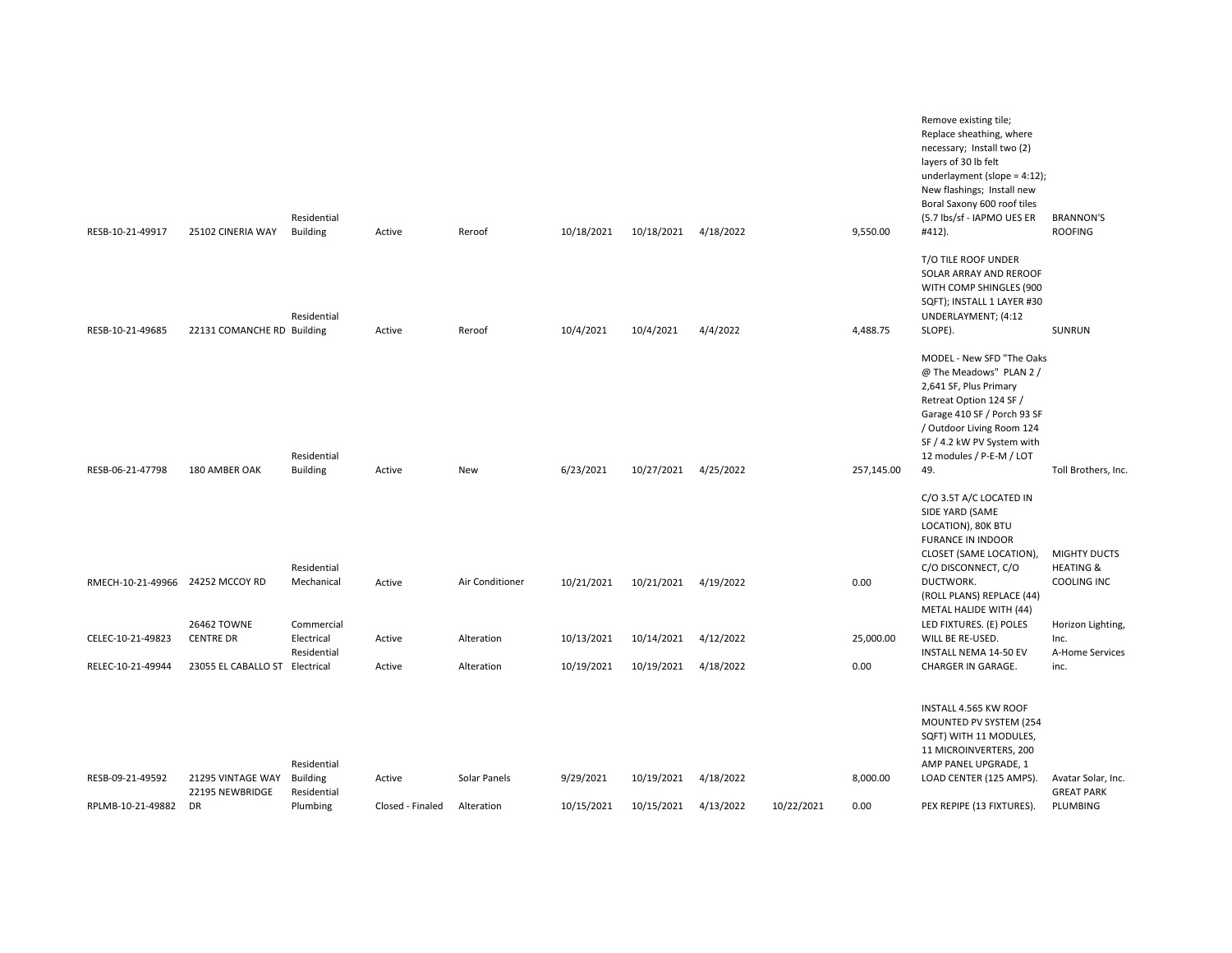| | | | | | | | | | | | |
|---|---|---|---|---|---|---|---|---|---|---|---|
| RESB-10-21-49917 | 25102 CINERIA WAY | Residential Building | Active | Reroof | 10/18/2021 | 10/18/2021 | 4/18/2022 | | 9,550.00 | Remove existing tile; Replace sheathing, where necessary; Install two (2) layers of 30 lb felt underlayment (slope = 4:12); New flashings; Install new Boral Saxony 600 roof tiles (5.7 lbs/sf - IAPMO UES ER #412). | BRANNON'S ROOFING |
| RESB-10-21-49685 | 22131 COMANCHE RD | Residential Building | Active | Reroof | 10/4/2021 | 10/4/2021 | 4/4/2022 | | 4,488.75 | T/O TILE ROOF UNDER SOLAR ARRAY AND REROOF WITH COMP SHINGLES (900 SQFT); INSTALL 1 LAYER #30 UNDERLAYMENT; (4:12 SLOPE). | SUNRUN |
| RESB-06-21-47798 | 180 AMBER OAK | Residential Building | Active | New | 6/23/2021 | 10/27/2021 | 4/25/2022 | | 257,145.00 | MODEL - New SFD "The Oaks @ The Meadows" PLAN 2 / 2,641 SF, Plus Primary Retreat Option 124 SF / Garage 410 SF / Porch 93 SF / Outdoor Living Room 124 SF / 4.2 kW PV System with 12 modules / P-E-M / LOT 49. | Toll Brothers, Inc. |
| RMECH-10-21-49966 | 24252 MCCOY RD | Residential Mechanical | Active | Air Conditioner | 10/21/2021 | 10/21/2021 | 4/19/2022 | | 0.00 | C/O 3.5T A/C LOCATED IN SIDE YARD (SAME LOCATION), 80K BTU FURANCE IN INDOOR CLOSET (SAME LOCATION), C/O DISCONNECT, C/O DUCTWORK. | MIGHTY DUCTS HEATING & COOLING INC |
| CELEC-10-21-49823 | 26462 TOWNE CENTRE DR | Commercial Electrical | Active | Alteration | 10/13/2021 | 10/14/2021 | 4/12/2022 | | 25,000.00 | (ROLL PLANS) REPLACE (44) METAL HALIDE WITH (44) LED FIXTURES. (E) POLES WILL BE RE-USED. | Horizon Lighting, Inc. |
| RELEC-10-21-49944 | 23055 EL CABALLO ST | Residential Electrical | Active | Alteration | 10/19/2021 | 10/19/2021 | 4/18/2022 | | 0.00 | INSTALL NEMA 14-50 EV CHARGER IN GARAGE. | A-Home Services inc. |
| RESB-09-21-49592 | 21295 VINTAGE WAY | Residential Building | Active | Solar Panels | 9/29/2021 | 10/19/2021 | 4/18/2022 | | 8,000.00 | INSTALL 4.565 KW ROOF MOUNTED PV SYSTEM (254 SQFT) WITH 11 MODULES, 11 MICROINVERTERS, 200 AMP PANEL UPGRADE, 1 LOAD CENTER (125 AMPS). | Avatar Solar, Inc. |
| RPLMB-10-21-49882 | 22195 NEWBRIDGE DR | Residential Plumbing | Closed - Finaled | Alteration | 10/15/2021 | 10/15/2021 | 4/13/2022 | 10/22/2021 | 0.00 | PEX REPIPE (13 FIXTURES). | GREAT PARK PLUMBING |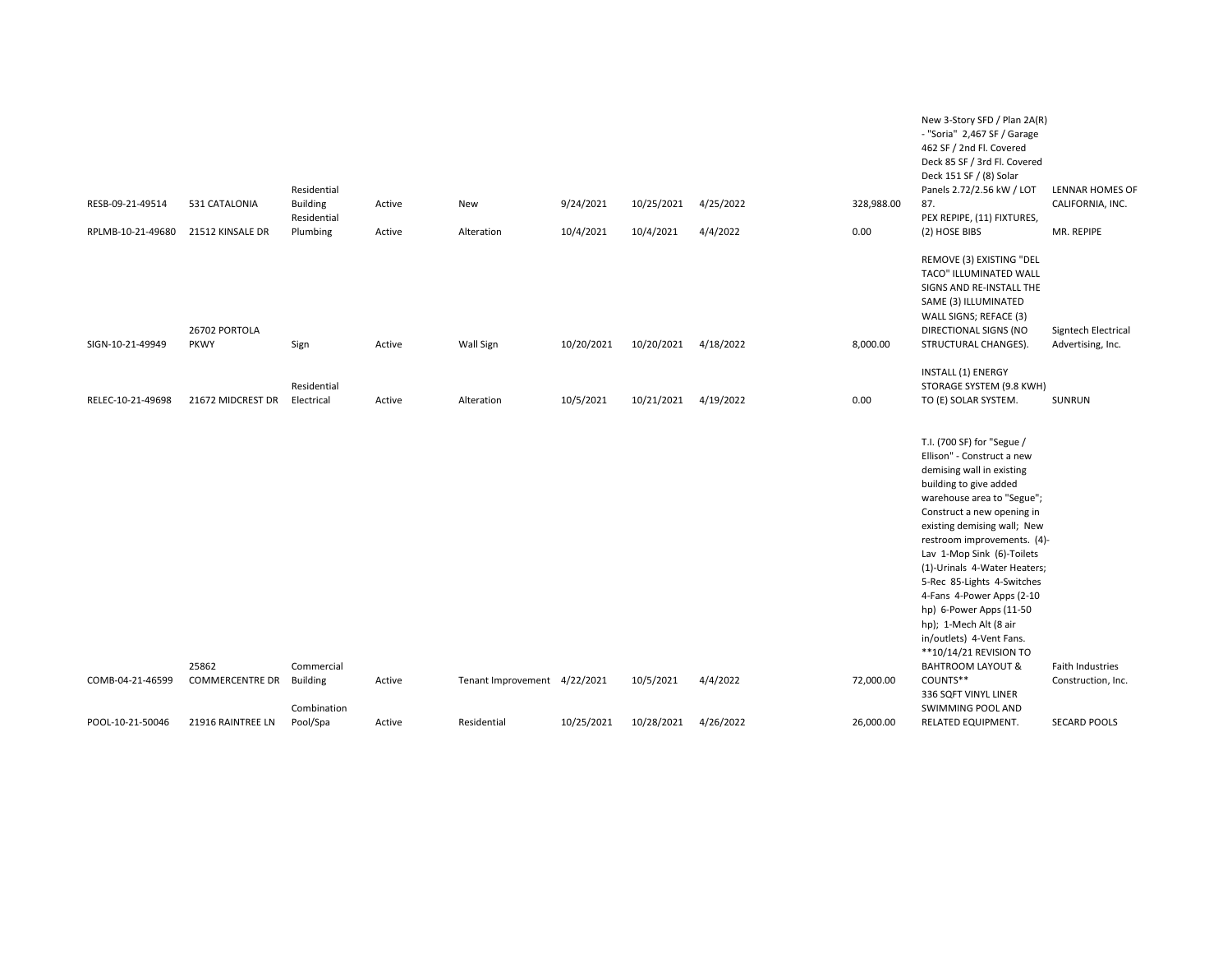| | | | | | | | | | | |
|---|---|---|---|---|---|---|---|---|---|---|
| RESB-09-21-49514 | 531 CATALONIA | Residential Building | Active | New | 9/24/2021 | 10/25/2021 | 4/25/2022 | 328,988.00 | New 3-Story SFD / Plan 2A(R) - "Soria" 2,467 SF / Garage 462 SF / 2nd Fl. Covered Deck 85 SF / 3rd Fl. Covered Deck 151 SF / (8) Solar Panels 2.72/2.56 kW / LOT 87. | LENNAR HOMES OF CALIFORNIA, INC. |
| RPLMB-10-21-49680 | 21512 KINSALE DR | Residential Plumbing | Active | Alteration | 10/4/2021 | 10/4/2021 | 4/4/2022 | 0.00 | PEX REPIPE, (11) FIXTURES, (2) HOSE BIBS | MR. REPIPE |
| SIGN-10-21-49949 | 26702 PORTOLA PKWY | Sign | Active | Wall Sign | 10/20/2021 | 10/20/2021 | 4/18/2022 | 8,000.00 | REMOVE (3) EXISTING "DEL TACO" ILLUMINATED WALL SIGNS AND RE-INSTALL THE SAME (3) ILLUMINATED WALL SIGNS; REFACE (3) DIRECTIONAL SIGNS (NO STRUCTURAL CHANGES). | Signtech Electrical Advertising, Inc. |
| RELEC-10-21-49698 | 21672 MIDCREST DR | Residential Electrical | Active | Alteration | 10/5/2021 | 10/21/2021 | 4/19/2022 | 0.00 | INSTALL (1) ENERGY STORAGE SYSTEM (9.8 KWH) TO (E) SOLAR SYSTEM. | SUNRUN |
| COMB-04-21-46599 | 25862 COMMERCENTRE DR | Commercial Building | Active | Tenant Improvement | 4/22/2021 | 10/5/2021 | 4/4/2022 | 72,000.00 | T.I. (700 SF) for "Segue / Ellison" - Construct a new demising wall in existing building to give added warehouse area to "Segue"; Construct a new opening in existing demising wall; New restroom improvements. (4)-Lav 1-Mop Sink (6)-Toilets (1)-Urinals 4-Water Heaters; 5-Rec 85-Lights 4-Switches 4-Fans 4-Power Apps (2-10 hp) 6-Power Apps (11-50 hp); 1-Mech Alt (8 air in/outlets) 4-Vent Fans. **10/14/21 REVISION TO BAHTROOM LAYOUT & COUNTS** | Faith Industries Construction, Inc. |
| POOL-10-21-50046 | 21916 RAINTREE LN | Combination Pool/Spa | Active | Residential | 10/25/2021 | 10/28/2021 | 4/26/2022 | 26,000.00 | 336 SQFT VINYL LINER SWIMMING POOL AND RELATED EQUIPMENT. | SECARD POOLS |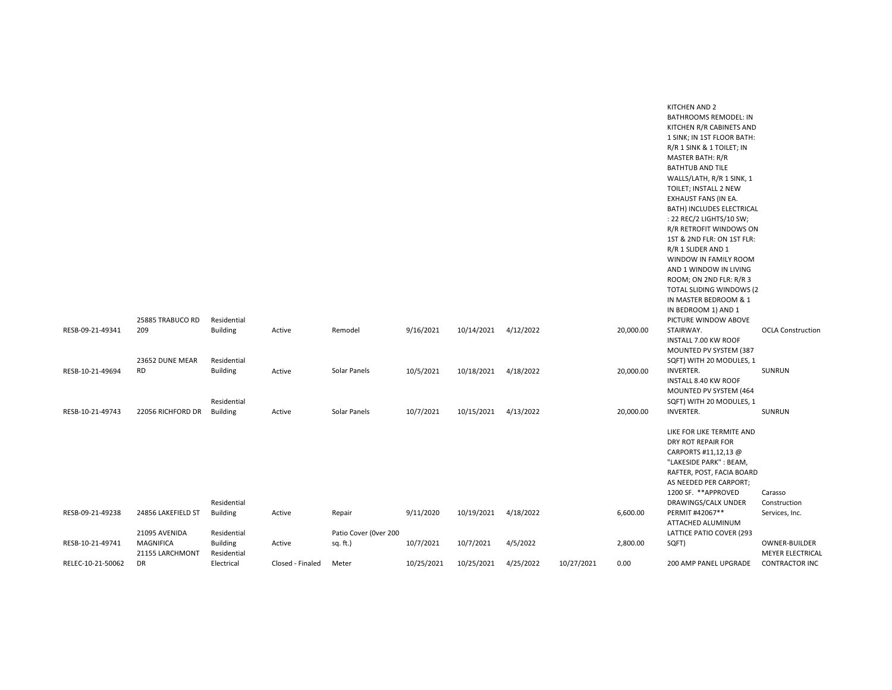| | | | | | | | | | | | |
|---|---|---|---|---|---|---|---|---|---|---|---|
| RESB-09-21-49341 | 25885 TRABUCO RD 209 | Residential Building | Active | Remodel | 9/16/2021 | 10/14/2021 | 4/12/2022 | | 20,000.00 | KITCHEN AND 2 BATHROOMS REMODEL: IN KITCHEN R/R CABINETS AND 1 SINK; IN 1ST FLOOR BATH: R/R 1 SINK & 1 TOILET; IN MASTER BATH: R/R BATHTUB AND TILE WALLS/LATH, R/R 1 SINK, 1 TOILET; INSTALL 2 NEW EXHAUST FANS (IN EA. BATH) INCLUDES ELECTRICAL : 22 REC/2 LIGHTS/10 SW; R/R RETROFIT WINDOWS ON 1ST & 2ND FLR: ON 1ST FLR: R/R 1 SLIDER AND 1 WINDOW IN FAMILY ROOM AND 1 WINDOW IN LIVING ROOM; ON 2ND FLR: R/R 3 TOTAL SLIDING WINDOWS (2 IN MASTER BEDROOM & 1 IN BEDROOM 1) AND 1 PICTURE WINDOW ABOVE STAIRWAY. | OCLA Construction |
| RESB-10-21-49694 | 23652 DUNE MEAR RD | Residential Building | Active | Solar Panels | 10/5/2021 | 10/18/2021 | 4/18/2022 | | 20,000.00 | INSTALL 7.00 KW ROOF MOUNTED PV SYSTEM (387 SQFT) WITH 20 MODULES, 1 INVERTER. | SUNRUN |
| RESB-10-21-49743 | 22056 RICHFORD DR | Residential Building | Active | Solar Panels | 10/7/2021 | 10/15/2021 | 4/13/2022 | | 20,000.00 | INSTALL 8.40 KW ROOF MOUNTED PV SYSTEM (464 SQFT) WITH 20 MODULES, 1 INVERTER. | SUNRUN |
| RESB-09-21-49238 | 24856 LAKEFIELD ST | Residential Building | Active | Repair | 9/11/2020 | 10/19/2021 | 4/18/2022 | | 6,600.00 | LIKE FOR LIKE TERMITE AND DRY ROT REPAIR FOR CARPORTS #11,12,13 @ "LAKESIDE PARK" : BEAM, RAFTER, POST, FACIA BOARD AS NEEDED PER CARPORT; 1200 SF. **APPROVED DRAWINGS/CALX UNDER PERMIT #42067** | Carasso Construction Services, Inc. |
| RESB-10-21-49741 | 21095 AVENIDA MAGNIFICA | Residential Building | Active | Patio Cover (0ver 200 sq. ft.) | 10/7/2021 | 10/7/2021 | 4/5/2022 | | 2,800.00 | ATTACHED ALUMINUM LATTICE PATIO COVER (293 SQFT) | OWNER-BUILDER |
| RELEC-10-21-50062 | 21155 LARCHMONT DR | Residential Electrical | Closed - Finaled | Meter | 10/25/2021 | 10/25/2021 | 4/25/2022 | 10/27/2021 | 0.00 | 200 AMP PANEL UPGRADE | MEYER ELECTRICAL CONTRACTOR INC |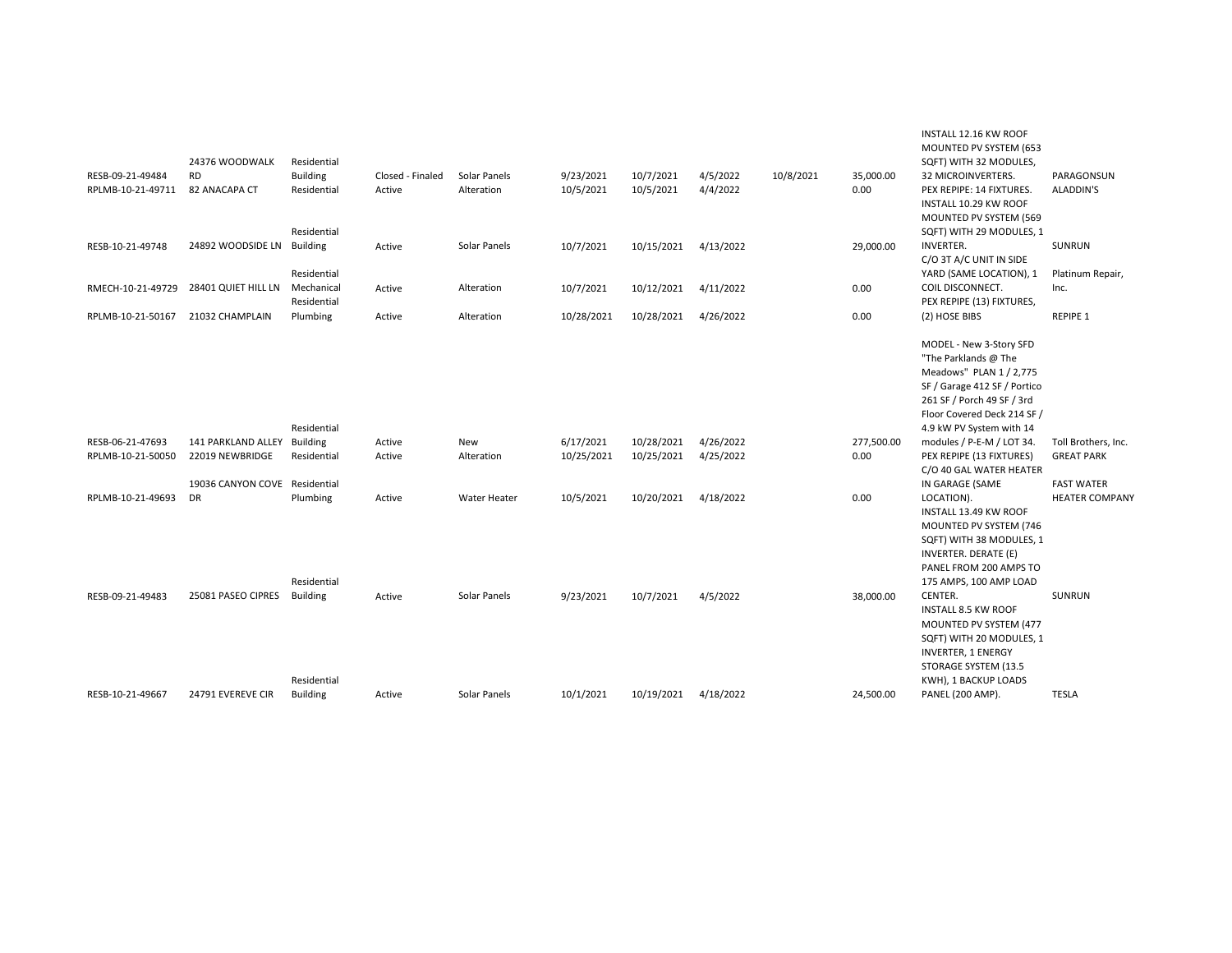| | | | | | | | | | | | |
|---|---|---|---|---|---|---|---|---|---|---|---|
| RESB-09-21-49484 | 24376 WOODWALK RD | Residential Building | Closed - Finaled | Solar Panels | 9/23/2021 | 10/7/2021 | 4/5/2022 | 10/8/2021 | 35,000.00 | INSTALL 12.16 KW ROOF MOUNTED PV SYSTEM (653 SQFT) WITH 32 MODULES, 32 MICROINVERTERS. | PARAGONSUN |
| RPLMB-10-21-49711 | 82 ANACAPA CT | Residential | Active | Alteration | 10/5/2021 | 10/5/2021 | 4/4/2022 | | 0.00 | PEX REPIPE: 14 FIXTURES. | ALADDIN'S |
| RESB-10-21-49748 | 24892 WOODSIDE LN | Residential Building | Active | Solar Panels | 10/7/2021 | 10/15/2021 | 4/13/2022 | | 29,000.00 | INSTALL 10.29 KW ROOF MOUNTED PV SYSTEM (569 SQFT) WITH 29 MODULES, 1 INVERTER. | SUNRUN |
| RMECH-10-21-49729 | 28401 QUIET HILL LN | Residential Mechanical | Active | Alteration | 10/7/2021 | 10/12/2021 | 4/11/2022 | | 0.00 | C/O 3T A/C UNIT IN SIDE YARD (SAME LOCATION), 1 COIL DISCONNECT. | Platinum Repair, Inc. |
| RPLMB-10-21-50167 | 21032 CHAMPLAIN | Residential Plumbing | Active | Alteration | 10/28/2021 | 10/28/2021 | 4/26/2022 | | 0.00 | PEX REPIPE (13) FIXTURES, (2) HOSE BIBS | REPIPE 1 |
| RESB-06-21-47693 | 141 PARKLAND ALLEY | Residential Building | Active | New | 6/17/2021 | 10/28/2021 | 4/26/2022 | | 277,500.00 | MODEL - New 3-Story SFD "The Parklands @ The Meadows" PLAN 1 / 2,775 SF / Garage 412 SF / Portico 261 SF / Porch 49 SF / 3rd Floor Covered Deck 214 SF / 4.9 kW PV System with 14 modules / P-E-M / LOT 34. | Toll Brothers, Inc. |
| RPLMB-10-21-50050 | 22019 NEWBRIDGE | Residential | Active | Alteration | 10/25/2021 | 10/25/2021 | 4/25/2022 | | 0.00 | PEX REPIPE (13 FIXTURES) | GREAT PARK |
| RPLMB-10-21-49693 | 19036 CANYON COVE DR | Residential Plumbing | Active | Water Heater | 10/5/2021 | 10/20/2021 | 4/18/2022 | | 0.00 | C/O 40 GAL WATER HEATER IN GARAGE (SAME LOCATION). | FAST WATER HEATER COMPANY |
| RESB-09-21-49483 | 25081 PASEO CIPRES | Residential Building | Active | Solar Panels | 9/23/2021 | 10/7/2021 | 4/5/2022 | | 38,000.00 | INSTALL 13.49 KW ROOF MOUNTED PV SYSTEM (746 SQFT) WITH 38 MODULES, 1 INVERTER. DERATE (E) PANEL FROM 200 AMPS TO 175 AMPS, 100 AMP LOAD CENTER. | SUNRUN |
| RESB-10-21-49667 | 24791 EVEREVE CIR | Residential Building | Active | Solar Panels | 10/1/2021 | 10/19/2021 | 4/18/2022 | | 24,500.00 | INSTALL 8.5 KW ROOF MOUNTED PV SYSTEM (477 SQFT) WITH 20 MODULES, 1 INVERTER, 1 ENERGY STORAGE SYSTEM (13.5 KWH), 1 BACKUP LOADS PANEL (200 AMP). | TESLA |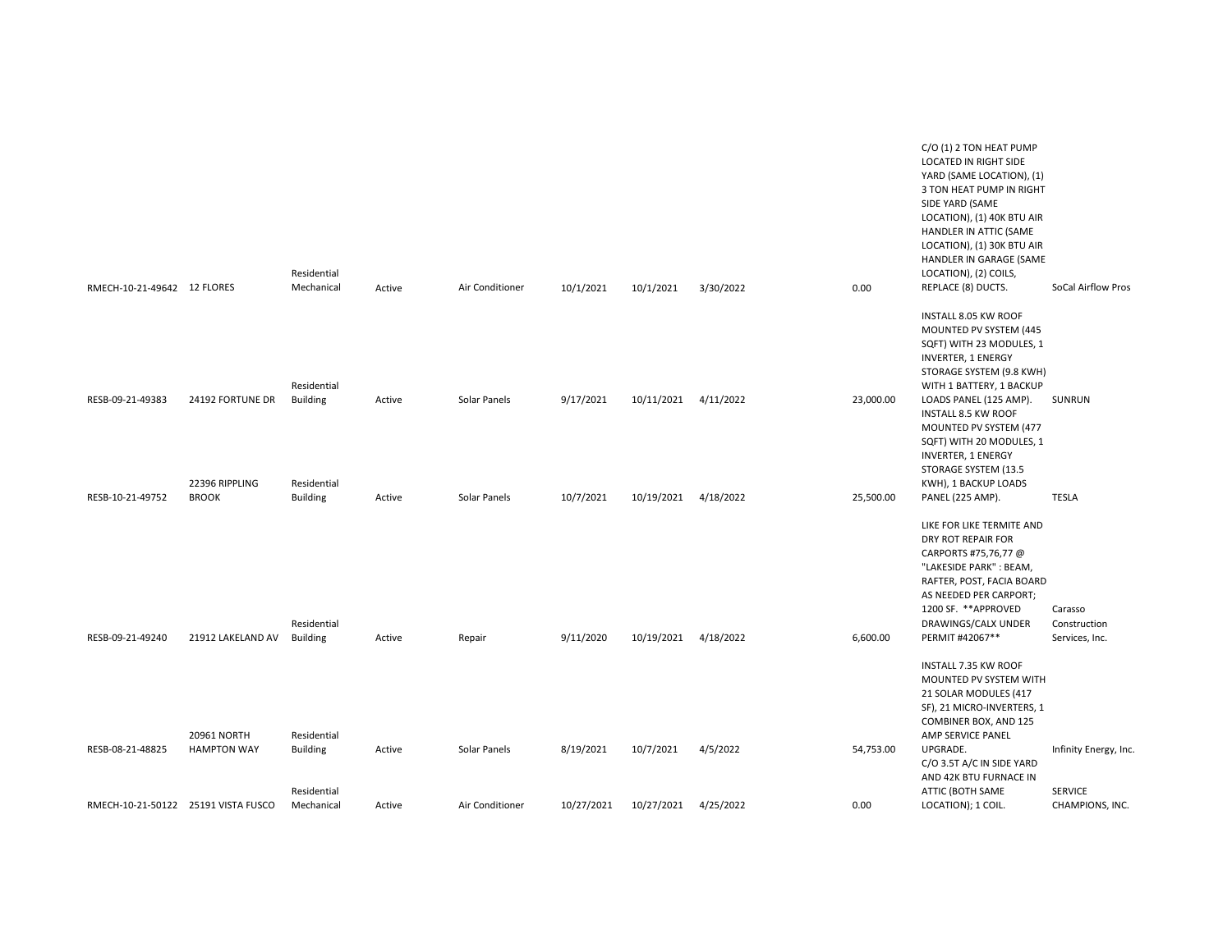| | | | | | | | | | | |
|---|---|---|---|---|---|---|---|---|---|---|
| RMECH-10-21-49642 | 12 FLORES | Residential Mechanical | Active | Air Conditioner | 10/1/2021 | 10/1/2021 | 3/30/2022 | 0.00 | C/O (1) 2 TON HEAT PUMP LOCATED IN RIGHT SIDE YARD (SAME LOCATION), (1) 3 TON HEAT PUMP IN RIGHT SIDE YARD (SAME LOCATION), (1) 40K BTU AIR HANDLER IN ATTIC (SAME LOCATION), (1) 30K BTU AIR HANDLER IN GARAGE (SAME LOCATION), (2) COILS, REPLACE (8) DUCTS. | SoCal Airflow Pros |
| RESB-09-21-49383 | 24192 FORTUNE DR | Residential Building | Active | Solar Panels | 9/17/2021 | 10/11/2021 | 4/11/2022 | 23,000.00 | INSTALL 8.05 KW ROOF MOUNTED PV SYSTEM (445 SQFT) WITH 23 MODULES, 1 INVERTER, 1 ENERGY STORAGE SYSTEM (9.8 KWH) WITH 1 BATTERY, 1 BACKUP LOADS PANEL (125 AMP). | SUNRUN |
| RESB-10-21-49752 | 22396 RIPPLING BROOK | Residential Building | Active | Solar Panels | 10/7/2021 | 10/19/2021 | 4/18/2022 | 25,500.00 | INSTALL 8.5 KW ROOF MOUNTED PV SYSTEM (477 SQFT) WITH 20 MODULES, 1 INVERTER, 1 ENERGY STORAGE SYSTEM (13.5 KWH), 1 BACKUP LOADS PANEL (225 AMP). | TESLA |
| RESB-09-21-49240 | 21912 LAKELAND AV | Residential Building | Active | Repair | 9/11/2020 | 10/19/2021 | 4/18/2022 | 6,600.00 | LIKE FOR LIKE TERMITE AND DRY ROT REPAIR FOR CARPORTS #75,76,77 @ "LAKESIDE PARK" : BEAM, RAFTER, POST, FACIA BOARD AS NEEDED PER CARPORT; 1200 SF. **APPROVED DRAWINGS/CALX UNDER PERMIT #42067** | Carasso Construction Services, Inc. |
| RESB-08-21-48825 | 20961 NORTH HAMPTON WAY | Residential Building | Active | Solar Panels | 8/19/2021 | 10/7/2021 | 4/5/2022 | 54,753.00 | INSTALL 7.35 KW ROOF MOUNTED PV SYSTEM WITH 21 SOLAR MODULES (417 SF), 21 MICRO-INVERTERS, 1 COMBINER BOX, AND 125 AMP SERVICE PANEL UPGRADE. | Infinity Energy, Inc. |
| RMECH-10-21-50122 | 25191 VISTA FUSCO | Residential Mechanical | Active | Air Conditioner | 10/27/2021 | 10/27/2021 | 4/25/2022 | 0.00 | C/O 3.5T A/C IN SIDE YARD AND 42K BTU FURNACE IN ATTIC (BOTH SAME LOCATION); 1 COIL. | SERVICE CHAMPIONS, INC. |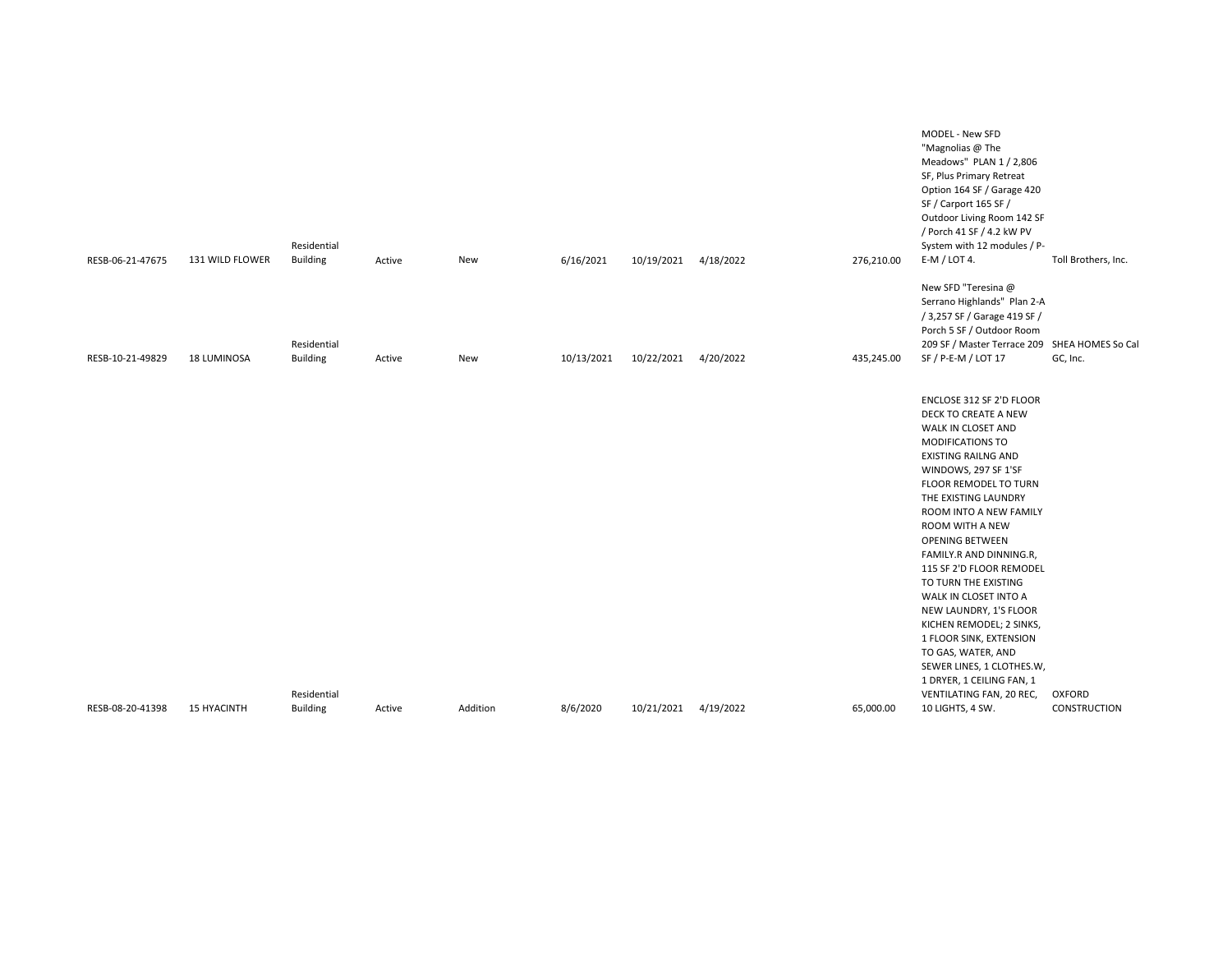| | | | | | | | | | | |
|---|---|---|---|---|---|---|---|---|---|---|
| RESB-06-21-47675 | 131 WILD FLOWER | Residential Building | Active | New | 6/16/2021 | 10/19/2021 | 4/18/2022 | 276,210.00 | MODEL - New SFD "Magnolias @ The Meadows" PLAN 1 / 2,806 SF, Plus Primary Retreat Option 164 SF / Garage 420 SF / Carport 165 SF / Outdoor Living Room 142 SF / Porch 41 SF / 4.2 kW PV System with 12 modules / P-E-M / LOT 4. | Toll Brothers, Inc. |
| RESB-10-21-49829 | 18 LUMINOSA | Residential Building | Active | New | 10/13/2021 | 10/22/2021 | 4/20/2022 | 435,245.00 | New SFD "Teresina @ Serrano Highlands" Plan 2-A / 3,257 SF / Garage 419 SF / Porch 5 SF / Outdoor Room 209 SF / Master Terrace 209 SF / P-E-M / LOT 17 | SHEA HOMES So Cal GC, Inc. |
| RESB-08-20-41398 | 15 HYACINTH | Residential Building | Active | Addition | 8/6/2020 | 10/21/2021 | 4/19/2022 | 65,000.00 | ENCLOSE 312 SF 2'D FLOOR DECK TO CREATE A NEW WALK IN CLOSET AND MODIFICATIONS TO EXISTING RAILNG AND WINDOWS, 297 SF 1'SF FLOOR REMODEL TO TURN THE EXISTING LAUNDRY ROOM INTO A NEW FAMILY ROOM WITH A NEW OPENING BETWEEN FAMILY.R AND DINNING.R, 115 SF 2'D FLOOR REMODEL TO TURN THE EXISTING WALK IN CLOSET INTO A NEW LAUNDRY, 1'S FLOOR KICHEN REMODEL; 2 SINKS, 1 FLOOR SINK, EXTENSION TO GAS, WATER, AND SEWER LINES, 1 CLOTHES.W, 1 DRYER, 1 CEILING FAN, 1 VENTILATING FAN, 20 REC, 10 LIGHTS, 4 SW. | OXFORD CONSTRUCTION |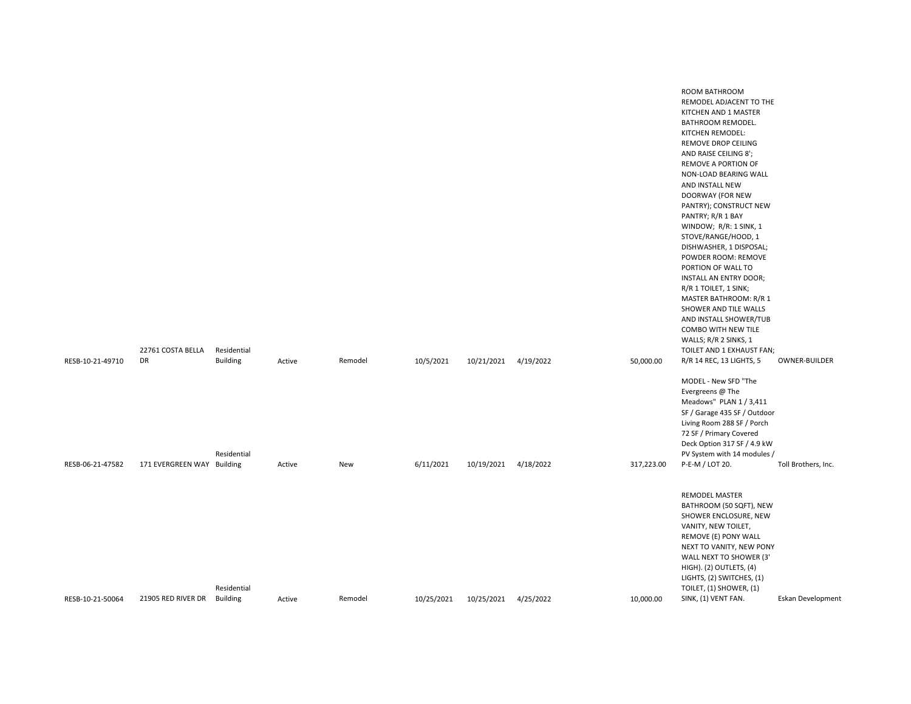| | | | | | | | | | | |
|---|---|---|---|---|---|---|---|---|---|---|
| RESB-10-21-49710 | 22761 COSTA BELLA DR | Residential Building | Active | Remodel | 10/5/2021 | 10/21/2021 | 4/19/2022 | 50,000.00 | ROOM BATHROOM REMODEL ADJACENT TO THE KITCHEN AND 1 MASTER BATHROOM REMODEL. KITCHEN REMODEL: REMOVE DROP CEILING AND RAISE CEILING 8'; REMOVE A PORTION OF NON-LOAD BEARING WALL AND INSTALL NEW DOORWAY (FOR NEW PANTRY); CONSTRUCT NEW PANTRY; R/R 1 BAY WINDOW; R/R: 1 SINK, 1 STOVE/RANGE/HOOD, 1 DISHWASHER, 1 DISPOSAL; POWDER ROOM: REMOVE PORTION OF WALL TO INSTALL AN ENTRY DOOR; R/R 1 TOILET, 1 SINK; MASTER BATHROOM: R/R 1 SHOWER AND TILE WALLS AND INSTALL SHOWER/TUB COMBO WITH NEW TILE WALLS; R/R 2 SINKS, 1 TOILET AND 1 EXHAUST FAN; R/R 14 REC, 13 LIGHTS, 5 | OWNER-BUILDER |
| RESB-06-21-47582 | 171 EVERGREEN WAY | Residential Building | Active | New | 6/11/2021 | 10/19/2021 | 4/18/2022 | 317,223.00 | MODEL - New SFD "The Evergreens @ The Meadows" PLAN 1 / 3,411 SF / Garage 435 SF / Outdoor Living Room 288 SF / Porch 72 SF / Primary Covered Deck Option 317 SF / 4.9 kW PV System with 14 modules / P-E-M / LOT 20. | Toll Brothers, Inc. |
| RESB-10-21-50064 | 21905 RED RIVER DR | Residential Building | Active | Remodel | 10/25/2021 | 10/25/2021 | 4/25/2022 | 10,000.00 | REMODEL MASTER BATHROOM (50 SQFT), NEW SHOWER ENCLOSURE, NEW VANITY, NEW TOILET, REMOVE (E) PONY WALL NEXT TO VANITY, NEW PONY WALL NEXT TO SHOWER (3' HIGH). (2) OUTLETS, (4) LIGHTS, (2) SWITCHES, (1) TOILET, (1) SHOWER, (1) SINK, (1) VENT FAN. | Eskan Development |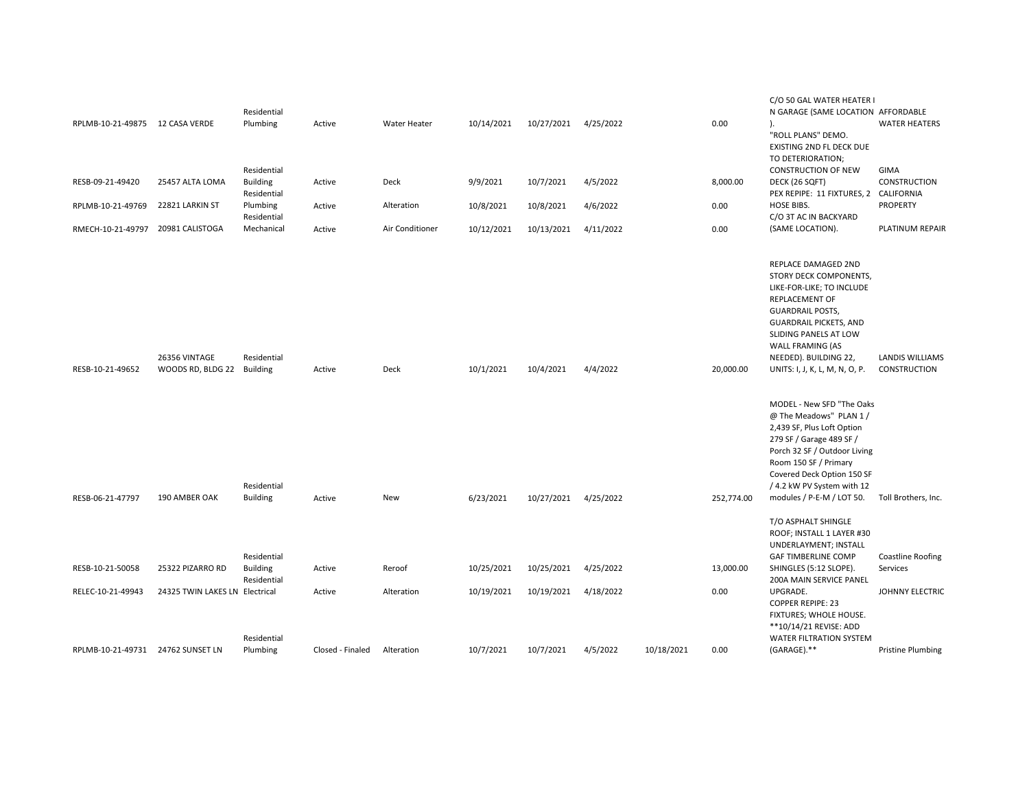| | | | | | | | | | | | |
|---|---|---|---|---|---|---|---|---|---|---|---|
| RPLMB-10-21-49875 | 12 CASA VERDE | Residential Plumbing | Active | Water Heater | 10/14/2021 | 10/27/2021 | 4/25/2022 | | 0.00 | C/O 50 GAL WATER HEATER I N GARAGE (SAME LOCATION ). | AFFORDABLE WATER HEATERS |
| RESB-09-21-49420 | 25457 ALTA LOMA | Residential Building | Active | Deck | 9/9/2021 | 10/7/2021 | 4/5/2022 | | 8,000.00 | "ROLL PLANS" DEMO. EXISTING 2ND FL DECK DUE TO DETERIORATION; CONSTRUCTION OF NEW DECK (26 SQFT) | GIMA CONSTRUCTION |
| RPLMB-10-21-49769 | 22821 LARKIN ST | Residential Plumbing | Active | Alteration | 10/8/2021 | 10/8/2021 | 4/6/2022 | | 0.00 | PEX REPIPE: 11 FIXTURES, 2 HOSE BIBS. | CALIFORNIA PROPERTY |
| RMECH-10-21-49797 | 20981 CALISTOGA | Residential Mechanical | Active | Air Conditioner | 10/12/2021 | 10/13/2021 | 4/11/2022 | | 0.00 | C/O 3T AC IN BACKYARD (SAME LOCATION). | PLATINUM REPAIR |
| RESB-10-21-49652 | 26356 VINTAGE WOODS RD, BLDG 22 | Residential Building | Active | Deck | 10/1/2021 | 10/4/2021 | 4/4/2022 | | 20,000.00 | REPLACE DAMAGED 2ND STORY DECK COMPONENTS, LIKE-FOR-LIKE; TO INCLUDE REPLACEMENT OF GUARDRAIL POSTS, GUARDRAIL PICKETS, AND SLIDING PANELS AT LOW WALL FRAMING (AS NEEDED). BUILDING 22, UNITS: I, J, K, L, M, N, O, P. | LANDIS WILLIAMS CONSTRUCTION |
| RESB-06-21-47797 | 190 AMBER OAK | Residential Building | Active | New | 6/23/2021 | 10/27/2021 | 4/25/2022 | | 252,774.00 | MODEL - New SFD "The Oaks @ The Meadows" PLAN 1 / 2,439 SF, Plus Loft Option 279 SF / Garage 489 SF / Porch 32 SF / Outdoor Living Room 150 SF / Primary Covered Deck Option 150 SF / 4.2 kW PV System with 12 modules / P-E-M / LOT 50. | Toll Brothers, Inc. |
| RESB-10-21-50058 | 25322 PIZARRO RD | Residential Building | Active | Reroof | 10/25/2021 | 10/25/2021 | 4/25/2022 | | 13,000.00 | T/O ASPHALT SHINGLE ROOF; INSTALL 1 LAYER #30 UNDERLAYMENT; INSTALL GAF TIMBERLINE COMP SHINGLES (5:12 SLOPE). | Coastline Roofing Services |
| RELEC-10-21-49943 | 24325 TWIN LAKES LN | Residential Electrical | Active | Alteration | 10/19/2021 | 10/19/2021 | 4/18/2022 | | 0.00 | 200A MAIN SERVICE PANEL UPGRADE. | JOHNNY ELECTRIC |
| RPLMB-10-21-49731 | 24762 SUNSET LN | Residential Plumbing | Closed - Finaled | Alteration | 10/7/2021 | 10/7/2021 | 4/5/2022 | 10/18/2021 | 0.00 | COPPER REPIPE: 23 FIXTURES; WHOLE HOUSE. **10/14/21 REVISE: ADD WATER FILTRATION SYSTEM (GARAGE).** | Pristine Plumbing |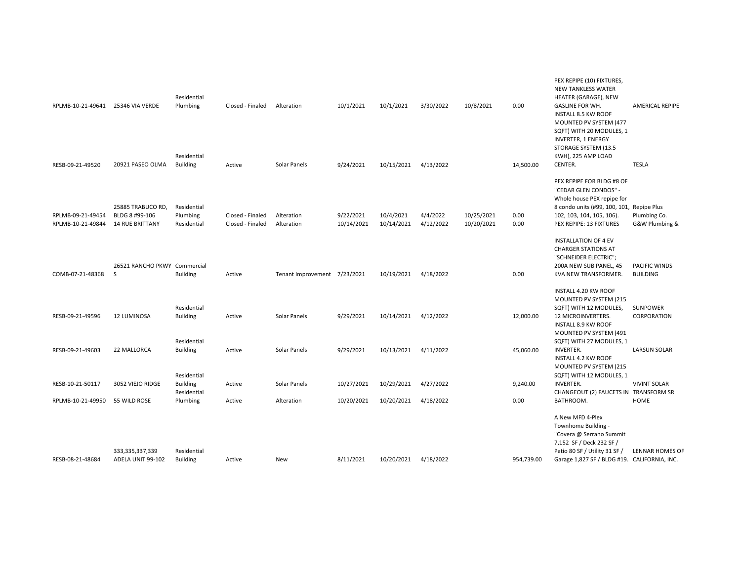| | | | | | | | | | | | |
|---|---|---|---|---|---|---|---|---|---|---|---|
| RPLMB-10-21-49641 | 25346 VIA VERDE | Residential Plumbing | Closed - Finaled | Alteration | 10/1/2021 | 10/1/2021 | 3/30/2022 | 10/8/2021 | 0.00 | PEX REPIPE (10) FIXTURES, NEW TANKLESS WATER HEATER (GARAGE), NEW GASLINE FOR WH. | AMERICAL REPIPE |
| RESB-09-21-49520 | 20921 PASEO OLMA | Residential Building | Active | Solar Panels | 9/24/2021 | 10/15/2021 | 4/13/2022 | | 14,500.00 | INSTALL 8.5 KW ROOF MOUNTED PV SYSTEM (477 SQFT) WITH 20 MODULES, 1 INVERTER, 1 ENERGY STORAGE SYSTEM (13.5 KWH), 225 AMP LOAD CENTER. | TESLA |
| RPLMB-09-21-49454 | 25885 TRABUCO RD, BLDG 8 #99-106 | Residential Plumbing | Closed - Finaled | Alteration | 9/22/2021 | 10/4/2021 | 4/4/2022 | 10/25/2021 | 0.00 | PEX REPIPE FOR BLDG #8 OF "CEDAR GLEN CONDOS" - Whole house PEX repipe for 8 condo units (#99, 100, 101, 102, 103, 104, 105, 106). | Repipe Plus Plumbing Co. |
| RPLMB-10-21-49844 | 14 RUE BRITTANY | Residential | Closed - Finaled | Alteration | 10/14/2021 | 10/14/2021 | 4/12/2022 | 10/20/2021 | 0.00 | PEX REPIPE: 13 FIXTURES | G&W Plumbing & |
| COMB-07-21-48368 | 26521 RANCHO PKWY S | Commercial Building | Active | Tenant Improvement | 7/23/2021 | 10/19/2021 | 4/18/2022 | | 0.00 | INSTALLATION OF 4 EV CHARGER STATIONS AT "SCHNEIDER ELECTRIC"; 200A NEW SUB PANEL, 45 KVA NEW TRANSFORMER. | PACIFIC WINDS BUILDING |
| RESB-09-21-49596 | 12 LUMINOSA | Residential Building | Active | Solar Panels | 9/29/2021 | 10/14/2021 | 4/12/2022 | | 12,000.00 | INSTALL 4.20 KW ROOF MOUNTED PV SYSTEM (215 SQFT) WITH 12 MODULES, 12 MICROINVERTERS. | SUNPOWER CORPORATION |
| RESB-09-21-49603 | 22 MALLORCA | Residential Building | Active | Solar Panels | 9/29/2021 | 10/13/2021 | 4/11/2022 | | 45,060.00 | INSTALL 8.9 KW ROOF MOUNTED PV SYSTEM (491 SQFT) WITH 27 MODULES, 1 INVERTER. | LARSUN SOLAR |
| RESB-10-21-50117 | 3052 VIEJO RIDGE | Residential Building | Active | Solar Panels | 10/27/2021 | 10/29/2021 | 4/27/2022 | | 9,240.00 | INSTALL 4.2 KW ROOF MOUNTED PV SYSTEM (215 SQFT) WITH 12 MODULES, 1 INVERTER. | VIVINT SOLAR |
| RPLMB-10-21-49950 | 55 WILD ROSE | Residential Plumbing | Active | Alteration | 10/20/2021 | 10/20/2021 | 4/18/2022 | | 0.00 | CHANGEOUT (2) FAUCETS IN BATHROOM. | TRANSFORM SR HOME |
| RESB-08-21-48684 | 333,335,337,339 ADELA UNIT 99-102 | Residential Building | Active | New | 8/11/2021 | 10/20/2021 | 4/18/2022 | | 954,739.00 | A New MFD 4-Plex Townhome Building - "Covera @ Serrano Summit 7,152 SF / Deck 232 SF / Patio 80 SF / Utility 31 SF / Garage 1,827 SF / BLDG #19. | LENNAR HOMES OF CALIFORNIA, INC. |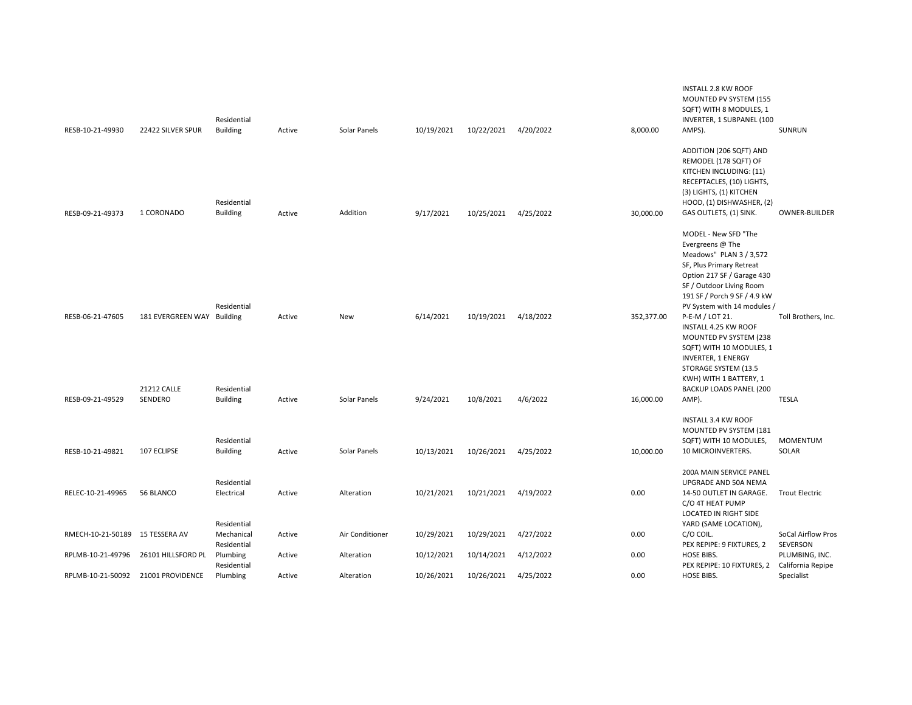| | | | | | | | | | | |
|---|---|---|---|---|---|---|---|---|---|---|
| RESB-10-21-49930 | 22422 SILVER SPUR | Residential Building | Active | Solar Panels | 10/19/2021 | 10/22/2021 | 4/20/2022 | 8,000.00 | INSTALL 2.8 KW ROOF MOUNTED PV SYSTEM (155 SQFT) WITH 8 MODULES, 1 INVERTER, 1 SUBPANEL (100 AMPS). | SUNRUN |
| RESB-09-21-49373 | 1 CORONADO | Residential Building | Active | Addition | 9/17/2021 | 10/25/2021 | 4/25/2022 | 30,000.00 | ADDITION (206 SQFT) AND REMODEL (178 SQFT) OF KITCHEN INCLUDING: (11) RECEPTACLES, (10) LIGHTS, (3) LIGHTS, (1) KITCHEN HOOD, (1) DISHWASHER, (2) GAS OUTLETS, (1) SINK. | OWNER-BUILDER |
| RESB-06-21-47605 | 181 EVERGREEN WAY | Residential Building | Active | New | 6/14/2021 | 10/19/2021 | 4/18/2022 | 352,377.00 | MODEL - New SFD "The Evergreens @ The Meadows" PLAN 3 / 3,572 SF, Plus Primary Retreat Option 217 SF / Garage 430 SF / Outdoor Living Room 191 SF / Porch 9 SF / 4.9 kW PV System with 14 modules / P-E-M / LOT 21. | Toll Brothers, Inc. |
| RESB-09-21-49529 | 21212 CALLE SENDERO | Residential Building | Active | Solar Panels | 9/24/2021 | 10/8/2021 | 4/6/2022 | 16,000.00 | INSTALL 4.25 KW ROOF MOUNTED PV SYSTEM (238 SQFT) WITH 10 MODULES, 1 INVERTER, 1 ENERGY STORAGE SYSTEM (13.5 KWH) WITH 1 BATTERY, 1 BACKUP LOADS PANEL (200 AMP). | TESLA |
| RESB-10-21-49821 | 107 ECLIPSE | Residential Building | Active | Solar Panels | 10/13/2021 | 10/26/2021 | 4/25/2022 | 10,000.00 | INSTALL 3.4 KW ROOF MOUNTED PV SYSTEM (181 SQFT) WITH 10 MODULES, 10 MICROINVERTERS. | MOMENTUM SOLAR |
| RELEC-10-21-49965 | 56 BLANCO | Residential Electrical | Active | Alteration | 10/21/2021 | 10/21/2021 | 4/19/2022 | 0.00 | 200A MAIN SERVICE PANEL UPGRADE AND 50A NEMA 14-50 OUTLET IN GARAGE. | Trout Electric |
| RMECH-10-21-50189 | 15 TESSERA AV | Residential Mechanical | Active | Air Conditioner | 10/29/2021 | 10/29/2021 | 4/27/2022 | 0.00 | C/O 4T HEAT PUMP LOCATED IN RIGHT SIDE YARD (SAME LOCATION), C/O COIL. | SoCal Airflow Pros |
| RPLMB-10-21-49796 | 26101 HILLSFORD PL | Residential Plumbing | Active | Alteration | 10/12/2021 | 10/14/2021 | 4/12/2022 | 0.00 | PEX REPIPE: 9 FIXTURES, 2 HOSE BIBS. | SEVERSON PLUMBING, INC. |
| RPLMB-10-21-50092 | 21001 PROVIDENCE | Residential Plumbing | Active | Alteration | 10/26/2021 | 10/26/2021 | 4/25/2022 | 0.00 | PEX REPIPE: 10 FIXTURES, 2 HOSE BIBS. | California Repipe Specialist |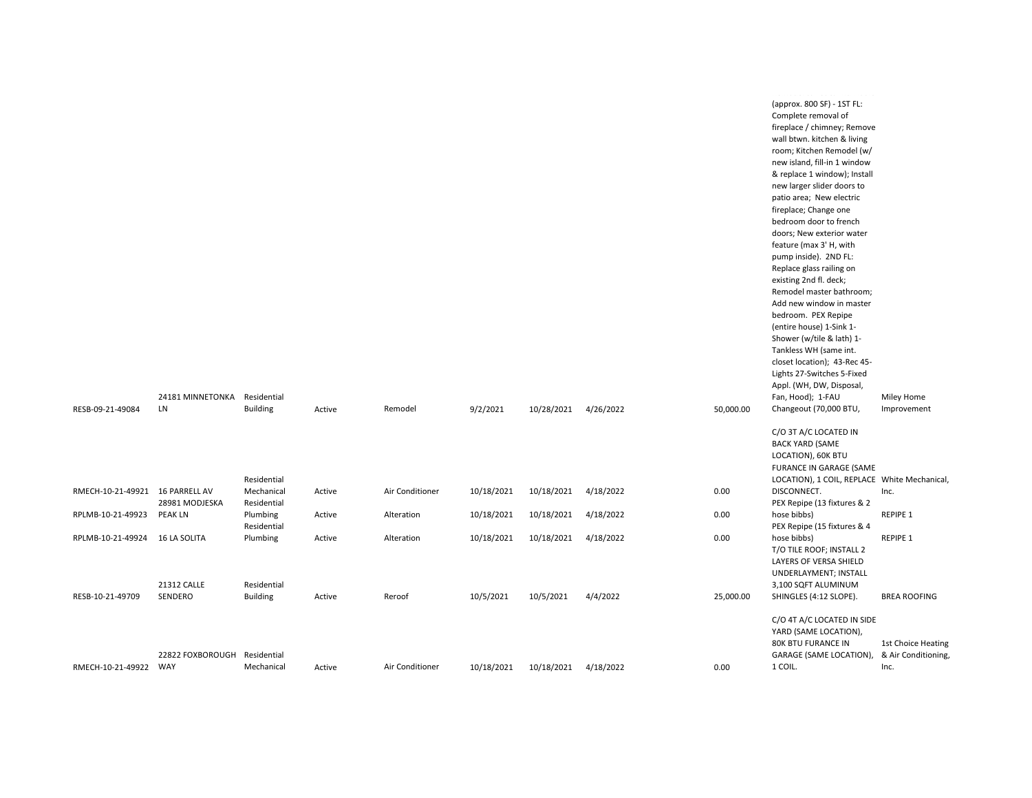| | | | | | | | | | | | |
|---|---|---|---|---|---|---|---|---|---|---|---|
| RESB-09-21-49084 | 24181 MINNETONKA LN | Residential Building | Active | Remodel | 9/2/2021 | 10/28/2021 | 4/26/2022 | | 50,000.00 | (approx. 800 SF) - 1ST FL: Complete removal of fireplace / chimney; Remove wall btwn. kitchen & living room; Kitchen Remodel (w/ new island, fill-in 1 window & replace 1 window); Install new larger slider doors to patio area; New electric fireplace; Change one bedroom door to french doors; New exterior water feature (max 3' H, with pump inside). 2ND FL: Replace glass railing on existing 2nd fl. deck; Remodel master bathroom; Add new window in master bedroom. PEX Repipe (entire house) 1-Sink 1-Shower (w/tile & lath) 1-Tankless WH (same int. closet location); 43-Rec 45-Lights 27-Switches 5-Fixed Appl. (WH, DW, Disposal, Fan, Hood); 1-FAU Changeout (70,000 BTU, | Miley Home Improvement |
| RMECH-10-21-49921 | 16 PARRELL AV | Residential Mechanical | Active | Air Conditioner | 10/18/2021 | 10/18/2021 | 4/18/2022 | | 0.00 | C/O 3T A/C LOCATED IN BACK YARD (SAME LOCATION), 60K BTU FURANCE IN GARAGE (SAME LOCATION), 1 COIL, REPLACE DISCONNECT. | White Mechanical, Inc. |
| RPLMB-10-21-49923 | 28981 MODJESKA PEAK LN | Residential Plumbing | Active | Alteration | 10/18/2021 | 10/18/2021 | 4/18/2022 | | 0.00 | PEX Repipe (13 fixtures & 2 hose bibbs) | REPIPE 1 |
| RPLMB-10-21-49924 | 16 LA SOLITA | Residential Plumbing | Active | Alteration | 10/18/2021 | 10/18/2021 | 4/18/2022 | | 0.00 | PEX Repipe (15 fixtures & 4 hose bibbs) | REPIPE 1 |
| RESB-10-21-49709 | 21312 CALLE SENDERO | Residential Building | Active | Reroof | 10/5/2021 | 10/5/2021 | 4/4/2022 | | 25,000.00 | T/O TILE ROOF; INSTALL 2 LAYERS OF VERSA SHIELD UNDERLAYMENT; INSTALL 3,100 SQFT ALUMINUM SHINGLES (4:12 SLOPE). | BREA ROOFING |
| RMECH-10-21-49922 | 22822 FOXBOROUGH WAY | Residential Mechanical | Active | Air Conditioner | 10/18/2021 | 10/18/2021 | 4/18/2022 | | 0.00 | C/O 4T A/C LOCATED IN SIDE YARD (SAME LOCATION), 80K BTU FURANCE IN GARAGE (SAME LOCATION), 1 COIL. | 1st Choice Heating & Air Conditioning, Inc. |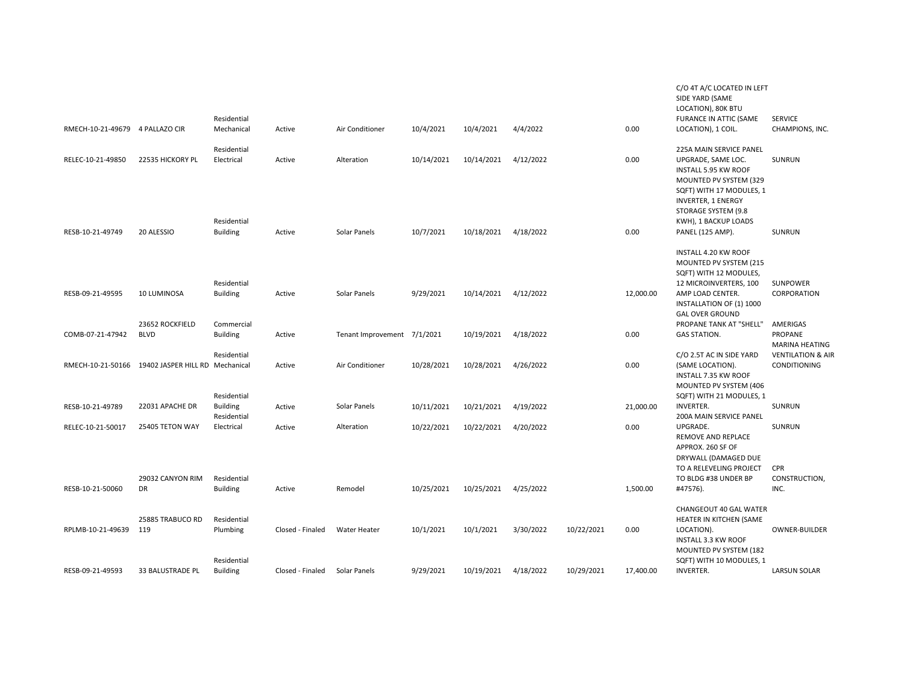| | | | | | | | | | | | |
|---|---|---|---|---|---|---|---|---|---|---|---|
| RMECH-10-21-49679 | 4 PALLAZO CIR | Residential Mechanical | Active | Air Conditioner | 10/4/2021 | 10/4/2021 | 4/4/2022 | | 0.00 | C/O 4T A/C LOCATED IN LEFT SIDE YARD (SAME LOCATION), 80K BTU FURANCE IN ATTIC (SAME LOCATION), 1 COIL. | SERVICE CHAMPIONS, INC. |
| RELEC-10-21-49850 | 22535 HICKORY PL | Residential Electrical | Active | Alteration | 10/14/2021 | 10/14/2021 | 4/12/2022 | | 0.00 | 225A MAIN SERVICE PANEL UPGRADE, SAME LOC. | SUNRUN |
| RESB-10-21-49749 | 20 ALESSIO | Residential Building | Active | Solar Panels | 10/7/2021 | 10/18/2021 | 4/18/2022 | | 0.00 | INSTALL 5.95 KW ROOF MOUNTED PV SYSTEM (329 SQFT) WITH 17 MODULES, 1 INVERTER, 1 ENERGY STORAGE SYSTEM (9.8 KWH), 1 BACKUP LOADS PANEL (125 AMP). | SUNRUN |
| RESB-09-21-49595 | 10 LUMINOSA | Residential Building | Active | Solar Panels | 9/29/2021 | 10/14/2021 | 4/12/2022 | | 12,000.00 | INSTALL 4.20 KW ROOF MOUNTED PV SYSTEM (215 SQFT) WITH 12 MODULES, 12 MICROINVERTERS, 100 AMP LOAD CENTER. | SUNPOWER CORPORATION |
| COMB-07-21-47942 | 23652 ROCKFIELD BLVD | Commercial Building | Active | Tenant Improvement | 7/1/2021 | 10/19/2021 | 4/18/2022 | | 0.00 | INSTALLATION OF (1) 1000 GAL OVER GROUND PROPANE TANK AT "SHELL" GAS STATION. | AMERIGAS PROPANE |
| RMECH-10-21-50166 | 19402 JASPER HILL RD | Residential Mechanical | Active | Air Conditioner | 10/28/2021 | 10/28/2021 | 4/26/2022 | | 0.00 | C/O 2.5T AC IN SIDE YARD (SAME LOCATION). | MARINA HEATING VENTILATION & AIR CONDITIONING |
| RESB-10-21-49789 | 22031 APACHE DR | Residential Building | Active | Solar Panels | 10/11/2021 | 10/21/2021 | 4/19/2022 | | 21,000.00 | INSTALL 7.35 KW ROOF MOUNTED PV SYSTEM (406 SQFT) WITH 21 MODULES, 1 INVERTER. | SUNRUN |
| RELEC-10-21-50017 | 25405 TETON WAY | Residential Electrical | Active | Alteration | 10/22/2021 | 10/22/2021 | 4/20/2022 | | 0.00 | 200A MAIN SERVICE PANEL UPGRADE. | SUNRUN |
| RESB-10-21-50060 | 29032 CANYON RIM DR | Residential Building | Active | Remodel | 10/25/2021 | 10/25/2021 | 4/25/2022 | | 1,500.00 | REMOVE AND REPLACE APPROX. 260 SF OF DRYWALL (DAMAGED DUE TO A RELEVELING PROJECT TO BLDG #38 UNDER BP #47576). | CPR CONSTRUCTION, INC. |
| RPLMB-10-21-49639 | 25885 TRABUCO RD 119 | Residential Plumbing | Closed - Finaled | Water Heater | 10/1/2021 | 10/1/2021 | 3/30/2022 | 10/22/2021 | 0.00 | CHANGEOUT 40 GAL WATER HEATER IN KITCHEN (SAME LOCATION). | OWNER-BUILDER |
| RESB-09-21-49593 | 33 BALUSTRADE PL | Residential Building | Closed - Finaled | Solar Panels | 9/29/2021 | 10/19/2021 | 4/18/2022 | 10/29/2021 | 17,400.00 | INSTALL 3.3 KW ROOF MOUNTED PV SYSTEM (182 SQFT) WITH 10 MODULES, 1 INVERTER. | LARSUN SOLAR |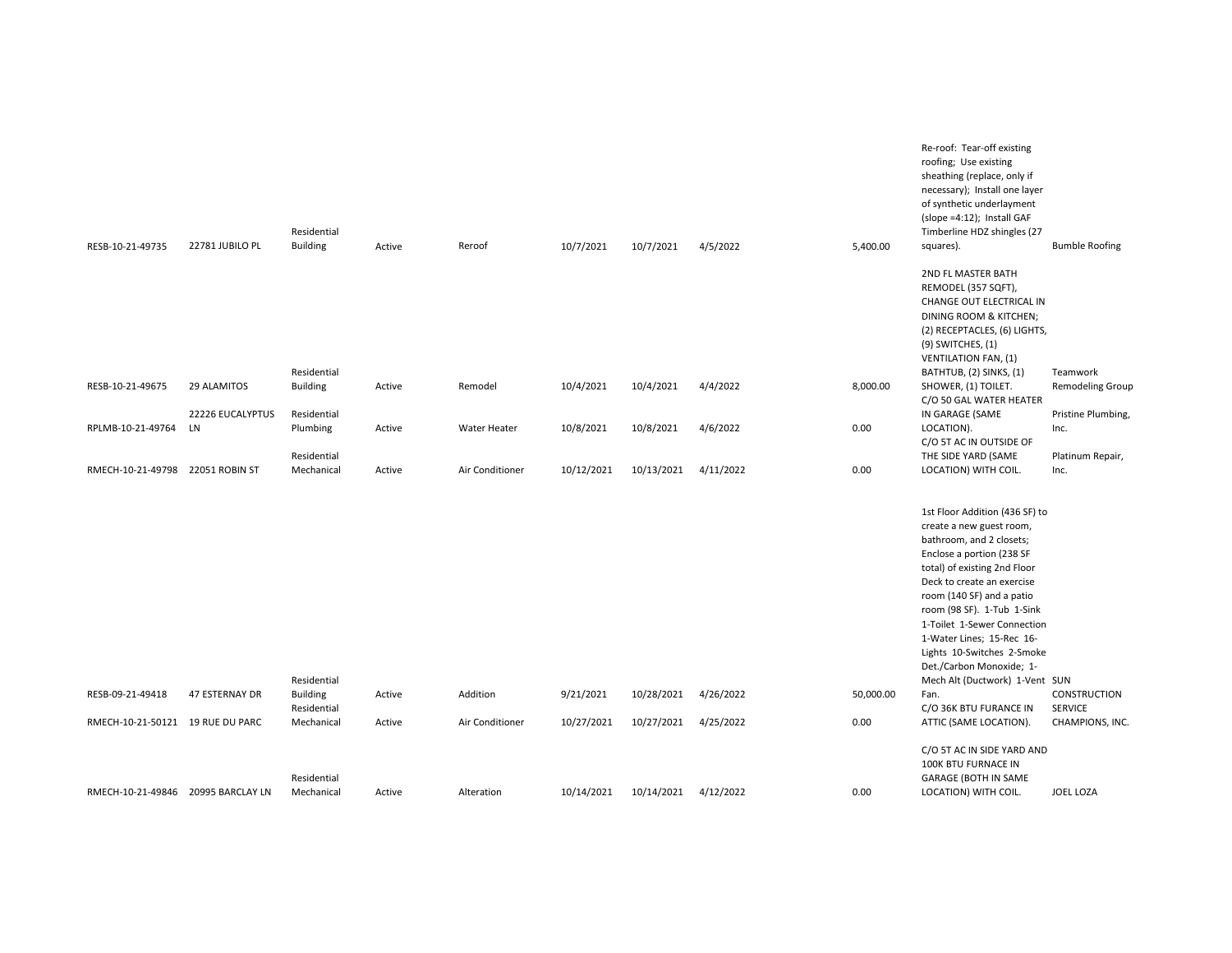| | | | | | | | | | | |
|---|---|---|---|---|---|---|---|---|---|---|
| RESB-10-21-49735 | 22781 JUBILO PL | Residential Building | Active | Reroof | 10/7/2021 | 10/7/2021 | 4/5/2022 | 5,400.00 | Re-roof: Tear-off existing roofing; Use existing sheathing (replace, only if necessary); Install one layer of synthetic underlayment (slope =4:12); Install GAF Timberline HDZ shingles (27 squares). | Bumble Roofing |
| RESB-10-21-49675 | 29 ALAMITOS | Residential Building | Active | Remodel | 10/4/2021 | 10/4/2021 | 4/4/2022 | 8,000.00 | 2ND FL MASTER BATH REMODEL (357 SQFT), CHANGE OUT ELECTRICAL IN DINING ROOM & KITCHEN; (2) RECEPTACLES, (6) LIGHTS, (9) SWITCHES, (1) VENTILATION FAN, (1) BATHTUB, (2) SINKS, (1) SHOWER, (1) TOILET. | Teamwork Remodeling Group |
| RPLMB-10-21-49764 | 22226 EUCALYPTUS LN | Residential Plumbing | Active | Water Heater | 10/8/2021 | 10/8/2021 | 4/6/2022 | 0.00 | C/O 50 GAL WATER HEATER IN GARAGE (SAME LOCATION). | Pristine Plumbing, Inc. |
| RMECH-10-21-49798 | 22051 ROBIN ST | Residential Mechanical | Active | Air Conditioner | 10/12/2021 | 10/13/2021 | 4/11/2022 | 0.00 | C/O 5T AC IN OUTSIDE OF THE SIDE YARD (SAME LOCATION) WITH COIL. | Platinum Repair, Inc. |
| RESB-09-21-49418 | 47 ESTERNAY DR | Residential Building | Active | Addition | 9/21/2021 | 10/28/2021 | 4/26/2022 | 50,000.00 | 1st Floor Addition (436 SF) to create a new guest room, bathroom, and 2 closets; Enclose a portion (238 SF total) of existing 2nd Floor Deck to create an exercise room (140 SF) and a patio room (98 SF). 1-Tub 1-Sink 1-Toilet 1-Sewer Connection 1-Water Lines; 15-Rec 16-Lights 10-Switches 2-Smoke Det./Carbon Monoxide; 1-Mech Alt (Ductwork) 1-Vent Fan. | SUN CONSTRUCTION |
| RMECH-10-21-50121 | 19 RUE DU PARC | Residential Mechanical | Active | Air Conditioner | 10/27/2021 | 10/27/2021 | 4/25/2022 | 0.00 | C/O 36K BTU FURANCE IN ATTIC (SAME LOCATION). | SERVICE CHAMPIONS, INC. |
| RMECH-10-21-49846 | 20995 BARCLAY LN | Residential Mechanical | Active | Alteration | 10/14/2021 | 10/14/2021 | 4/12/2022 | 0.00 | C/O 5T AC IN SIDE YARD AND 100K BTU FURNACE IN GARAGE (BOTH IN SAME LOCATION) WITH COIL. | JOEL LOZA |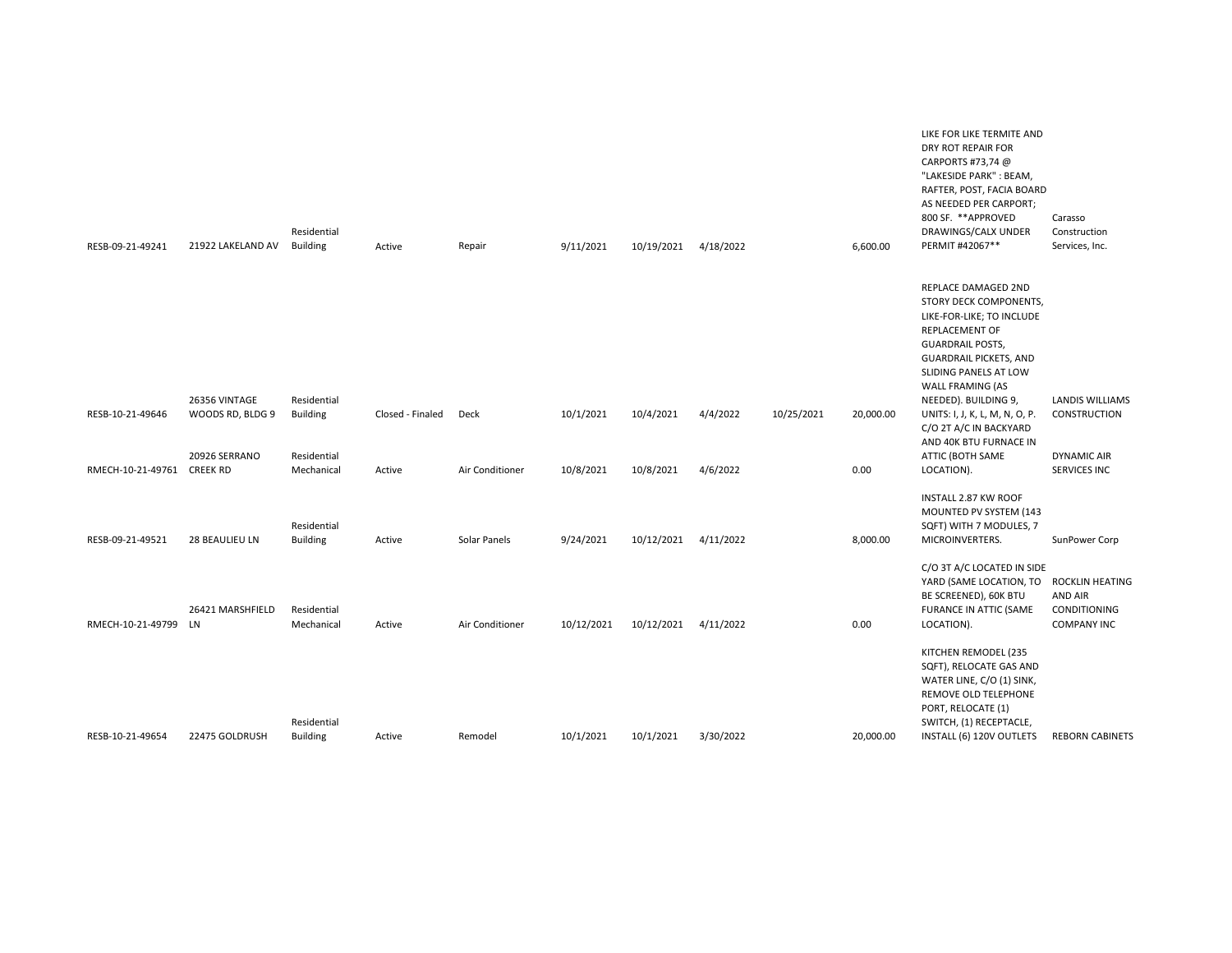| | | | | | | | | | | | |
|---|---|---|---|---|---|---|---|---|---|---|---|
| RESB-09-21-49241 | 21922 LAKELAND AV | Residential Building | Active | Repair | 9/11/2021 | 10/19/2021 | 4/18/2022 | | 6,600.00 | LIKE FOR LIKE TERMITE AND DRY ROT REPAIR FOR CARPORTS #73,74 @ "LAKESIDE PARK" : BEAM, RAFTER, POST, FACIA BOARD AS NEEDED PER CARPORT; 800 SF. **APPROVED DRAWINGS/CALX UNDER PERMIT #42067** | Carasso Construction Services, Inc. |
| RESB-10-21-49646 | 26356 VINTAGE WOODS RD, BLDG 9 | Residential Building | Closed - Finaled | Deck | 10/1/2021 | 10/4/2021 | 4/4/2022 | 10/25/2021 | 20,000.00 | REPLACE DAMAGED 2ND STORY DECK COMPONENTS, LIKE-FOR-LIKE; TO INCLUDE REPLACEMENT OF GUARDRAIL POSTS, GUARDRAIL PICKETS, AND SLIDING PANELS AT LOW WALL FRAMING (AS NEEDED). BUILDING 9, UNITS: I, J, K, L, M, N, O, P. | LANDIS WILLIAMS CONSTRUCTION |
| RMECH-10-21-49761 | 20926 SERRANO CREEK RD | Residential Mechanical | Active | Air Conditioner | 10/8/2021 | 10/8/2021 | 4/6/2022 | | 0.00 | C/O 2T A/C IN BACKYARD AND 40K BTU FURNACE IN ATTIC (BOTH SAME LOCATION). | DYNAMIC AIR SERVICES INC |
| RESB-09-21-49521 | 28 BEAULIEU LN | Residential Building | Active | Solar Panels | 9/24/2021 | 10/12/2021 | 4/11/2022 | | 8,000.00 | INSTALL 2.87 KW ROOF MOUNTED PV SYSTEM (143 SQFT) WITH 7 MODULES, 7 MICROINVERTERS. | SunPower Corp |
| RMECH-10-21-49799 | 26421 MARSHFIELD LN | Residential Mechanical | Active | Air Conditioner | 10/12/2021 | 10/12/2021 | 4/11/2022 | | 0.00 | C/O 3T A/C LOCATED IN SIDE YARD (SAME LOCATION, TO BE SCREENED), 60K BTU FURANCE IN ATTIC (SAME LOCATION). | ROCKLIN HEATING AND AIR CONDITIONING COMPANY INC |
| RESB-10-21-49654 | 22475 GOLDRUSH | Residential Building | Active | Remodel | 10/1/2021 | 10/1/2021 | 3/30/2022 | | 20,000.00 | KITCHEN REMODEL (235 SQFT), RELOCATE GAS AND WATER LINE, C/O (1) SINK, REMOVE OLD TELEPHONE PORT, RELOCATE (1) SWITCH, (1) RECEPTACLE, INSTALL (6) 120V OUTLETS | REBORN CABINETS |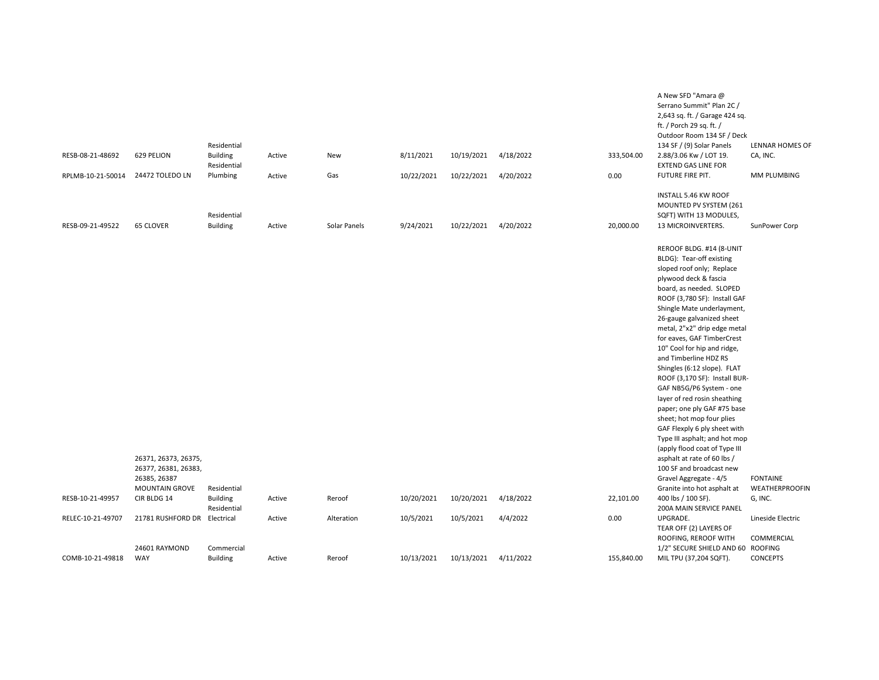| | | | | | | | | | | |
|---|---|---|---|---|---|---|---|---|---|---|
| RESB-08-21-48692 | 629 PELION | Residential Building | Active | New | 8/11/2021 | 10/19/2021 | 4/18/2022 | 333,504.00 | A New SFD "Amara @ Serrano Summit" Plan 2C / 2,643 sq. ft. / Garage 424 sq. ft. / Porch 29 sq. ft. / Outdoor Room 134 SF / Deck 134 SF / (9) Solar Panels 2.88/3.06 Kw / LOT 19. | LENNAR HOMES OF CA, INC. |
| RPLMB-10-21-50014 | 24472 TOLEDO LN | Residential Plumbing | Active | Gas | 10/22/2021 | 10/22/2021 | 4/20/2022 | 0.00 | EXTEND GAS LINE FOR FUTURE FIRE PIT. | MM PLUMBING |
| RESB-09-21-49522 | 65 CLOVER | Residential Building | Active | Solar Panels | 9/24/2021 | 10/22/2021 | 4/20/2022 | 20,000.00 | INSTALL 5.46 KW ROOF MOUNTED PV SYSTEM (261 SQFT) WITH 13 MODULES, 13 MICROINVERTERS. | SunPower Corp |
| RESB-10-21-49957 | 26371, 26373, 26375, 26377, 26381, 26383, 26385, 26387 MOUNTAIN GROVE CIR BLDG 14 | Residential Building | Active | Reroof | 10/20/2021 | 10/20/2021 | 4/18/2022 | 22,101.00 | REROOF BLDG. #14 (8-UNIT BLDG): Tear-off existing sloped roof only; Replace plywood deck & fascia board, as needed. SLOPED ROOF (3,780 SF): Install GAF Shingle Mate underlayment, 26-gauge galvanized sheet metal, 2"x2" drip edge metal for eaves, GAF TimberCrest 10" Cool for hip and ridge, and Timberline HDZ RS Shingles (6:12 slope). FLAT ROOF (3,170 SF): Install BUR-GAF NB5G/P6 System - one layer of red rosin sheathing paper; one ply GAF #75 base sheet; hot mop four plies GAF Flexply 6 ply sheet with Type III asphalt; and hot mop (apply flood coat of Type III asphalt at rate of 60 lbs / 100 SF and broadcast new Gravel Aggregate - 4/5 Granite into hot asphalt at 400 lbs / 100 SF). | FONTAINE WEATHERPROOFING, INC. |
| RELEC-10-21-49707 | 21781 RUSHFORD DR | Residential Electrical | Active | Alteration | 10/5/2021 | 10/5/2021 | 4/4/2022 | 0.00 | 200A MAIN SERVICE PANEL UPGRADE. | Lineside Electric |
| COMB-10-21-49818 | 24601 RAYMOND WAY | Commercial Building | Active | Reroof | 10/13/2021 | 10/13/2021 | 4/11/2022 | 155,840.00 | TEAR OFF (2) LAYERS OF ROOFING, REROOF WITH 1/2" SECURE SHIELD AND 60 MIL TPU (37,204 SQFT). | COMMERCIAL ROOFING CONCEPTS |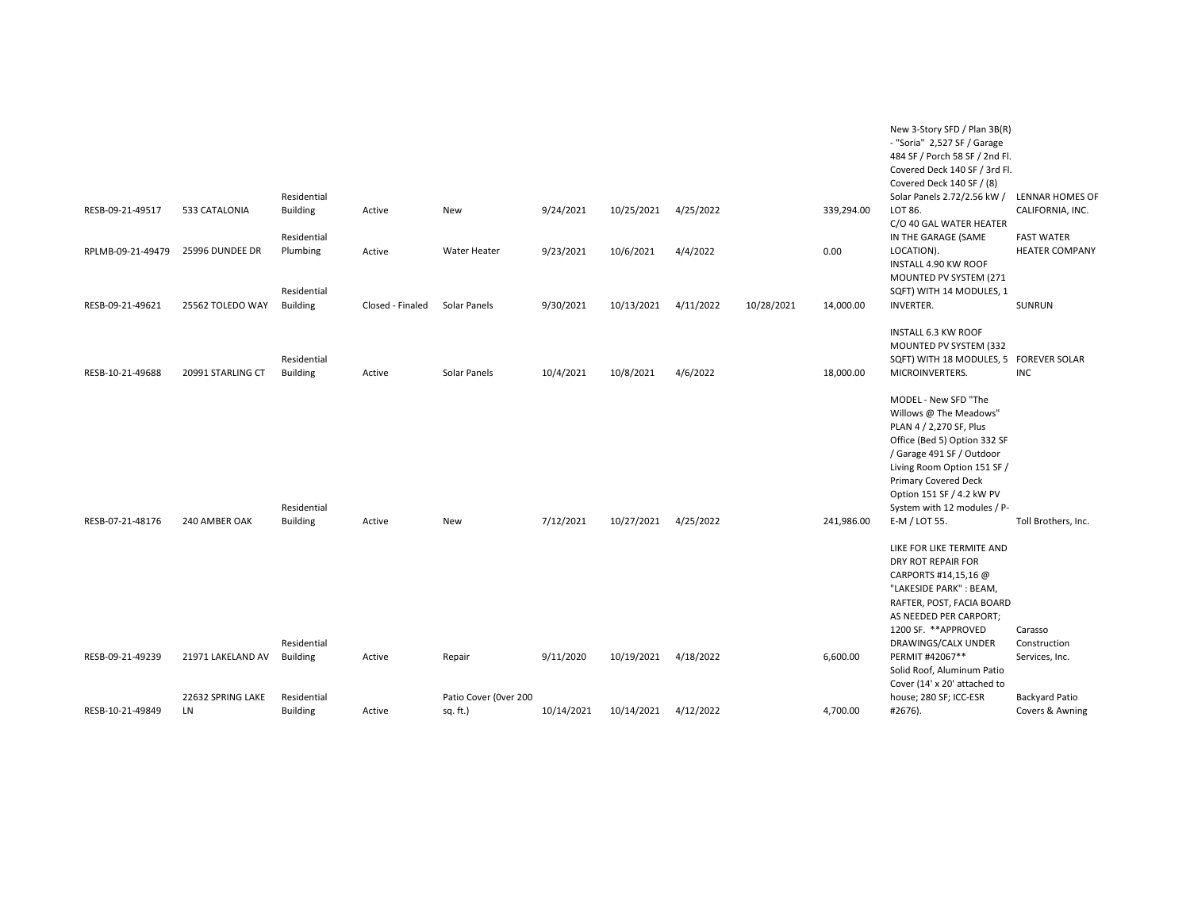| | | | | | | | | | | | |
|---|---|---|---|---|---|---|---|---|---|---|---|
| RESB-09-21-49517 | 533 CATALONIA | Residential Building | Active | New | 9/24/2021 | 10/25/2021 | 4/25/2022 | | 339,294.00 | New 3-Story SFD / Plan 3B(R) - "Soria" 2,527 SF / Garage 484 SF / Porch 58 SF / 2nd Fl. Covered Deck 140 SF / 3rd Fl. Covered Deck 140 SF / (8) Solar Panels 2.72/2.56 kW / LOT 86. | LENNAR HOMES OF CALIFORNIA, INC. |
| RPLMB-09-21-49479 | 25996 DUNDEE DR | Residential Plumbing | Active | Water Heater | 9/23/2021 | 10/6/2021 | 4/4/2022 | | 0.00 | C/O 40 GAL WATER HEATER IN THE GARAGE (SAME LOCATION). | FAST WATER HEATER COMPANY |
| RESB-09-21-49621 | 25562 TOLEDO WAY | Residential Building | Closed - Finaled | Solar Panels | 9/30/2021 | 10/13/2021 | 4/11/2022 | 10/28/2021 | 14,000.00 | INSTALL 4.90 KW ROOF MOUNTED PV SYSTEM (271 SQFT) WITH 14 MODULES, 1 INVERTER. | SUNRUN |
| RESB-10-21-49688 | 20991 STARLING CT | Residential Building | Active | Solar Panels | 10/4/2021 | 10/8/2021 | 4/6/2022 | | 18,000.00 | INSTALL 6.3 KW ROOF MOUNTED PV SYSTEM (332 SQFT) WITH 18 MODULES, 5 MICROINVERTERS. | FOREVER SOLAR INC |
| RESB-07-21-48176 | 240 AMBER OAK | Residential Building | Active | New | 7/12/2021 | 10/27/2021 | 4/25/2022 | | 241,986.00 | MODEL - New SFD "The Willows @ The Meadows" PLAN 4 / 2,270 SF, Plus Office (Bed 5) Option 332 SF / Garage 491 SF / Outdoor Living Room Option 151 SF / Primary Covered Deck Option 151 SF / 4.2 kW PV System with 12 modules / P-E-M / LOT 55. | Toll Brothers, Inc. |
| RESB-09-21-49239 | 21971 LAKELAND AV | Residential Building | Active | Repair | 9/11/2020 | 10/19/2021 | 4/18/2022 | | 6,600.00 | LIKE FOR LIKE TERMITE AND DRY ROT REPAIR FOR CARPORTS #14,15,16 @ "LAKESIDE PARK" : BEAM, RAFTER, POST, FACIA BOARD AS NEEDED PER CARPORT; 1200 SF. **APPROVED DRAWINGS/CALX UNDER PERMIT #42067** | Carasso Construction Services, Inc. |
| RESB-10-21-49849 | 22632 SPRING LAKE LN | Residential Building | Active | Patio Cover (0ver 200 sq. ft.) | 10/14/2021 | 10/14/2021 | 4/12/2022 | | 4,700.00 | Solid Roof, Aluminum Patio Cover (14' x 20' attached to house; 280 SF; ICC-ESR #2676). | Backyard Patio Covers & Awning |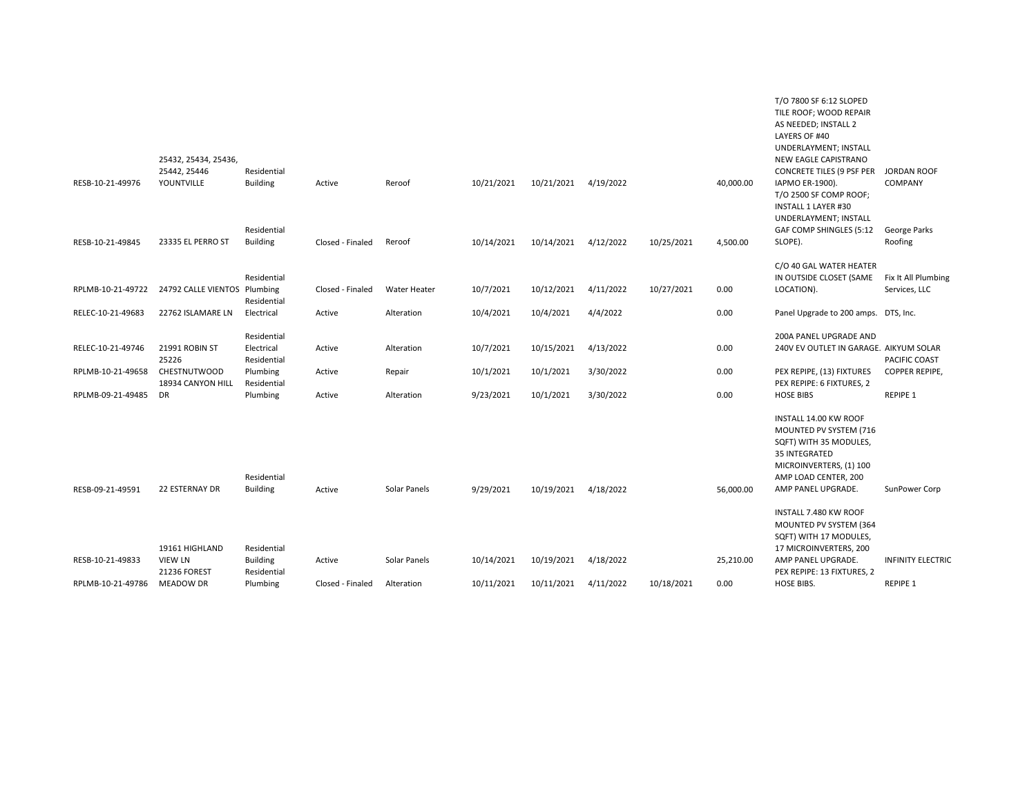| | | | | | | | | | | | |
|---|---|---|---|---|---|---|---|---|---|---|---|
| RESB-10-21-49976 | 25432, 25434, 25436, 25442, 25446 YOUNTVILLE | Residential Building | Active | Reroof | 10/21/2021 | 10/21/2021 | 4/19/2022 | | 40,000.00 | T/O 7800 SF 6:12 SLOPED TILE ROOF; WOOD REPAIR AS NEEDED; INSTALL 2 LAYERS OF #40 UNDERLAYMENT; INSTALL NEW EAGLE CAPISTRANO CONCRETE TILES (9 PSF PER IAPMO ER-1900). | JORDAN ROOF COMPANY |
| RESB-10-21-49845 | 23335 EL PERRO ST | Residential Building | Closed - Finaled | Reroof | 10/14/2021 | 10/14/2021 | 4/12/2022 | 10/25/2021 | 4,500.00 | T/O 2500 SF COMP ROOF; INSTALL 1 LAYER #30 UNDERLAYMENT; INSTALL GAF COMP SHINGLES (5:12 SLOPE). | George Parks Roofing |
| RPLMB-10-21-49722 | 24792 CALLE VIENTOS | Residential Plumbing | Closed - Finaled | Water Heater | 10/7/2021 | 10/12/2021 | 4/11/2022 | 10/27/2021 | 0.00 | C/O 40 GAL WATER HEATER IN OUTSIDE CLOSET (SAME LOCATION). | Fix It All Plumbing Services, LLC |
| RELEC-10-21-49683 | 22762 ISLAMARE LN | Residential Electrical | Active | Alteration | 10/4/2021 | 10/4/2021 | 4/4/2022 | | 0.00 | Panel Upgrade to 200 amps. | DTS, Inc. |
| RELEC-10-21-49746 | 21991 ROBIN ST | Residential Electrical | Active | Alteration | 10/7/2021 | 10/15/2021 | 4/13/2022 | | 0.00 | 200A PANEL UPGRADE AND 240V EV OUTLET IN GARAGE. | AIKYUM SOLAR |
| RPLMB-10-21-49658 | 25226 CHESTNUTWOOD | Residential Plumbing | Active | Repair | 10/1/2021 | 10/1/2021 | 3/30/2022 | | 0.00 | PEX REPIPE, (13) FIXTURES | PACIFIC COAST COPPER REPIPE, |
| RPLMB-09-21-49485 | 18934 CANYON HILL DR | Residential Plumbing | Active | Alteration | 9/23/2021 | 10/1/2021 | 3/30/2022 | | 0.00 | PEX REPIPE: 6 FIXTURES, 2 HOSE BIBS | REPIPE 1 |
| RESB-09-21-49591 | 22 ESTERNAY DR | Residential Building | Active | Solar Panels | 9/29/2021 | 10/19/2021 | 4/18/2022 | | 56,000.00 | INSTALL 14.00 KW ROOF MOUNTED PV SYSTEM (716 SQFT) WITH 35 MODULES, 35 INTEGRATED MICROINVERTERS, (1) 100 AMP LOAD CENTER, 200 AMP PANEL UPGRADE. | SunPower Corp |
| RESB-10-21-49833 | 19161 HIGHLAND VIEW LN | Residential Building | Active | Solar Panels | 10/14/2021 | 10/19/2021 | 4/18/2022 | | 25,210.00 | INSTALL 7.480 KW ROOF MOUNTED PV SYSTEM (364 SQFT) WITH 17 MODULES, 17 MICROINVERTERS, 200 AMP PANEL UPGRADE. | INFINITY ELECTRIC |
| RPLMB-10-21-49786 | 21236 FOREST MEADOW DR | Residential Plumbing | Closed - Finaled | Alteration | 10/11/2021 | 10/11/2021 | 4/11/2022 | 10/18/2021 | 0.00 | PEX REPIPE: 13 FIXTURES, 2 HOSE BIBS. | REPIPE 1 |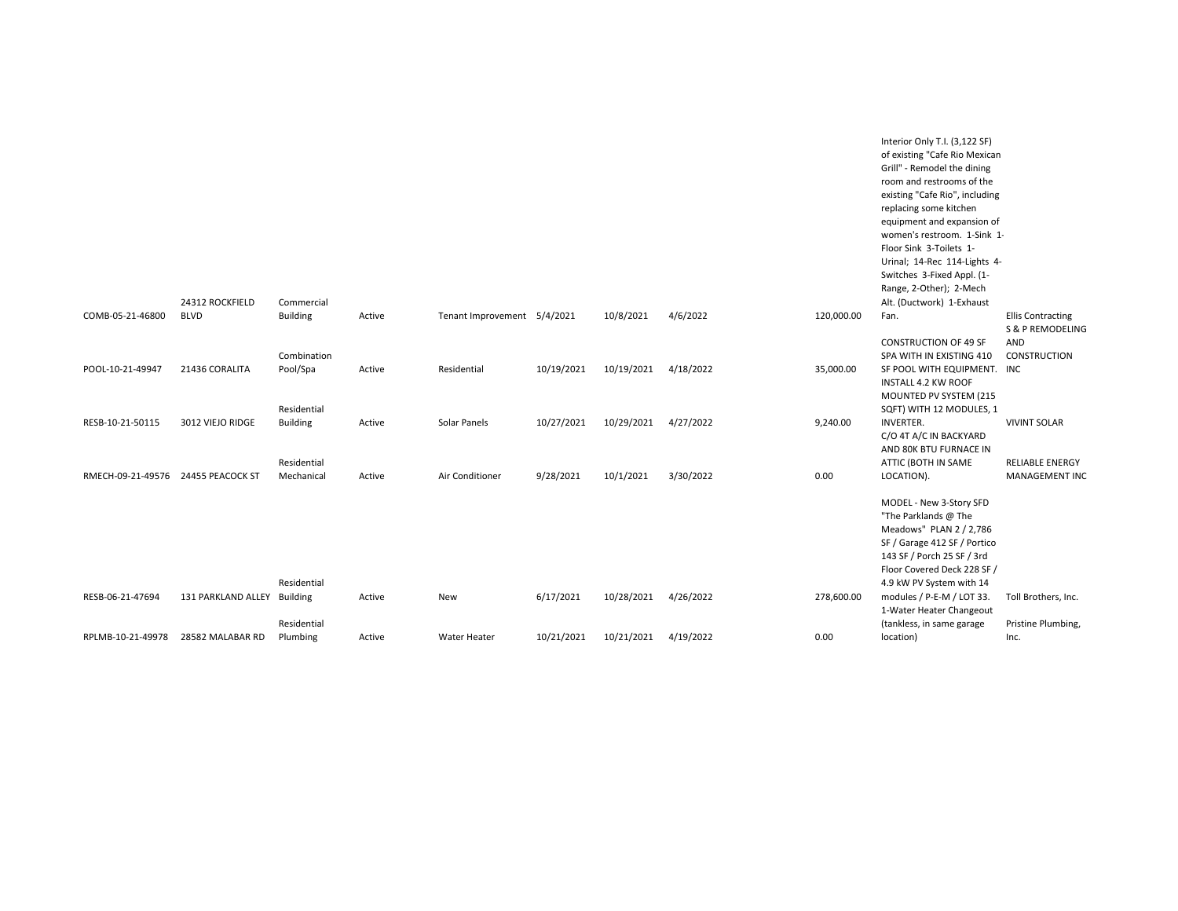| | | | | | | | | | | |
|---|---|---|---|---|---|---|---|---|---|---|
| COMB-05-21-46800 | 24312 ROCKFIELD BLVD | Commercial Building | Active | Tenant Improvement | 5/4/2021 | 10/8/2021 | 4/6/2022 | 120,000.00 | Interior Only T.I. (3,122 SF) of existing "Cafe Rio Mexican Grill" - Remodel the dining room and restrooms of the existing "Cafe Rio", including replacing some kitchen equipment and expansion of women's restroom. 1-Sink 1-Floor Sink 3-Toilets 1-Urinal; 14-Rec 114-Lights 4-Switches 3-Fixed Appl. (1-Range, 2-Other); 2-Mech Alt. (Ductwork) 1-Exhaust Fan. | Ellis Contracting |
| POOL-10-21-49947 | 21436 CORALITA | Combination Pool/Spa | Active | Residential | 10/19/2021 | 10/19/2021 | 4/18/2022 | 35,000.00 | CONSTRUCTION OF 49 SF SPA WITH IN EXISTING 410 SF POOL WITH EQUIPMENT. | S & P REMODELING AND CONSTRUCTION INC |
| RESB-10-21-50115 | 3012 VIEJO RIDGE | Residential Building | Active | Solar Panels | 10/27/2021 | 10/29/2021 | 4/27/2022 | 9,240.00 | INSTALL 4.2 KW ROOF MOUNTED PV SYSTEM (215 SQFT) WITH 12 MODULES, 1 INVERTER. | VIVINT SOLAR |
| RMECH-09-21-49576 | 24455 PEACOCK ST | Residential Mechanical | Active | Air Conditioner | 9/28/2021 | 10/1/2021 | 3/30/2022 | 0.00 | C/O 4T A/C IN BACKYARD AND 80K BTU FURNACE IN ATTIC (BOTH IN SAME LOCATION). | RELIABLE ENERGY MANAGEMENT INC |
| RESB-06-21-47694 | 131 PARKLAND ALLEY | Residential Building | Active | New | 6/17/2021 | 10/28/2021 | 4/26/2022 | 278,600.00 | MODEL - New 3-Story SFD "The Parklands @ The Meadows" PLAN 2 / 2,786 SF / Garage 412 SF / Portico 143 SF / Porch 25 SF / 3rd Floor Covered Deck 228 SF / 4.9 kW PV System with 14 modules / P-E-M / LOT 33. | Toll Brothers, Inc. |
| RPLMB-10-21-49978 | 28582 MALABAR RD | Residential Plumbing | Active | Water Heater | 10/21/2021 | 10/21/2021 | 4/19/2022 | 0.00 | 1-Water Heater Changeout (tankless, in same garage location) | Pristine Plumbing, Inc. |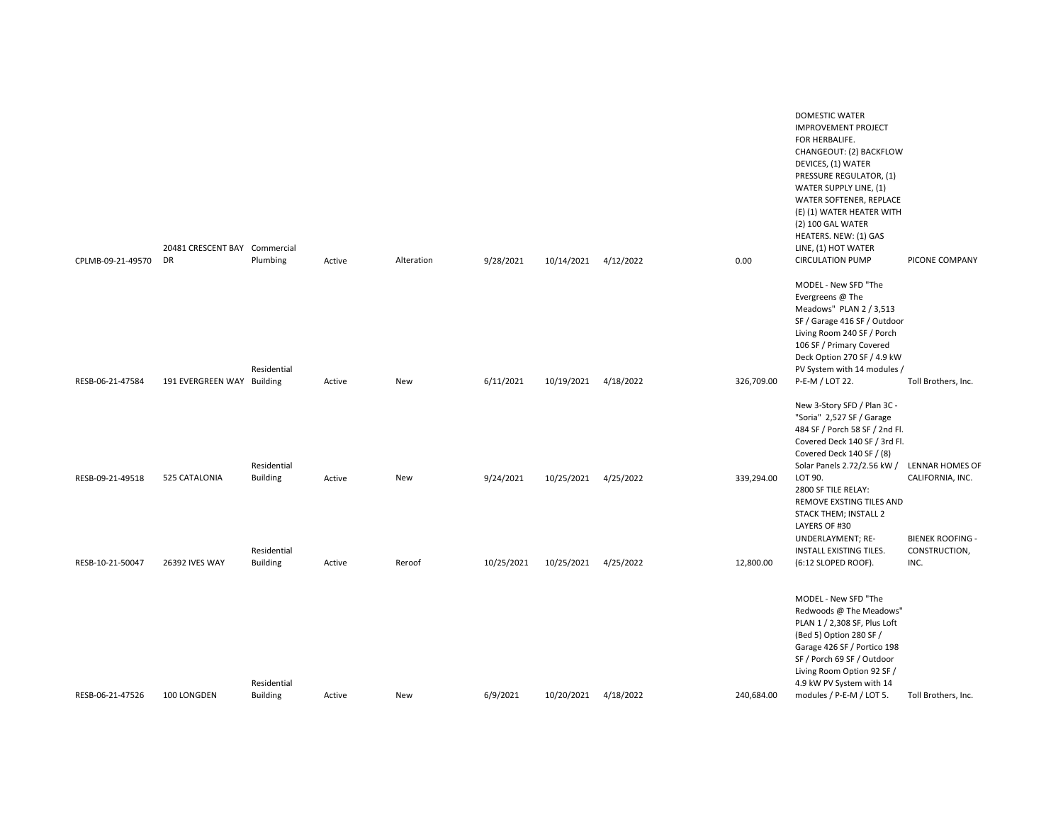| | | | | | | | | | | |
|---|---|---|---|---|---|---|---|---|---|---|
| CPLMB-09-21-49570 | 20481 CRESCENT BAY DR | Commercial Plumbing | Active | Alteration | 9/28/2021 | 10/14/2021 | 4/12/2022 | 0.00 | DOMESTIC WATER IMPROVEMENT PROJECT FOR HERBALIFE. CHANGEOUT: (2) BACKFLOW DEVICES, (1) WATER PRESSURE REGULATOR, (1) WATER SUPPLY LINE, (1) WATER SOFTENER, REPLACE (E) (1) WATER HEATER WITH (2) 100 GAL WATER HEATERS. NEW: (1) GAS LINE, (1) HOT WATER CIRCULATION PUMP | PICONE COMPANY |
| RESB-06-21-47584 | 191 EVERGREEN WAY | Residential Building | Active | New | 6/11/2021 | 10/19/2021 | 4/18/2022 | 326,709.00 | MODEL - New SFD "The Evergreens @ The Meadows" PLAN 2 / 3,513 SF / Garage 416 SF / Outdoor Living Room 240 SF / Porch 106 SF / Primary Covered Deck Option 270 SF / 4.9 kW PV System with 14 modules / P-E-M / LOT 22. | Toll Brothers, Inc. |
| RESB-09-21-49518 | 525 CATALONIA | Residential Building | Active | New | 9/24/2021 | 10/25/2021 | 4/25/2022 | 339,294.00 | New 3-Story SFD / Plan 3C - "Soria" 2,527 SF / Garage 484 SF / Porch 58 SF / 2nd Fl. Covered Deck 140 SF / 3rd Fl. Covered Deck 140 SF / (8) Solar Panels 2.72/2.56 kW / LOT 90. | LENNAR HOMES OF CALIFORNIA, INC. |
| RESB-10-21-50047 | 26392 IVES WAY | Residential Building | Active | Reroof | 10/25/2021 | 10/25/2021 | 4/25/2022 | 12,800.00 | 2800 SF TILE RELAY: REMOVE EXSTING TILES AND STACK THEM; INSTALL 2 LAYERS OF #30 UNDERLAYMENT; RE-INSTALL EXISTING TILES. (6:12 SLOPED ROOF). | BIENEK ROOFING - CONSTRUCTION, INC. |
| RESB-06-21-47526 | 100 LONGDEN | Residential Building | Active | New | 6/9/2021 | 10/20/2021 | 4/18/2022 | 240,684.00 | MODEL - New SFD "The Redwoods @ The Meadows" PLAN 1 / 2,308 SF, Plus Loft (Bed 5) Option 280 SF / Garage 426 SF / Portico 198 SF / Porch 69 SF / Outdoor Living Room Option 92 SF / 4.9 kW PV System with 14 modules / P-E-M / LOT 5. | Toll Brothers, Inc. |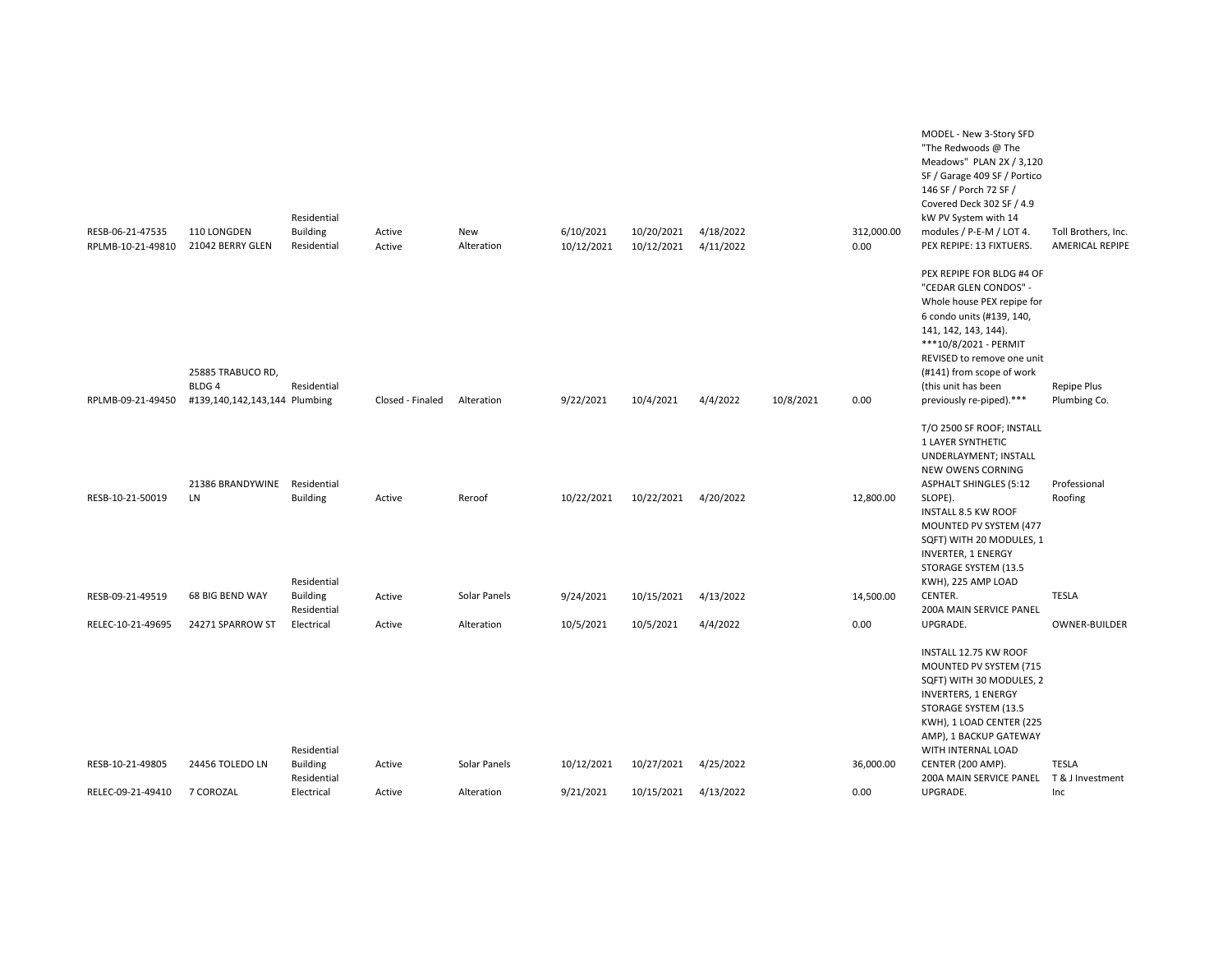| | | | | | | | | | | | |
|---|---|---|---|---|---|---|---|---|---|---|---|
| RESB-06-21-47535 | 110 LONGDEN | Residential Building | Active | New | 6/10/2021 | 10/20/2021 | 4/18/2022 | | 312,000.00 | MODEL - New 3-Story SFD "The Redwoods @ The Meadows" PLAN 2X / 3,120 SF / Garage 409 SF / Portico 146 SF / Porch 72 SF / Covered Deck 302 SF / 4.9 kW PV System with 14 modules / P-E-M / LOT 4. | Toll Brothers, Inc. |
| RPLMB-10-21-49810 | 21042 BERRY GLEN | Residential | Active | Alteration | 10/12/2021 | 10/12/2021 | 4/11/2022 | | 0.00 | PEX REPIPE: 13 FIXTUERS. | AMERICAL REPIPE |
| RPLMB-09-21-49450 | 25885 TRABUCO RD, BLDG 4 #139,140,142,143,144 | Residential Plumbing | Closed - Finaled | Alteration | 9/22/2021 | 10/4/2021 | 4/4/2022 | 10/8/2021 | 0.00 | PEX REPIPE FOR BLDG #4 OF "CEDAR GLEN CONDOS" - Whole house PEX repipe for 6 condo units (#139, 140, 141, 142, 143, 144). ***10/8/2021 - PERMIT REVISED to remove one unit (#141) from scope of work (this unit has been previously re-piped).*** | Repipe Plus Plumbing Co. |
| RESB-10-21-50019 | 21386 BRANDYWINE LN | Residential Building | Active | Reroof | 10/22/2021 | 10/22/2021 | 4/20/2022 | | 12,800.00 | T/O 2500 SF ROOF; INSTALL 1 LAYER SYNTHETIC UNDERLAYMENT; INSTALL NEW OWENS CORNING ASPHALT SHINGLES (5:12 SLOPE). | Professional Roofing |
| RESB-09-21-49519 | 68 BIG BEND WAY | Residential Building | Active | Solar Panels | 9/24/2021 | 10/15/2021 | 4/13/2022 | | 14,500.00 | INSTALL 8.5 KW ROOF MOUNTED PV SYSTEM (477 SQFT) WITH 20 MODULES, 1 INVERTER, 1 ENERGY STORAGE SYSTEM (13.5 KWH), 225 AMP LOAD CENTER. | TESLA |
| RELEC-10-21-49695 | 24271 SPARROW ST | Residential Electrical | Active | Alteration | 10/5/2021 | 10/5/2021 | 4/4/2022 | | 0.00 | 200A MAIN SERVICE PANEL UPGRADE. | OWNER-BUILDER |
| RESB-10-21-49805 | 24456 TOLEDO LN | Residential Building | Active | Solar Panels | 10/12/2021 | 10/27/2021 | 4/25/2022 | | 36,000.00 | INSTALL 12.75 KW ROOF MOUNTED PV SYSTEM (715 SQFT) WITH 30 MODULES, 2 INVERTERS, 1 ENERGY STORAGE SYSTEM (13.5 KWH), 1 LOAD CENTER (225 AMP), 1 BACKUP GATEWAY WITH INTERNAL LOAD CENTER (200 AMP). | TESLA |
| RELEC-09-21-49410 | 7 COROZAL | Residential Electrical | Active | Alteration | 9/21/2021 | 10/15/2021 | 4/13/2022 | | 0.00 | 200A MAIN SERVICE PANEL UPGRADE. | T & J Investment Inc |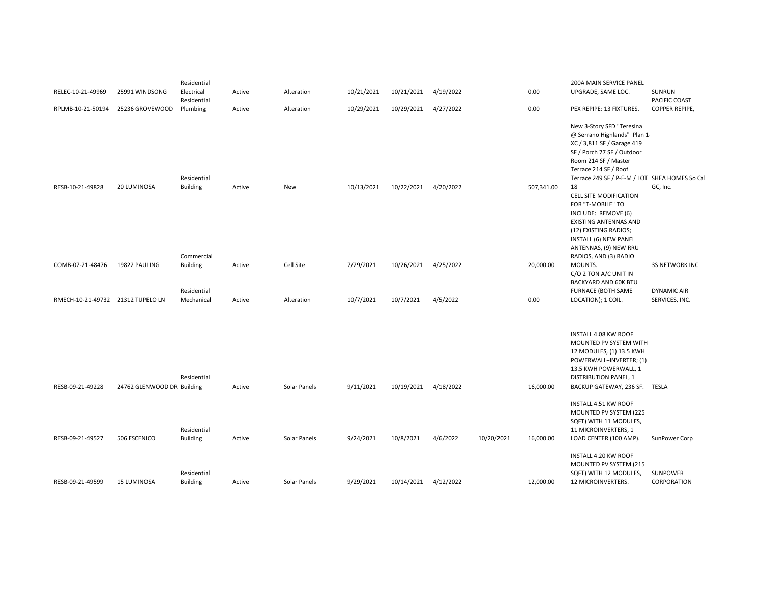| | | | | | | | | | | | |
|---|---|---|---|---|---|---|---|---|---|---|---|
| RELEC-10-21-49969 | 25991 WINDSONG | Residential Electrical | Active | Alteration | 10/21/2021 | 10/21/2021 | 4/19/2022 | | 0.00 | 200A MAIN SERVICE PANEL UPGRADE, SAME LOC. | SUNRUN |
| RPLMB-10-21-50194 | 25236 GROVEWOOD | Residential Plumbing | Active | Alteration | 10/29/2021 | 10/29/2021 | 4/27/2022 | | 0.00 | PEX REPIPE: 13 FIXTURES. | PACIFIC COAST COPPER REPIPE, |
| RESB-10-21-49828 | 20 LUMINOSA | Residential Building | Active | New | 10/13/2021 | 10/22/2021 | 4/20/2022 | | 507,341.00 | New 3-Story SFD "Teresina @ Serrano Highlands" Plan 1-XC / 3,811 SF / Garage 419 SF / Porch 77 SF / Outdoor Room 214 SF / Master Terrace 214 SF / Roof Terrace 249 SF / P-E-M / LOT 18 | SHEA HOMES So Cal GC, Inc. |
| COMB-07-21-48476 | 19822 PAULING | Commercial Building | Active | Cell Site | 7/29/2021 | 10/26/2021 | 4/25/2022 | | 20,000.00 | CELL SITE MODIFICATION FOR "T-MOBILE" TO INCLUDE: REMOVE (6) EXISTING ANTENNAS AND (12) EXISTING RADIOS; INSTALL (6) NEW PANEL ANTENNAS, (9) NEW RRU RADIOS, AND (3) RADIO MOUNTS. | 3S NETWORK INC |
| RMECH-10-21-49732 | 21312 TUPELO LN | Residential Mechanical | Active | Alteration | 10/7/2021 | 10/7/2021 | 4/5/2022 | | 0.00 | C/O 2 TON A/C UNIT IN BACKYARD AND 60K BTU FURNACE (BOTH SAME LOCATION); 1 COIL. | DYNAMIC AIR SERVICES, INC. |
| RESB-09-21-49228 | 24762 GLENWOOD DR | Residential Building | Active | Solar Panels | 9/11/2021 | 10/19/2021 | 4/18/2022 | | 16,000.00 | INSTALL 4.08 KW ROOF MOUNTED PV SYSTEM WITH 12 MODULES, (1) 13.5 KWH POWERWALL+INVERTER; (1) 13.5 KWH POWERWALL, 1 DISTRIBUTION PANEL, 1 BACKUP GATEWAY, 236 SF. | TESLA |
| RESB-09-21-49527 | 506 ESCENICO | Residential Building | Active | Solar Panels | 9/24/2021 | 10/8/2021 | 4/6/2022 | 10/20/2021 | 16,000.00 | INSTALL 4.51 KW ROOF MOUNTED PV SYSTEM (225 SQFT) WITH 11 MODULES, 11 MICROINVERTERS, 1 LOAD CENTER (100 AMP). | SunPower Corp |
| RESB-09-21-49599 | 15 LUMINOSA | Residential Building | Active | Solar Panels | 9/29/2021 | 10/14/2021 | 4/12/2022 | | 12,000.00 | INSTALL 4.20 KW ROOF MOUNTED PV SYSTEM (215 SQFT) WITH 12 MODULES, 12 MICROINVERTERS. | SUNPOWER CORPORATION |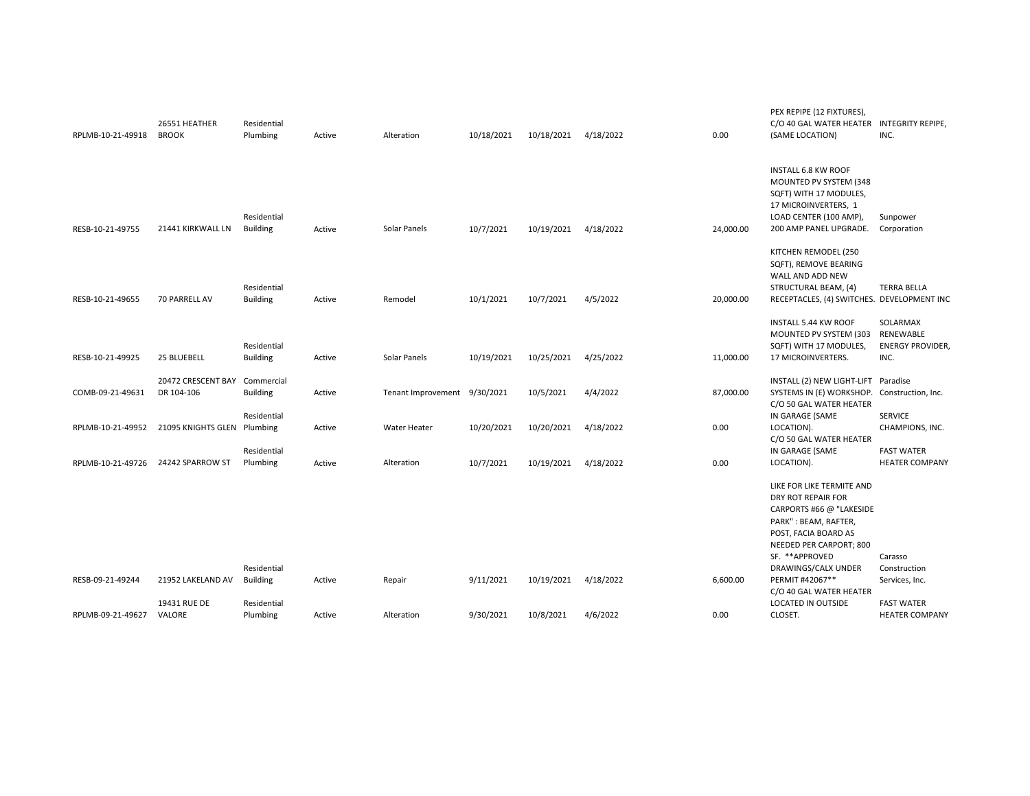| | | | | | | | | | | |
|---|---|---|---|---|---|---|---|---|---|---|
| RPLMB-10-21-49918 | 26551 HEATHER BROOK | Residential Plumbing | Active | Alteration | 10/18/2021 | 10/18/2021 | 4/18/2022 | 0.00 | PEX REPIPE (12 FIXTURES), C/O 40 GAL WATER HEATER (SAME LOCATION) | INTEGRITY REPIPE, INC. |
| RESB-10-21-49755 | 21441 KIRKWALL LN | Residential Building | Active | Solar Panels | 10/7/2021 | 10/19/2021 | 4/18/2022 | 24,000.00 | INSTALL 6.8 KW ROOF MOUNTED PV SYSTEM (348 SQFT) WITH 17 MODULES, 17 MICROINVERTERS, 1 LOAD CENTER (100 AMP), 200 AMP PANEL UPGRADE. | Sunpower Corporation |
| RESB-10-21-49655 | 70 PARRELL AV | Residential Building | Active | Remodel | 10/1/2021 | 10/7/2021 | 4/5/2022 | 20,000.00 | KITCHEN REMODEL (250 SQFT), REMOVE BEARING WALL AND ADD NEW STRUCTURAL BEAM, (4) RECEPTACLES, (4) SWITCHES. | TERRA BELLA DEVELOPMENT INC |
| RESB-10-21-49925 | 25 BLUEBELL | Residential Building | Active | Solar Panels | 10/19/2021 | 10/25/2021 | 4/25/2022 | 11,000.00 | INSTALL 5.44 KW ROOF MOUNTED PV SYSTEM (303 SQFT) WITH 17 MODULES, 17 MICROINVERTERS. | SOLARMAX RENEWABLE ENERGY PROVIDER, INC. |
| COMB-09-21-49631 | 20472 CRESCENT BAY DR 104-106 | Commercial Building | Active | Tenant Improvement | 9/30/2021 | 10/5/2021 | 4/4/2022 | 87,000.00 | INSTALL (2) NEW LIGHT-LIFT SYSTEMS IN (E) WORKSHOP. | Paradise Construction, Inc. |
| RPLMB-10-21-49952 | 21095 KNIGHTS GLEN | Residential Plumbing | Active | Water Heater | 10/20/2021 | 10/20/2021 | 4/18/2022 | 0.00 | C/O 50 GAL WATER HEATER IN GARAGE (SAME LOCATION). | SERVICE CHAMPIONS, INC. |
| RPLMB-10-21-49726 | 24242 SPARROW ST | Residential Plumbing | Active | Alteration | 10/7/2021 | 10/19/2021 | 4/18/2022 | 0.00 | C/O 50 GAL WATER HEATER IN GARAGE (SAME LOCATION). | FAST WATER HEATER COMPANY |
| RESB-09-21-49244 | 21952 LAKELAND AV | Residential Building | Active | Repair | 9/11/2021 | 10/19/2021 | 4/18/2022 | 6,600.00 | LIKE FOR LIKE TERMITE AND DRY ROT REPAIR FOR CARPORTS #66 @ "LAKESIDE PARK" : BEAM, RAFTER, POST, FACIA BOARD AS NEEDED PER CARPORT; 800 SF. **APPROVED DRAWINGS/CALX UNDER PERMIT #42067** | Carasso Construction Services, Inc. |
| RPLMB-09-21-49627 | 19431 RUE DE VALORE | Residential Plumbing | Active | Alteration | 9/30/2021 | 10/8/2021 | 4/6/2022 | 0.00 | C/O 40 GAL WATER HEATER LOCATED IN OUTSIDE CLOSET. | FAST WATER HEATER COMPANY |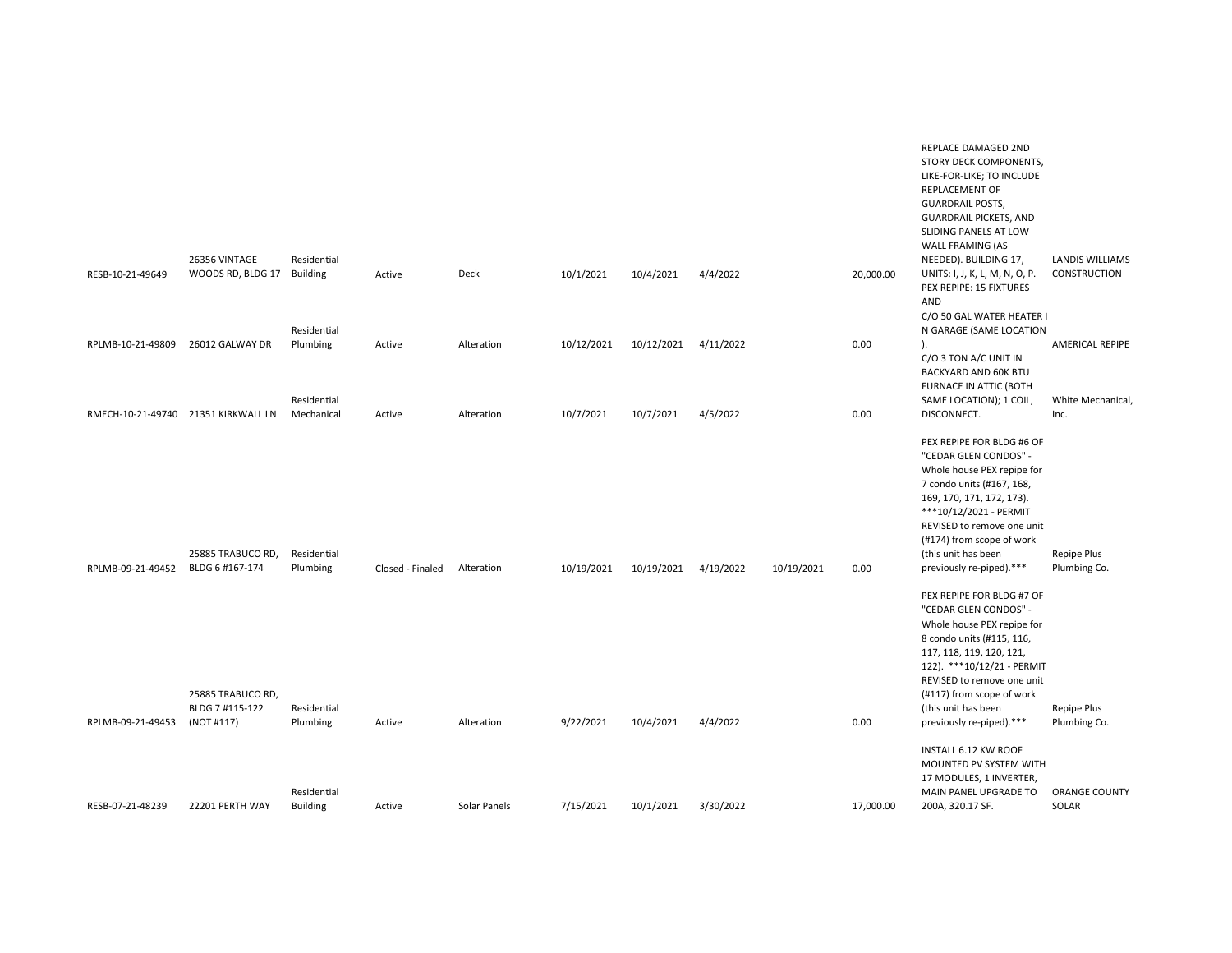| | | | | | | | | | | | |
|---|---|---|---|---|---|---|---|---|---|---|---|
| RESB-10-21-49649 | 26356 VINTAGE WOODS RD, BLDG 17 | Residential Building | Active | Deck | 10/1/2021 | 10/4/2021 | 4/4/2022 | | 20,000.00 | REPLACE DAMAGED 2ND STORY DECK COMPONENTS, LIKE-FOR-LIKE; TO INCLUDE REPLACEMENT OF GUARDRAIL POSTS, GUARDRAIL PICKETS, AND SLIDING PANELS AT LOW WALL FRAMING (AS NEEDED). BUILDING 17, UNITS: I, J, K, L, M, N, O, P. | LANDIS WILLIAMS CONSTRUCTION |
| RPLMB-10-21-49809 | 26012 GALWAY DR | Residential Plumbing | Active | Alteration | 10/12/2021 | 10/12/2021 | 4/11/2022 | | 0.00 | PEX REPIPE: 15 FIXTURES AND C/O 50 GAL WATER HEATER I N GARAGE (SAME LOCATION ). | AMERICAL REPIPE |
| RMECH-10-21-49740 | 21351 KIRKWALL LN | Residential Mechanical | Active | Alteration | 10/7/2021 | 10/7/2021 | 4/5/2022 | | 0.00 | C/O 3 TON A/C UNIT IN BACKYARD AND 60K BTU FURNACE IN ATTIC (BOTH SAME LOCATION); 1 COIL, DISCONNECT. | White Mechanical, Inc. |
| RPLMB-09-21-49452 | 25885 TRABUCO RD, BLDG 6 #167-174 | Residential Plumbing | Closed - Finaled | Alteration | 10/19/2021 | 10/19/2021 | 4/19/2022 | 10/19/2021 | 0.00 | PEX REPIPE FOR BLDG #6 OF "CEDAR GLEN CONDOS" - Whole house PEX repipe for 7 condo units (#167, 168, 169, 170, 171, 172, 173). ***10/12/2021 - PERMIT REVISED to remove one unit (#174) from scope of work (this unit has been previously re-piped).*** | Repipe Plus Plumbing Co. |
| RPLMB-09-21-49453 | 25885 TRABUCO RD, BLDG 7 #115-122 (NOT #117) | Residential Plumbing | Active | Alteration | 9/22/2021 | 10/4/2021 | 4/4/2022 | | 0.00 | PEX REPIPE FOR BLDG #7 OF "CEDAR GLEN CONDOS" - Whole house PEX repipe for 8 condo units (#115, 116, 117, 118, 119, 120, 121, 122). ***10/12/21 - PERMIT REVISED to remove one unit (#117) from scope of work (this unit has been previously re-piped).*** | Repipe Plus Plumbing Co. |
| RESB-07-21-48239 | 22201 PERTH WAY | Residential Building | Active | Solar Panels | 7/15/2021 | 10/1/2021 | 3/30/2022 | | 17,000.00 | INSTALL 6.12 KW ROOF MOUNTED PV SYSTEM WITH 17 MODULES, 1 INVERTER, MAIN PANEL UPGRADE TO 200A, 320.17 SF. | ORANGE COUNTY SOLAR |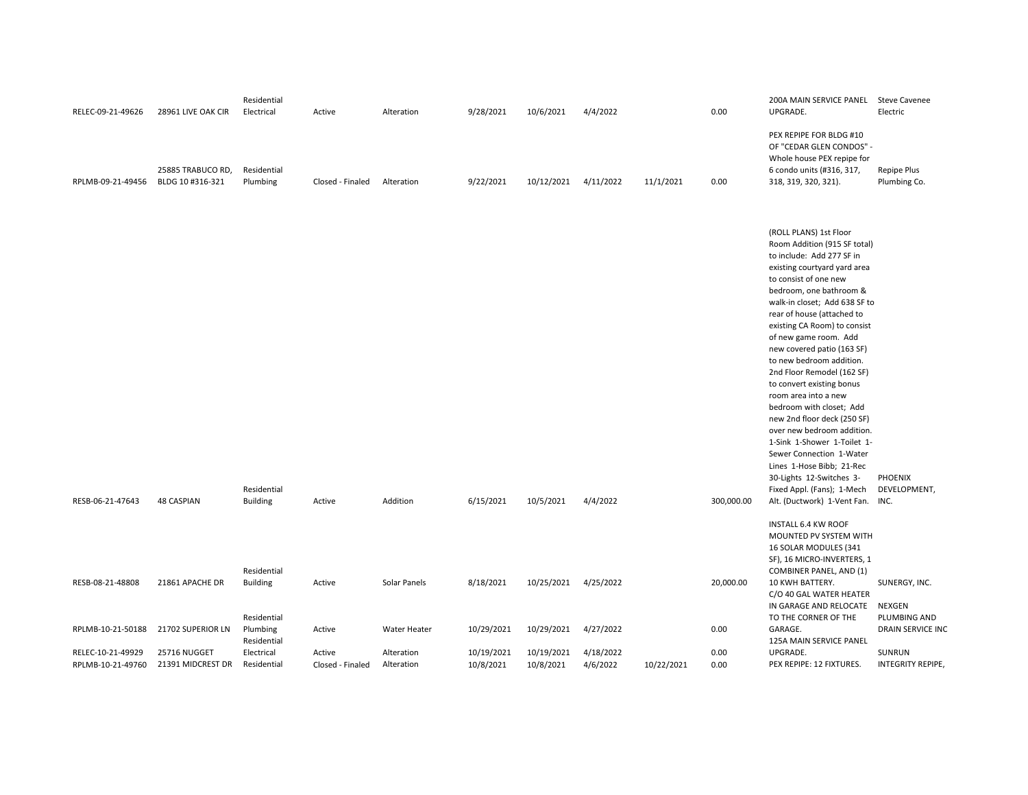| | | | | | | | | | | | |
|---|---|---|---|---|---|---|---|---|---|---|---|
| RELEC-09-21-49626 | 28961 LIVE OAK CIR | Residential Electrical | Active | Alteration | 9/28/2021 | 10/6/2021 | 4/4/2022 | | 0.00 | 200A MAIN SERVICE PANEL UPGRADE. | Steve Cavenee Electric |
| RPLMB-09-21-49456 | 25885 TRABUCO RD, BLDG 10 #316-321 | Residential Plumbing | Closed - Finaled | Alteration | 9/22/2021 | 10/12/2021 | 4/11/2022 | 11/1/2021 | 0.00 | PEX REPIPE FOR BLDG #10 OF "CEDAR GLEN CONDOS" - Whole house PEX repipe for 6 condo units (#316, 317, 318, 319, 320, 321). | Repipe Plus Plumbing Co. |
| RESB-06-21-47643 | 48 CASPIAN | Residential Building | Active | Addition | 6/15/2021 | 10/5/2021 | 4/4/2022 | | 300,000.00 | (ROLL PLANS) 1st Floor Room Addition (915 SF total) to include: Add 277 SF in existing courtyard yard area to consist of one new bedroom, one bathroom & walk-in closet; Add 638 SF to rear of house (attached to existing CA Room) to consist of new game room. Add new covered patio (163 SF) to new bedroom addition. 2nd Floor Remodel (162 SF) to convert existing bonus room area into a new bedroom with closet; Add new 2nd floor deck (250 SF) over new bedroom addition. 1-Sink 1-Shower 1-Toilet 1-Sewer Connection 1-Water Lines 1-Hose Bibb; 21-Rec 30-Lights 12-Switches 3-Fixed Appl. (Fans); 1-Mech Alt. (Ductwork) 1-Vent Fan. | PHOENIX DEVELOPMENT, INC. |
| RESB-08-21-48808 | 21861 APACHE DR | Residential Building | Active | Solar Panels | 8/18/2021 | 10/25/2021 | 4/25/2022 | | 20,000.00 | INSTALL 6.4 KW ROOF MOUNTED PV SYSTEM WITH 16 SOLAR MODULES (341 SF), 16 MICRO-INVERTERS, 1 COMBINER PANEL, AND (1) 10 KWH BATTERY. | SUNERGY, INC. |
| RPLMB-10-21-50188 | 21702 SUPERIOR LN | Residential Plumbing | Active | Water Heater | 10/29/2021 | 10/29/2021 | 4/27/2022 | | 0.00 | C/O 40 GAL WATER HEATER IN GARAGE AND RELOCATE TO THE CORNER OF THE GARAGE. | NEXGEN PLUMBING AND DRAIN SERVICE INC |
| RELEC-10-21-49929 | 25716 NUGGET | Residential Electrical | Active | Alteration | 10/19/2021 | 10/19/2021 | 4/18/2022 | | 0.00 | 125A MAIN SERVICE PANEL UPGRADE. | SUNRUN |
| RPLMB-10-21-49760 | 21391 MIDCREST DR | Residential | Closed - Finaled | Alteration | 10/8/2021 | 10/8/2021 | 4/6/2022 | 10/22/2021 | 0.00 | PEX REPIPE: 12 FIXTURES. | INTEGRITY REPIPE, |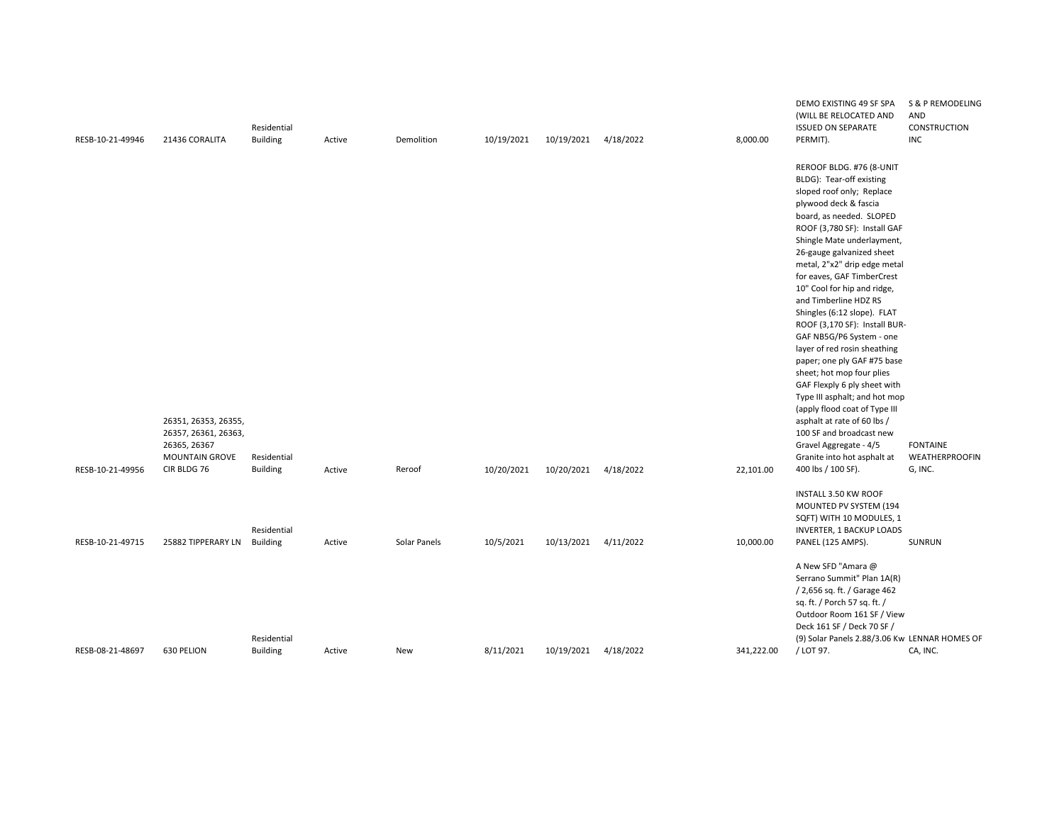| | | | | | | | | | | |
|---|---|---|---|---|---|---|---|---|---|---|
| RESB-10-21-49946 | 21436 CORALITA | Residential Building | Active | Demolition | 10/19/2021 | 10/19/2021 | 4/18/2022 | 8,000.00 | DEMO EXISTING 49 SF SPA (WILL BE RELOCATED AND ISSUED ON SEPARATE PERMIT). | S & P REMODELING AND CONSTRUCTION INC |
| RESB-10-21-49956 | 26351, 26353, 26355, 26357, 26361, 26363, 26365, 26367 MOUNTAIN GROVE CIR BLDG 76 | Residential Building | Active | Reroof | 10/20/2021 | 10/20/2021 | 4/18/2022 | 22,101.00 | REROOF BLDG. #76 (8-UNIT BLDG): Tear-off existing sloped roof only; Replace plywood deck & fascia board, as needed. SLOPED ROOF (3,780 SF): Install GAF Shingle Mate underlayment, 26-gauge galvanized sheet metal, 2"x2" drip edge metal for eaves, GAF TimberCrest 10" Cool for hip and ridge, and Timberline HDZ RS Shingles (6:12 slope). FLAT ROOF (3,170 SF): Install BUR-GAF NB5G/P6 System - one layer of red rosin sheathing paper; one ply GAF #75 base sheet; hot mop four plies GAF Flexply 6 ply sheet with Type III asphalt; and hot mop (apply flood coat of Type III asphalt at rate of 60 lbs / 100 SF and broadcast new Gravel Aggregate - 4/5 Granite into hot asphalt at 400 lbs / 100 SF). | FONTAINE WEATHERPROOFING, INC. |
| RESB-10-21-49715 | 25882 TIPPERARY LN | Residential Building | Active | Solar Panels | 10/5/2021 | 10/13/2021 | 4/11/2022 | 10,000.00 | INSTALL 3.50 KW ROOF MOUNTED PV SYSTEM (194 SQFT) WITH 10 MODULES, 1 INVERTER, 1 BACKUP LOADS PANEL (125 AMPS). | SUNRUN |
| RESB-08-21-48697 | 630 PELION | Residential Building | Active | New | 8/11/2021 | 10/19/2021 | 4/18/2022 | 341,222.00 | A New SFD "Amara @ Serrano Summit" Plan 1A(R) / 2,656 sq. ft. / Garage 462 sq. ft. / Porch 57 sq. ft. / Outdoor Room 161 SF / View Deck 161 SF / Deck 70 SF / (9) Solar Panels 2.88/3.06 Kw / LOT 97. | LENNAR HOMES OF CA, INC. |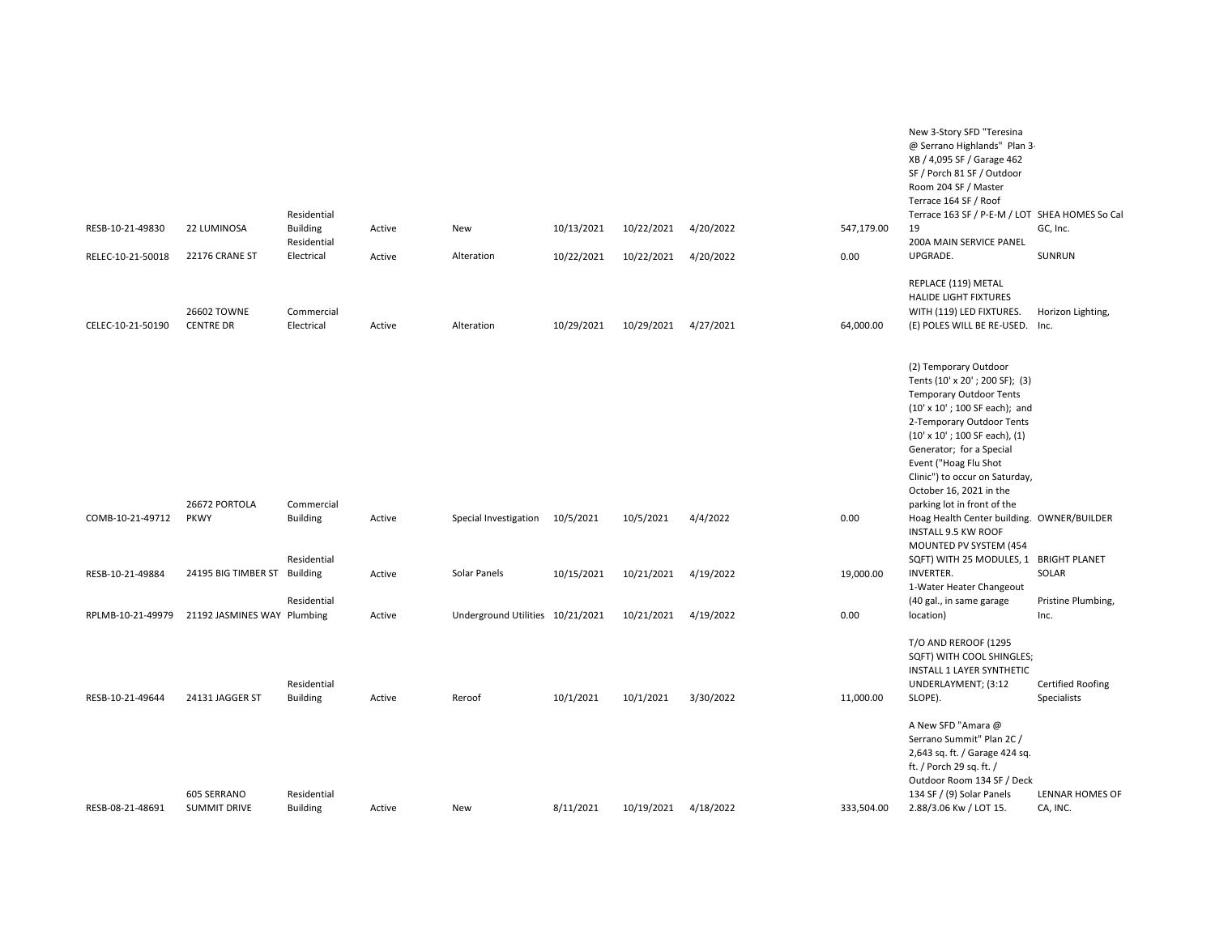| | | | | | | | | | | | |
|---|---|---|---|---|---|---|---|---|---|---|---|
| RESB-10-21-49830 | 22 LUMINOSA | Residential Building | Active | New | 10/13/2021 | 10/22/2021 | 4/20/2022 | | 547,179.00 | New 3-Story SFD "Teresina @ Serrano Highlands" Plan 3-XB / 4,095 SF / Garage 462 SF / Porch 81 SF / Outdoor Room 204 SF / Master Terrace 164 SF / Roof Terrace 163 SF / P-E-M / LOT 19 | SHEA HOMES So Cal GC, Inc. |
| RELEC-10-21-50018 | 22176 CRANE ST | Residential Electrical | Active | Alteration | 10/22/2021 | 10/22/2021 | 4/20/2022 | | 0.00 | 200A MAIN SERVICE PANEL UPGRADE. | SUNRUN |
| CELEC-10-21-50190 | 26602 TOWNE CENTRE DR | Commercial Electrical | Active | Alteration | 10/29/2021 | 10/29/2021 | 4/27/2021 | | 64,000.00 | REPLACE (119) METAL HALIDE LIGHT FIXTURES WITH (119) LED FIXTURES. (E) POLES WILL BE RE-USED. | Horizon Lighting, Inc. |
| COMB-10-21-49712 | 26672 PORTOLA PKWY | Commercial Building | Active | Special Investigation | 10/5/2021 | 10/5/2021 | 4/4/2022 | | 0.00 | (2) Temporary Outdoor Tents (10' x 20' ; 200 SF); (3) Temporary Outdoor Tents (10' x 10' ; 100 SF each); and 2-Temporary Outdoor Tents (10' x 10' ; 100 SF each), (1) Generator; for a Special Event ("Hoag Flu Shot Clinic") to occur on Saturday, October 16, 2021 in the parking lot in front of the Hoag Health Center building. | OWNER/BUILDER |
| RESB-10-21-49884 | 24195 BIG TIMBER ST | Residential Building | Active | Solar Panels | 10/15/2021 | 10/21/2021 | 4/19/2022 | | 19,000.00 | INSTALL 9.5 KW ROOF MOUNTED PV SYSTEM (454 SQFT) WITH 25 MODULES, 1 INVERTER. | BRIGHT PLANET SOLAR |
| RPLMB-10-21-49979 | 21192 JASMINES WAY | Residential Plumbing | Active | Underground Utilities | 10/21/2021 | 10/21/2021 | 4/19/2022 | | 0.00 | 1-Water Heater Changeout (40 gal., in same garage location) | Pristine Plumbing, Inc. |
| RESB-10-21-49644 | 24131 JAGGER ST | Residential Building | Active | Reroof | 10/1/2021 | 10/1/2021 | 3/30/2022 | | 11,000.00 | T/O AND REROOF (1295 SQFT) WITH COOL SHINGLES; INSTALL 1 LAYER SYNTHETIC UNDERLAYMENT; (3:12 SLOPE). | Certified Roofing Specialists |
| RESB-08-21-48691 | 605 SERRANO SUMMIT DRIVE | Residential Building | Active | New | 8/11/2021 | 10/19/2021 | 4/18/2022 | | 333,504.00 | A New SFD "Amara @ Serrano Summit" Plan 2C / 2,643 sq. ft. / Garage 424 sq. ft. / Porch 29 sq. ft. / Outdoor Room 134 SF / Deck 134 SF / (9) Solar Panels 2.88/3.06 Kw / LOT 15. | LENNAR HOMES OF CA, INC. |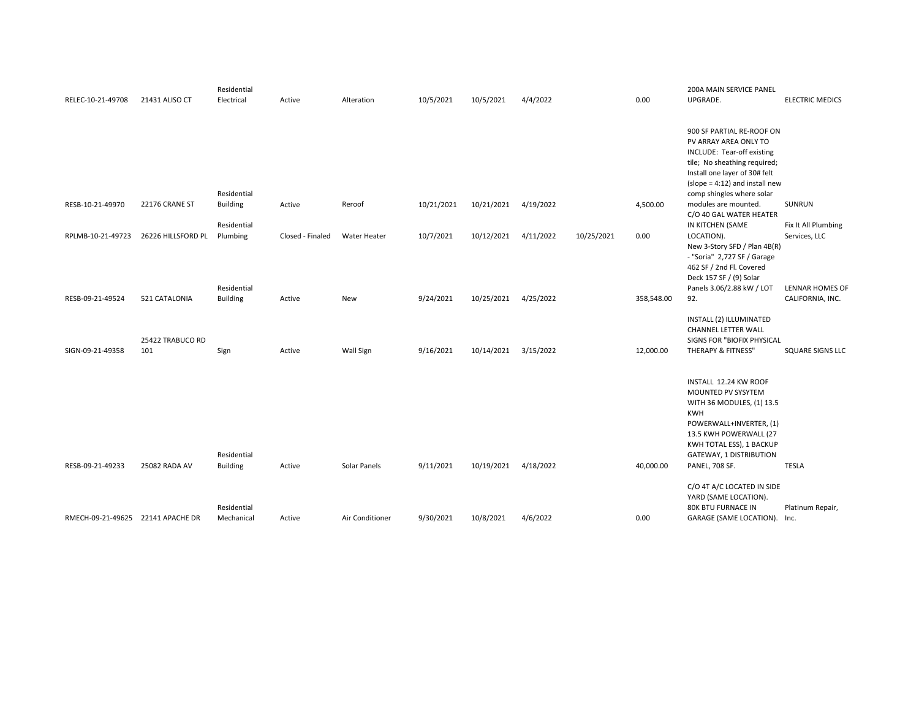| | | | | | | | | | | | |
|---|---|---|---|---|---|---|---|---|---|---|---|
| RELEC-10-21-49708 | 21431 ALISO CT | Residential Electrical | Active | Alteration | 10/5/2021 | 10/5/2021 | 4/4/2022 | | 0.00 | 200A MAIN SERVICE PANEL UPGRADE. | ELECTRIC MEDICS |
| RESB-10-21-49970 | 22176 CRANE ST | Residential Building | Active | Reroof | 10/21/2021 | 10/21/2021 | 4/19/2022 | | 4,500.00 | 900 SF PARTIAL RE-ROOF ON PV ARRAY AREA ONLY TO INCLUDE: Tear-off existing tile; No sheathing required; Install one layer of 30# felt (slope = 4:12) and install new comp shingles where solar modules are mounted. | SUNRUN |
| RPLMB-10-21-49723 | 26226 HILLSFORD PL | Residential Plumbing | Closed - Finaled | Water Heater | 10/7/2021 | 10/12/2021 | 4/11/2022 | 10/25/2021 | 0.00 | C/O 40 GAL WATER HEATER IN KITCHEN (SAME LOCATION). | Fix It All Plumbing Services, LLC |
| RESB-09-21-49524 | 521 CATALONIA | Residential Building | Active | New | 9/24/2021 | 10/25/2021 | 4/25/2022 | | 358,548.00 | New 3-Story SFD / Plan 4B(R) - "Soria" 2,727 SF / Garage 462 SF / 2nd Fl. Covered Deck 157 SF / (9) Solar Panels 3.06/2.88 kW / LOT 92. | LENNAR HOMES OF CALIFORNIA, INC. |
| SIGN-09-21-49358 | 25422 TRABUCO RD 101 | Sign | Active | Wall Sign | 9/16/2021 | 10/14/2021 | 3/15/2022 | | 12,000.00 | INSTALL (2) ILLUMINATED CHANNEL LETTER WALL SIGNS FOR "BIOFIX PHYSICAL THERAPY & FITNESS" | SQUARE SIGNS LLC |
| RESB-09-21-49233 | 25082 RADA AV | Residential Building | Active | Solar Panels | 9/11/2021 | 10/19/2021 | 4/18/2022 | | 40,000.00 | INSTALL 12.24 KW ROOF MOUNTED PV SYSYTEM WITH 36 MODULES, (1) 13.5 KWH POWERWALL+INVERTER, (1) 13.5 KWH POWERWALL (27 KWH TOTAL ESS), 1 BACKUP GATEWAY, 1 DISTRIBUTION PANEL, 708 SF. | TESLA |
| RMECH-09-21-49625 | 22141 APACHE DR | Residential Mechanical | Active | Air Conditioner | 9/30/2021 | 10/8/2021 | 4/6/2022 | | 0.00 | C/O 4T A/C LOCATED IN SIDE YARD (SAME LOCATION). 80K BTU FURNACE IN GARAGE (SAME LOCATION). | Platinum Repair, Inc. |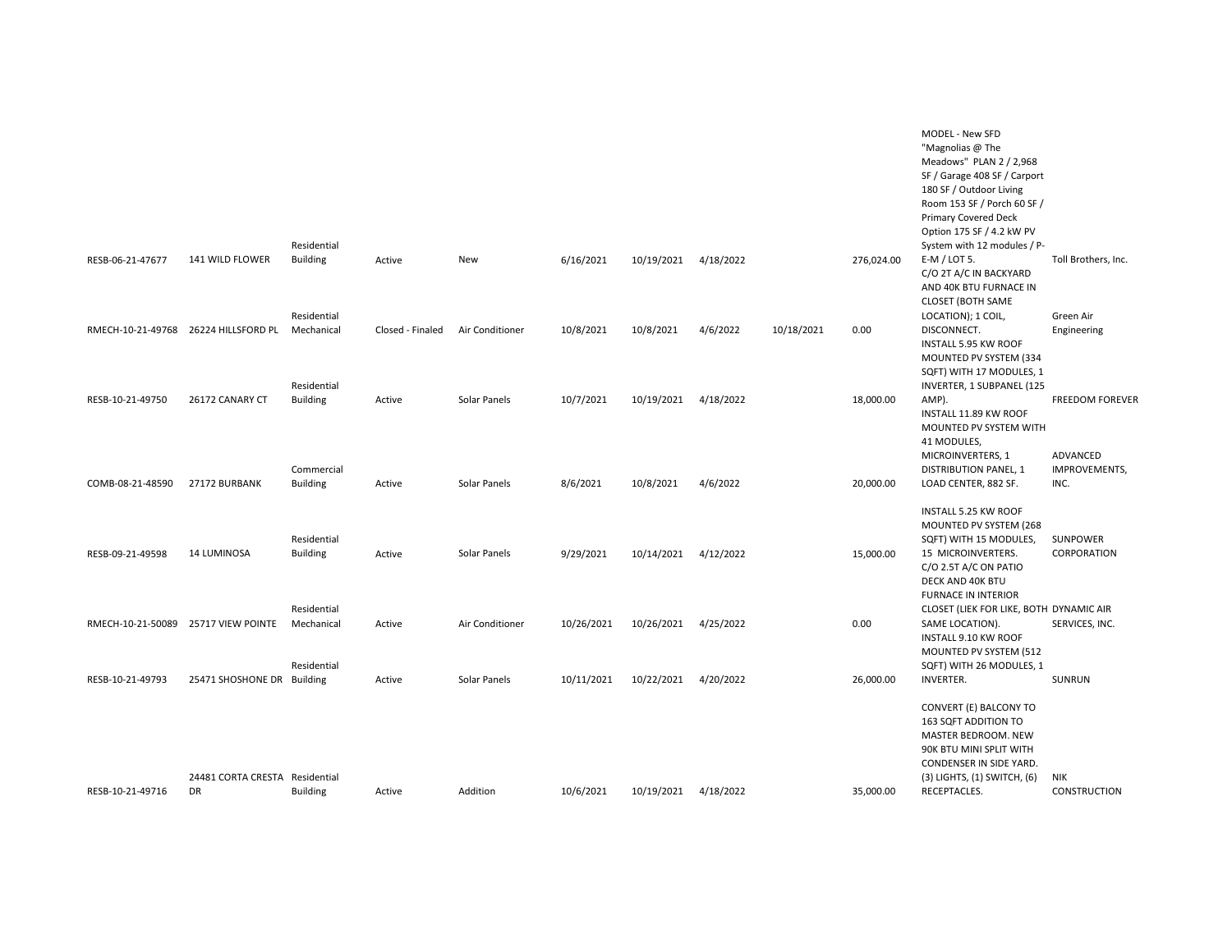| | | | | | | | | | | | |
|---|---|---|---|---|---|---|---|---|---|---|---|
| RESB-06-21-47677 | 141 WILD FLOWER | Residential Building | Active | New | 6/16/2021 | 10/19/2021 | 4/18/2022 | | 276,024.00 | MODEL - New SFD "Magnolias @ The Meadows" PLAN 2 / 2,968 SF / Garage 408 SF / Carport 180 SF / Outdoor Living Room 153 SF / Porch 60 SF / Primary Covered Deck Option 175 SF / 4.2 kW PV System with 12 modules / P-E-M / LOT 5. | Toll Brothers, Inc. |
| RMECH-10-21-49768 | 26224 HILLSFORD PL | Residential Mechanical | Closed - Finaled | Air Conditioner | 10/8/2021 | 10/8/2021 | 4/6/2022 | 10/18/2021 | 0.00 | C/O 2T A/C IN BACKYARD AND 40K BTU FURNACE IN CLOSET (BOTH SAME LOCATION); 1 COIL, DISCONNECT. | Green Air Engineering |
| RESB-10-21-49750 | 26172 CANARY CT | Residential Building | Active | Solar Panels | 10/7/2021 | 10/19/2021 | 4/18/2022 | | 18,000.00 | INSTALL 5.95 KW ROOF MOUNTED PV SYSTEM (334 SQFT) WITH 17 MODULES, 1 INVERTER, 1 SUBPANEL (125 AMP). | FREEDOM FOREVER |
| COMB-08-21-48590 | 27172 BURBANK | Commercial Building | Active | Solar Panels | 8/6/2021 | 10/8/2021 | 4/6/2022 | | 20,000.00 | INSTALL 11.89 KW ROOF MOUNTED PV SYSTEM WITH 41 MODULES, MICROINVERTERS, 1 DISTRIBUTION PANEL, 1 LOAD CENTER, 882 SF. | ADVANCED IMPROVEMENTS, INC. |
| RESB-09-21-49598 | 14 LUMINOSA | Residential Building | Active | Solar Panels | 9/29/2021 | 10/14/2021 | 4/12/2022 | | 15,000.00 | INSTALL 5.25 KW ROOF MOUNTED PV SYSTEM (268 SQFT) WITH 15 MODULES, 15 MICROINVERTERS. | SUNPOWER CORPORATION |
| RMECH-10-21-50089 | 25717 VIEW POINTE | Residential Mechanical | Active | Air Conditioner | 10/26/2021 | 10/26/2021 | 4/25/2022 | | 0.00 | C/O 2.5T A/C ON PATIO DECK AND 40K BTU FURNACE IN INTERIOR CLOSET (LIEK FOR LIKE, BOTH SAME LOCATION). | DYNAMIC AIR SERVICES, INC. |
| RESB-10-21-49793 | 25471 SHOSHONE DR | Residential Building | Active | Solar Panels | 10/11/2021 | 10/22/2021 | 4/20/2022 | | 26,000.00 | INSTALL 9.10 KW ROOF MOUNTED PV SYSTEM (512 SQFT) WITH 26 MODULES, 1 INVERTER. | SUNRUN |
| RESB-10-21-49716 | 24481 CORTA CRESTA DR | Residential Building | Active | Addition | 10/6/2021 | 10/19/2021 | 4/18/2022 | | 35,000.00 | CONVERT (E) BALCONY TO 163 SQFT ADDITION TO MASTER BEDROOM. NEW 90K BTU MINI SPLIT WITH CONDENSER IN SIDE YARD. (3) LIGHTS, (1) SWITCH, (6) RECEPTACLES. | NIK CONSTRUCTION |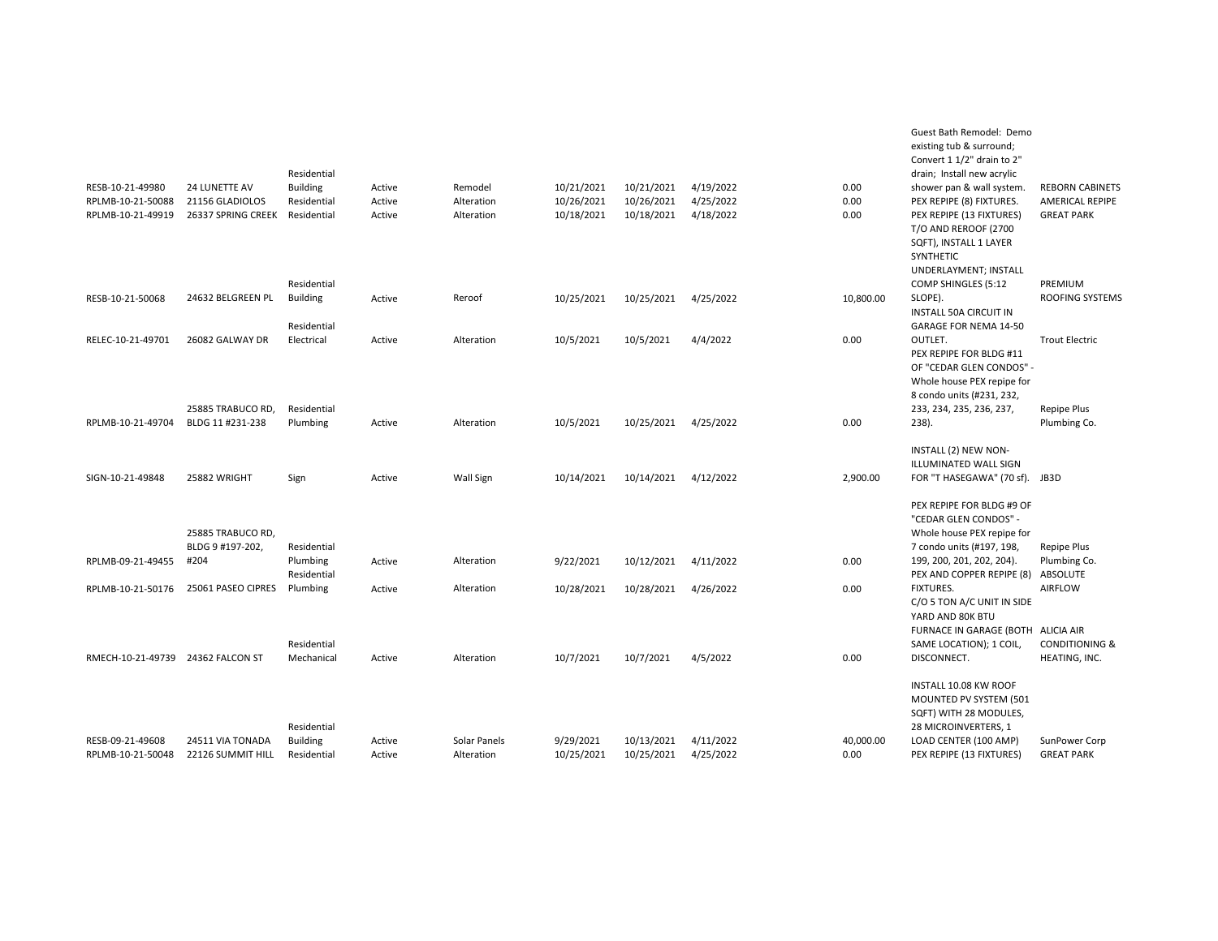| | | | | | | | | | | |
|---|---|---|---|---|---|---|---|---|---|---|
| RESB-10-21-49980 | 24 LUNETTE AV | Residential Building | Active | Remodel | 10/21/2021 | 10/21/2021 | 4/19/2022 | 0.00 | Guest Bath Remodel: Demo existing tub & surround; Convert 1 1/2" drain to 2" drain; Install new acrylic shower pan & wall system. | REBORN CABINETS |
| RPLMB-10-21-50088 | 21156 GLADIOLOS | Residential | Active | Alteration | 10/26/2021 | 10/26/2021 | 4/25/2022 | 0.00 | PEX REPIPE (8) FIXTURES. | AMERICAL REPIPE |
| RPLMB-10-21-49919 | 26337 SPRING CREEK | Residential | Active | Alteration | 10/18/2021 | 10/18/2021 | 4/18/2022 | 0.00 | PEX REPIPE (13 FIXTURES) | GREAT PARK |
| RESB-10-21-50068 | 24632 BELGREEN PL | Residential Building | Active | Reroof | 10/25/2021 | 10/25/2021 | 4/25/2022 | 10,800.00 | T/O AND REROOF (2700 SQFT), INSTALL 1 LAYER SYNTHETIC UNDERLAYMENT; INSTALL COMP SHINGLES (5:12 SLOPE). | PREMIUM ROOFING SYSTEMS |
| RELEC-10-21-49701 | 26082 GALWAY DR | Residential Electrical | Active | Alteration | 10/5/2021 | 10/5/2021 | 4/4/2022 | 0.00 | INSTALL 50A CIRCUIT IN GARAGE FOR NEMA 14-50 OUTLET. | Trout Electric |
| RPLMB-10-21-49704 | 25885 TRABUCO RD, BLDG 11 #231-238 | Residential Plumbing | Active | Alteration | 10/5/2021 | 10/25/2021 | 4/25/2022 | 0.00 | PEX REPIPE FOR BLDG #11 OF "CEDAR GLEN CONDOS" - Whole house PEX repipe for 8 condo units (#231, 232, 233, 234, 235, 236, 237, 238). | Repipe Plus Plumbing Co. |
| SIGN-10-21-49848 | 25882 WRIGHT | Sign | Active | Wall Sign | 10/14/2021 | 10/14/2021 | 4/12/2022 | 2,900.00 | INSTALL (2) NEW NON-ILLUMINATED WALL SIGN FOR "T HASEGAWA" (70 sf). | JB3D |
| RPLMB-09-21-49455 | 25885 TRABUCO RD, BLDG 9 #197-202, #204 | Residential Plumbing | Active | Alteration | 9/22/2021 | 10/12/2021 | 4/11/2022 | 0.00 | PEX REPIPE FOR BLDG #9 OF "CEDAR GLEN CONDOS" - Whole house PEX repipe for 7 condo units (#197, 198, 199, 200, 201, 202, 204). | Repipe Plus Plumbing Co. |
| RPLMB-10-21-50176 | 25061 PASEO CIPRES | Residential Plumbing | Active | Alteration | 10/28/2021 | 10/28/2021 | 4/26/2022 | 0.00 | PEX AND COPPER REPIPE (8) FIXTURES. | ABSOLUTE AIRFLOW |
| RMECH-10-21-49739 | 24362 FALCON ST | Residential Mechanical | Active | Alteration | 10/7/2021 | 10/7/2021 | 4/5/2022 | 0.00 | C/O 5 TON A/C UNIT IN SIDE YARD AND 80K BTU FURNACE IN GARAGE (BOTH SAME LOCATION); 1 COIL, DISCONNECT. | ALICIA AIR CONDITIONING & HEATING, INC. |
| RESB-09-21-49608 | 24511 VIA TONADA | Residential Building | Active | Solar Panels | 9/29/2021 | 10/13/2021 | 4/11/2022 | 40,000.00 | INSTALL 10.08 KW ROOF MOUNTED PV SYSTEM (501 SQFT) WITH 28 MODULES, 28 MICROINVERTERS, 1 LOAD CENTER (100 AMP) | SunPower Corp |
| RPLMB-10-21-50048 | 22126 SUMMIT HILL | Residential | Active | Alteration | 10/25/2021 | 10/25/2021 | 4/25/2022 | 0.00 | PEX REPIPE (13 FIXTURES) | GREAT PARK |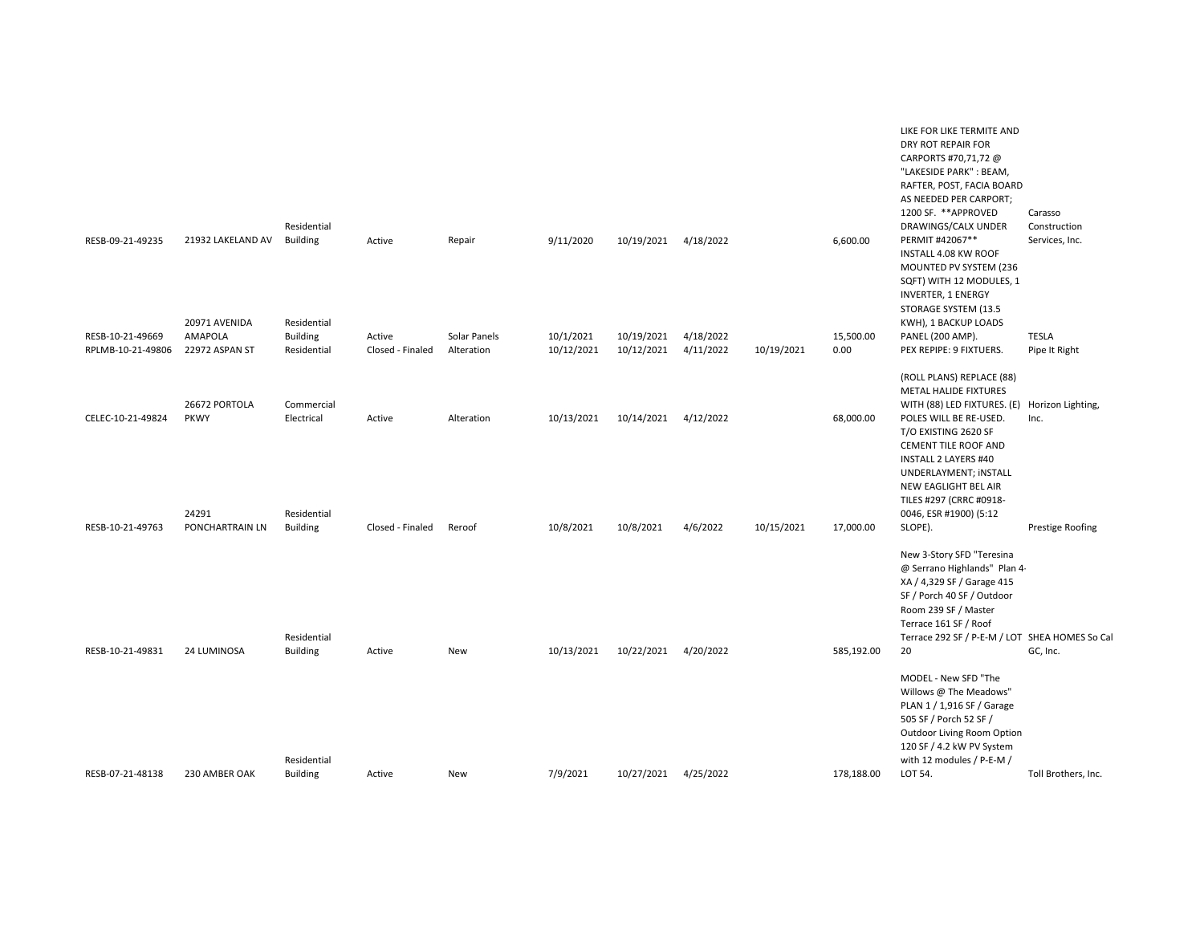| | | | | | | | | | | | |
|---|---|---|---|---|---|---|---|---|---|---|---|
| RESB-09-21-49235 | 21932 LAKELAND AV | Residential Building | Active | Repair | 9/11/2020 | 10/19/2021 | 4/18/2022 | | 6,600.00 | LIKE FOR LIKE TERMITE AND DRY ROT REPAIR FOR CARPORTS #70,71,72 @ "LAKESIDE PARK" : BEAM, RAFTER, POST, FACIA BOARD AS NEEDED PER CARPORT; 1200 SF. **APPROVED DRAWINGS/CALX UNDER PERMIT #42067** | Carasso Construction Services, Inc. |
| RESB-10-21-49669 | 20971 AVENIDA AMAPOLA | Residential Building | Active | Solar Panels | 10/1/2021 | 10/19/2021 | 4/18/2022 | | 15,500.00 | INSTALL 4.08 KW ROOF MOUNTED PV SYSTEM (236 SQFT) WITH 12 MODULES, 1 INVERTER, 1 ENERGY STORAGE SYSTEM (13.5 KWH), 1 BACKUP LOADS PANEL (200 AMP). | TESLA |
| RPLMB-10-21-49806 | 22972 ASPAN ST | Residential | Closed - Finaled | Alteration | 10/12/2021 | 10/12/2021 | 4/11/2022 | 10/19/2021 | 0.00 | PEX REPIPE: 9 FIXTUERS. | Pipe It Right |
| CELEC-10-21-49824 | 26672 PORTOLA PKWY | Commercial Electrical | Active | Alteration | 10/13/2021 | 10/14/2021 | 4/12/2022 | | 68,000.00 | (ROLL PLANS) REPLACE (88) METAL HALIDE FIXTURES WITH (88) LED FIXTURES. (E) POLES WILL BE RE-USED. | Horizon Lighting, Inc. |
| RESB-10-21-49763 | 24291 PONCHARTRAIN LN | Residential Building | Closed - Finaled | Reroof | 10/8/2021 | 10/8/2021 | 4/6/2022 | 10/15/2021 | 17,000.00 | T/O EXISTING 2620 SF CEMENT TILE ROOF AND INSTALL 2 LAYERS #40 UNDERLAYMENT; iNSTALL NEW EAGLIGHT BEL AIR TILES #297 (CRRC #0918-0046, ESR #1900) (5:12 SLOPE). | Prestige Roofing |
| RESB-10-21-49831 | 24 LUMINOSA | Residential Building | Active | New | 10/13/2021 | 10/22/2021 | 4/20/2022 | | 585,192.00 | New 3-Story SFD "Teresina @ Serrano Highlands" Plan 4-XA / 4,329 SF / Garage 415 SF / Porch 40 SF / Outdoor Room 239 SF / Master Terrace 161 SF / Roof Terrace 292 SF / P-E-M / LOT 20 | SHEA HOMES So Cal GC, Inc. |
| RESB-07-21-48138 | 230 AMBER OAK | Residential Building | Active | New | 7/9/2021 | 10/27/2021 | 4/25/2022 | | 178,188.00 | MODEL - New SFD "The Willows @ The Meadows" PLAN 1 / 1,916 SF / Garage 505 SF / Porch 52 SF / Outdoor Living Room Option 120 SF / 4.2 kW PV System with 12 modules / P-E-M / LOT 54. | Toll Brothers, Inc. |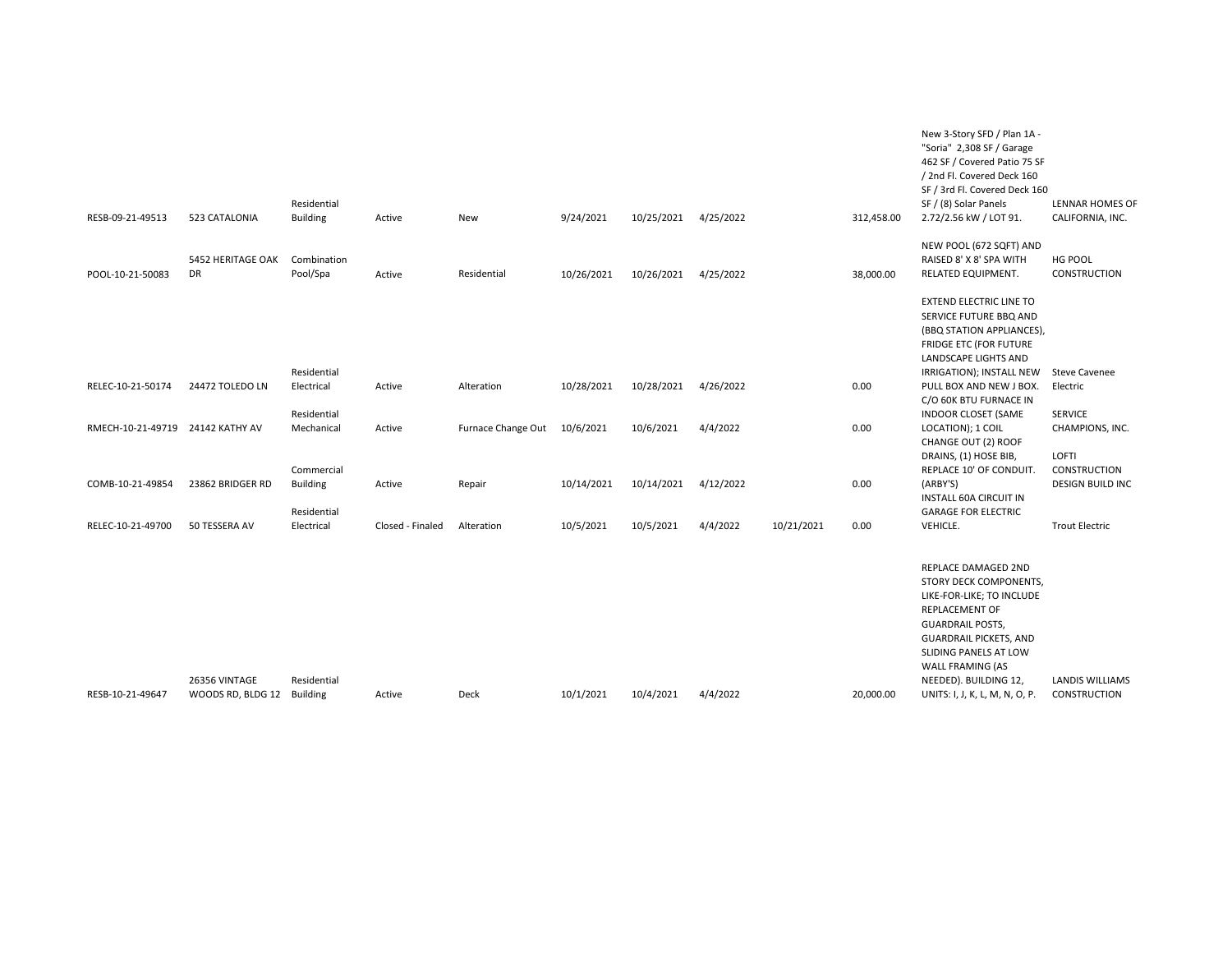| | | | | | | | | | | | |
|---|---|---|---|---|---|---|---|---|---|---|---|
| RESB-09-21-49513 | 523 CATALONIA | Residential Building | Active | New | 9/24/2021 | 10/25/2021 | 4/25/2022 | | 312,458.00 | New 3-Story SFD / Plan 1A - "Soria" 2,308 SF / Garage 462 SF / Covered Patio 75 SF / 2nd Fl. Covered Deck 160 SF / 3rd Fl. Covered Deck 160 SF / (8) Solar Panels 2.72/2.56 kW / LOT 91. | LENNAR HOMES OF CALIFORNIA, INC. |
| POOL-10-21-50083 | 5452 HERITAGE OAK DR | Combination Pool/Spa | Active | Residential | 10/26/2021 | 10/26/2021 | 4/25/2022 | | 38,000.00 | NEW POOL (672 SQFT) AND RAISED 8' X 8' SPA WITH RELATED EQUIPMENT. | HG POOL CONSTRUCTION |
| RELEC-10-21-50174 | 24472 TOLEDO LN | Residential Electrical | Active | Alteration | 10/28/2021 | 10/28/2021 | 4/26/2022 | | 0.00 | EXTEND ELECTRIC LINE TO SERVICE FUTURE BBQ AND (BBQ STATION APPLIANCES), FRIDGE ETC (FOR FUTURE LANDSCAPE LIGHTS AND IRRIGATION); INSTALL NEW PULL BOX AND NEW J BOX. | Steve Cavenee Electric |
| RMECH-10-21-49719 | 24142 KATHY AV | Residential Mechanical | Active | Furnace Change Out | 10/6/2021 | 10/6/2021 | 4/4/2022 | | 0.00 | C/O 60K BTU FURNACE IN INDOOR CLOSET (SAME LOCATION); 1 COIL | SERVICE CHAMPIONS, INC. |
| COMB-10-21-49854 | 23862 BRIDGER RD | Commercial Building | Active | Repair | 10/14/2021 | 10/14/2021 | 4/12/2022 | | 0.00 | CHANGE OUT (2) ROOF DRAINS, (1) HOSE BIB, REPLACE 10' OF CONDUIT. (ARBY'S) | LOFTI CONSTRUCTION DESIGN BUILD INC |
| RELEC-10-21-49700 | 50 TESSERA AV | Residential Electrical | Closed - Finaled | Alteration | 10/5/2021 | 10/5/2021 | 4/4/2022 | 10/21/2021 | 0.00 | INSTALL 60A CIRCUIT IN GARAGE FOR ELECTRIC VEHICLE. | Trout Electric |
| RESB-10-21-49647 | 26356 VINTAGE WOODS RD, BLDG 12 | Residential Building | Active | Deck | 10/1/2021 | 10/4/2021 | 4/4/2022 | | 20,000.00 | REPLACE DAMAGED 2ND STORY DECK COMPONENTS, LIKE-FOR-LIKE; TO INCLUDE REPLACEMENT OF GUARDRAIL POSTS, GUARDRAIL PICKETS, AND SLIDING PANELS AT LOW WALL FRAMING (AS NEEDED). BUILDING 12, UNITS: I, J, K, L, M, N, O, P. | LANDIS WILLIAMS CONSTRUCTION |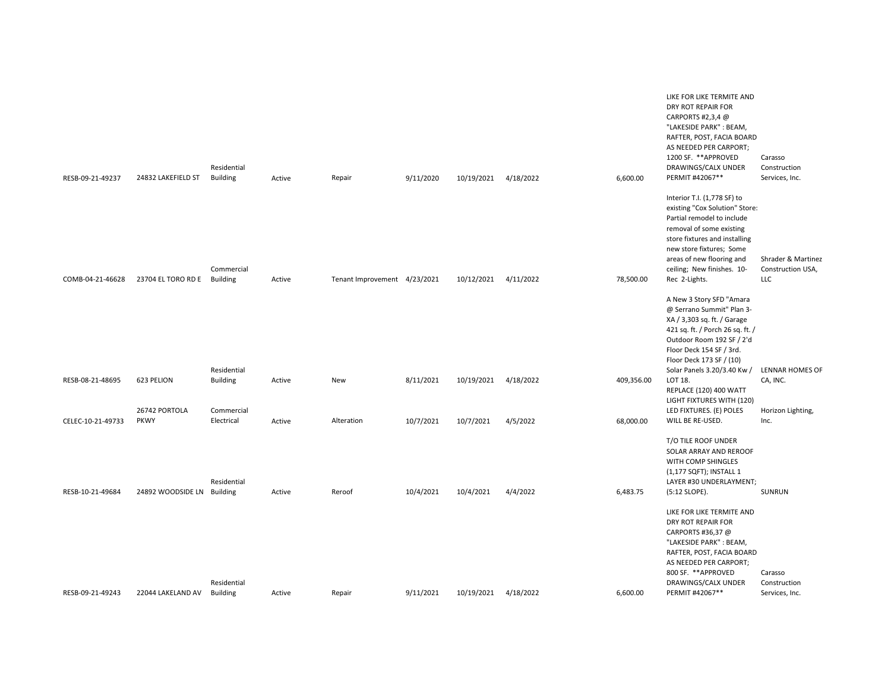| | | | | | | | | | | |
|---|---|---|---|---|---|---|---|---|---|---|
| RESB-09-21-49237 | 24832 LAKEFIELD ST | Residential Building | Active | Repair | 9/11/2020 | 10/19/2021 | 4/18/2022 | 6,600.00 | LIKE FOR LIKE TERMITE AND DRY ROT REPAIR FOR CARPORTS #2,3,4 @ "LAKESIDE PARK" : BEAM, RAFTER, POST, FACIA BOARD AS NEEDED PER CARPORT; 1200 SF. **APPROVED DRAWINGS/CALX UNDER PERMIT #42067** | Carasso Construction Services, Inc. |
| COMB-04-21-46628 | 23704 EL TORO RD E | Commercial Building | Active | Tenant Improvement | 4/23/2021 | 10/12/2021 | 4/11/2022 | 78,500.00 | Interior T.I. (1,778 SF) to existing "Cox Solution" Store: Partial remodel to include removal of some existing store fixtures and installing new store fixtures; Some areas of new flooring and ceiling; New finishes. 10- Rec 2-Lights. | Shrader & Martinez Construction USA, LLC |
| RESB-08-21-48695 | 623 PELION | Residential Building | Active | New | 8/11/2021 | 10/19/2021 | 4/18/2022 | 409,356.00 | A New 3 Story SFD "Amara @ Serrano Summit" Plan 3-XA / 3,303 sq. ft. / Garage 421 sq. ft. / Porch 26 sq. ft. / Outdoor Room 192 SF / 2'd Floor Deck 154 SF / 3rd. Floor Deck 173 SF / (10) Solar Panels 3.20/3.40 Kw / LOT 18. | LENNAR HOMES OF CA, INC. |
| CELEC-10-21-49733 | 26742 PORTOLA PKWY | Commercial Electrical | Active | Alteration | 10/7/2021 | 10/7/2021 | 4/5/2022 | 68,000.00 | REPLACE (120) 400 WATT LIGHT FIXTURES WITH (120) LED FIXTURES. (E) POLES WILL BE RE-USED. | Horizon Lighting, Inc. |
| RESB-10-21-49684 | 24892 WOODSIDE LN | Residential Building | Active | Reroof | 10/4/2021 | 10/4/2021 | 4/4/2022 | 6,483.75 | T/O TILE ROOF UNDER SOLAR ARRAY AND REROOF WITH COMP SHINGLES (1,177 SQFT); INSTALL 1 LAYER #30 UNDERLAYMENT; (5:12 SLOPE). | SUNRUN |
| RESB-09-21-49243 | 22044 LAKELAND AV | Residential Building | Active | Repair | 9/11/2021 | 10/19/2021 | 4/18/2022 | 6,600.00 | LIKE FOR LIKE TERMITE AND DRY ROT REPAIR FOR CARPORTS #36,37 @ "LAKESIDE PARK" : BEAM, RAFTER, POST, FACIA BOARD AS NEEDED PER CARPORT; 800 SF. **APPROVED DRAWINGS/CALX UNDER PERMIT #42067** | Carasso Construction Services, Inc. |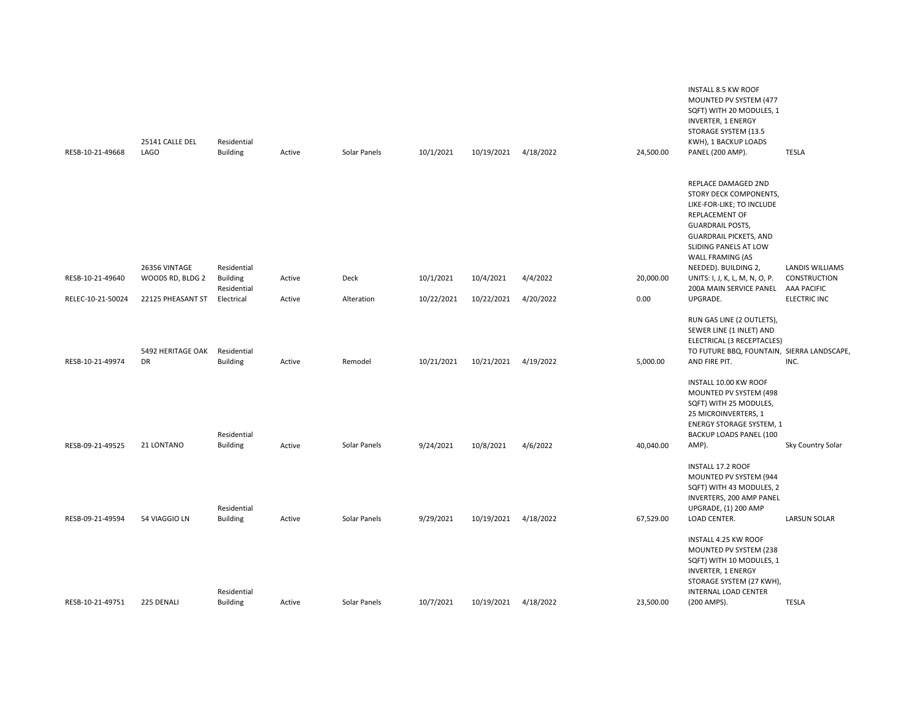| | | | | | | | | | | |
|---|---|---|---|---|---|---|---|---|---|---|
| RESB-10-21-49668 | 25141 CALLE DEL LAGO | Residential Building | Active | Solar Panels | 10/1/2021 | 10/19/2021 | 4/18/2022 | 24,500.00 | INSTALL 8.5 KW ROOF MOUNTED PV SYSTEM (477 SQFT) WITH 20 MODULES, 1 INVERTER, 1 ENERGY STORAGE SYSTEM (13.5 KWH), 1 BACKUP LOADS PANEL (200 AMP). | TESLA |
| RESB-10-21-49640 | 26356 VINTAGE WOODS RD, BLDG 2 | Residential Building | Active | Deck | 10/1/2021 | 10/4/2021 | 4/4/2022 | 20,000.00 | REPLACE DAMAGED 2ND STORY DECK COMPONENTS, LIKE-FOR-LIKE; TO INCLUDE REPLACEMENT OF GUARDRAIL POSTS, GUARDRAIL PICKETS, AND SLIDING PANELS AT LOW WALL FRAMING (AS NEEDED). BUILDING 2, UNITS: I, J, K, L, M, N, O, P. | LANDIS WILLIAMS CONSTRUCTION |
| RELEC-10-21-50024 | 22125 PHEASANT ST | Residential Electrical | Active | Alteration | 10/22/2021 | 10/22/2021 | 4/20/2022 | 0.00 | 200A MAIN SERVICE PANEL UPGRADE. | AAA PACIFIC ELECTRIC INC |
| RESB-10-21-49974 | 5492 HERITAGE OAK DR | Residential Building | Active | Remodel | 10/21/2021 | 10/21/2021 | 4/19/2022 | 5,000.00 | RUN GAS LINE (2 OUTLETS), SEWER LINE (1 INLET) AND ELECTRICAL (3 RECEPTACLES) TO FUTURE BBQ, FOUNTAIN, AND FIRE PIT. | SIERRA LANDSCAPE, INC. |
| RESB-09-21-49525 | 21 LONTANO | Residential Building | Active | Solar Panels | 9/24/2021 | 10/8/2021 | 4/6/2022 | 40,040.00 | INSTALL 10.00 KW ROOF MOUNTED PV SYSTEM (498 SQFT) WITH 25 MODULES, 25 MICROINVERTERS, 1 ENERGY STORAGE SYSTEM, 1 BACKUP LOADS PANEL (100 AMP). | Sky Country Solar |
| RESB-09-21-49594 | 54 VIAGGIO LN | Residential Building | Active | Solar Panels | 9/29/2021 | 10/19/2021 | 4/18/2022 | 67,529.00 | INSTALL 17.2 ROOF MOUNTED PV SYSTEM (944 SQFT) WITH 43 MODULES, 2 INVERTERS, 200 AMP PANEL UPGRADE, (1) 200 AMP LOAD CENTER. | LARSUN SOLAR |
| RESB-10-21-49751 | 225 DENALI | Residential Building | Active | Solar Panels | 10/7/2021 | 10/19/2021 | 4/18/2022 | 23,500.00 | INSTALL 4.25 KW ROOF MOUNTED PV SYSTEM (238 SQFT) WITH 10 MODULES, 1 INVERTER, 1 ENERGY STORAGE SYSTEM (27 KWH), INTERNAL LOAD CENTER (200 AMPS). | TESLA |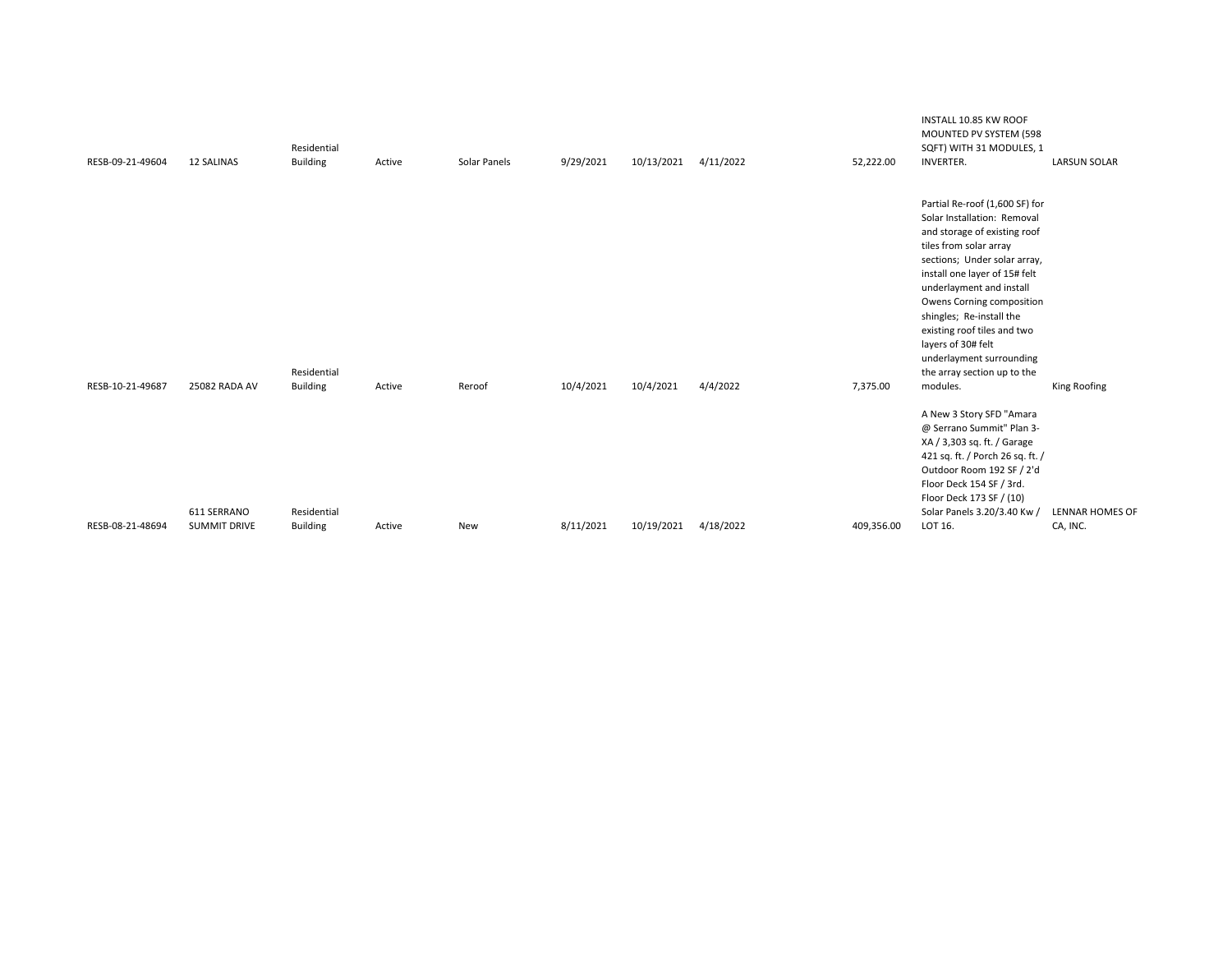| | | | | | | | | | | | |
|---|---|---|---|---|---|---|---|---|---|---|---|
| RESB-09-21-49604 | 12 SALINAS | Residential Building | Active | Solar Panels | 9/29/2021 | 10/13/2021 | 4/11/2022 | | 52,222.00 | INSTALL 10.85 KW ROOF MOUNTED PV SYSTEM (598 SQFT) WITH 31 MODULES, 1 INVERTER. | LARSUN SOLAR |
| RESB-10-21-49687 | 25082 RADA AV | Residential Building | Active | Reroof | 10/4/2021 | 10/4/2021 | 4/4/2022 | | 7,375.00 | Partial Re-roof (1,600 SF) for Solar Installation: Removal and storage of existing roof tiles from solar array sections; Under solar array, install one layer of 15# felt underlayment and install Owens Corning composition shingles; Re-install the existing roof tiles and two layers of 30# felt underlayment surrounding the array section up to the modules. | King Roofing |
| RESB-08-21-48694 | 611 SERRANO SUMMIT DRIVE | Residential Building | Active | New | 8/11/2021 | 10/19/2021 | 4/18/2022 | | 409,356.00 | A New 3 Story SFD "Amara @ Serrano Summit" Plan 3-XA / 3,303 sq. ft. / Garage 421 sq. ft. / Porch 26 sq. ft. / Outdoor Room 192 SF / 2'd Floor Deck 154 SF / 3rd. Floor Deck 173 SF / (10) Solar Panels 3.20/3.40 Kw / LOT 16. | LENNAR HOMES OF CA, INC. |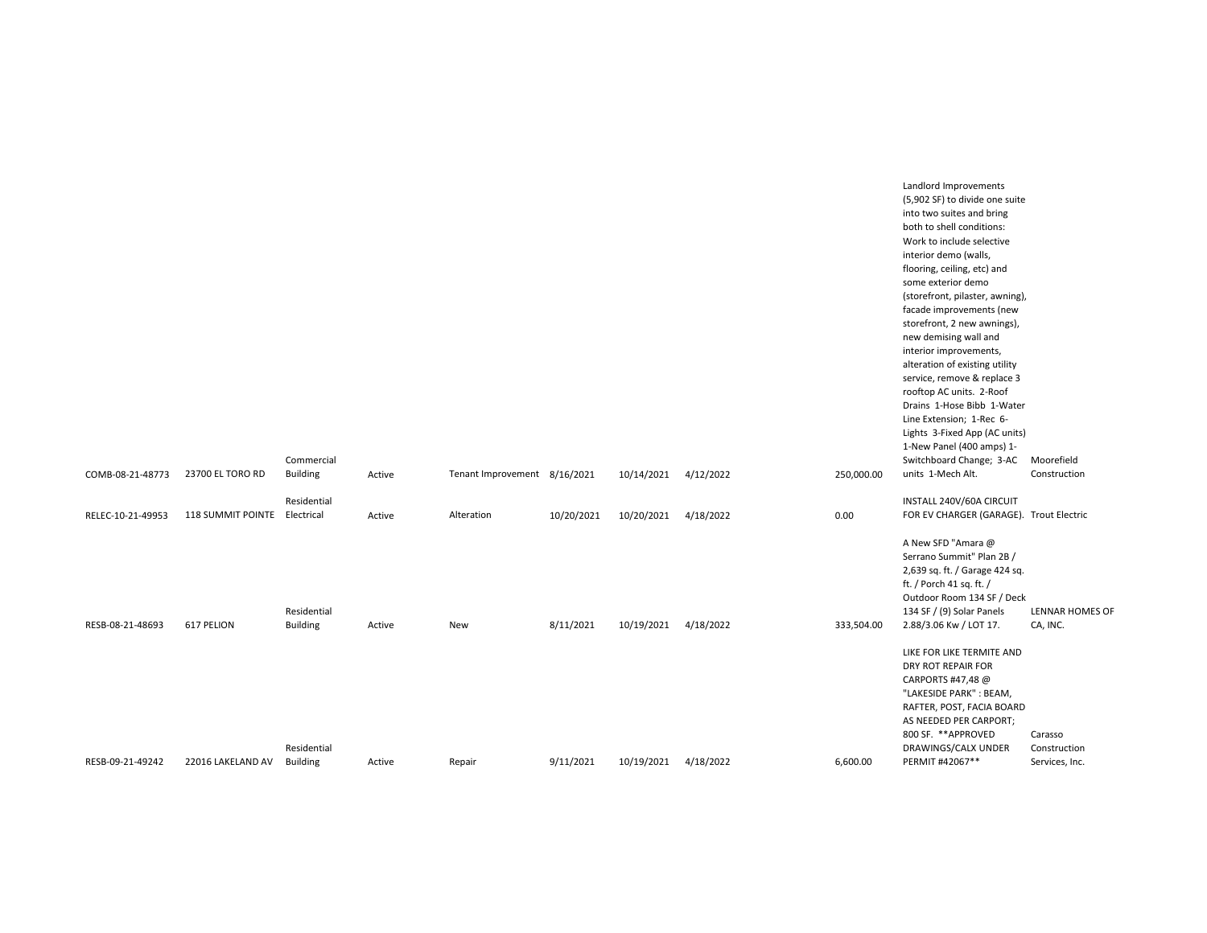| | | | | | | | | | | |
|---|---|---|---|---|---|---|---|---|---|---|
| COMB-08-21-48773 | 23700 EL TORO RD | Commercial Building | Active | Tenant Improvement | 8/16/2021 | 10/14/2021 | 4/12/2022 | 250,000.00 | Landlord Improvements (5,902 SF) to divide one suite into two suites and bring both to shell conditions: Work to include selective interior demo (walls, flooring, ceiling, etc) and some exterior demo (storefront, pilaster, awning), facade improvements (new storefront, 2 new awnings), new demising wall and interior improvements, alteration of existing utility service, remove & replace 3 rooftop AC units. 2-Roof Drains 1-Hose Bibb 1-Water Line Extension; 1-Rec 6-Lights 3-Fixed App (AC units) 1-New Panel (400 amps) 1-Switchboard Change; 3-AC units 1-Mech Alt. | Moorefield Construction |
| RELEC-10-21-49953 | 118 SUMMIT POINTE | Residential Electrical | Active | Alteration | 10/20/2021 | 10/20/2021 | 4/18/2022 | 0.00 | INSTALL 240V/60A CIRCUIT FOR EV CHARGER (GARAGE). | Trout Electric |
| RESB-08-21-48693 | 617 PELION | Residential Building | Active | New | 8/11/2021 | 10/19/2021 | 4/18/2022 | 333,504.00 | A New SFD "Amara @ Serrano Summit" Plan 2B / 2,639 sq. ft. / Garage 424 sq. ft. / Porch 41 sq. ft. / Outdoor Room 134 SF / Deck 134 SF / (9) Solar Panels 2.88/3.06 Kw / LOT 17. | LENNAR HOMES OF CA, INC. |
| RESB-09-21-49242 | 22016 LAKELAND AV | Residential Building | Active | Repair | 9/11/2021 | 10/19/2021 | 4/18/2022 | 6,600.00 | LIKE FOR LIKE TERMITE AND DRY ROT REPAIR FOR CARPORTS #47,48 @ "LAKESIDE PARK" : BEAM, RAFTER, POST, FACIA BOARD AS NEEDED PER CARPORT; 800 SF. **APPROVED DRAWINGS/CALX UNDER PERMIT #42067** | Carasso Construction Services, Inc. |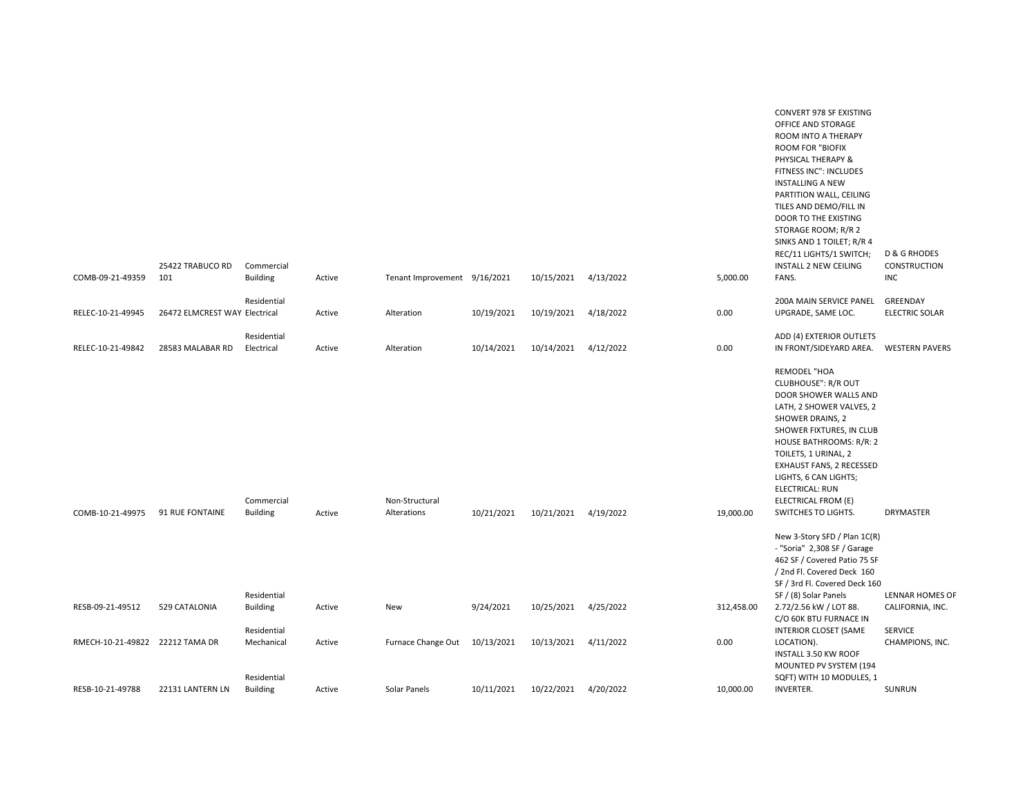| | | | | | | | | | | |
|---|---|---|---|---|---|---|---|---|---|---|
| COMB-09-21-49359 | 25422 TRABUCO RD 101 | Commercial Building | Active | Tenant Improvement | 9/16/2021 | 10/15/2021 | 4/13/2022 | 5,000.00 | CONVERT 978 SF EXISTING OFFICE AND STORAGE ROOM INTO A THERAPY ROOM FOR "BIOFIX PHYSICAL THERAPY & FITNESS INC": INCLUDES INSTALLING A NEW PARTITION WALL, CEILING TILES AND DEMO/FILL IN DOOR TO THE EXISTING STORAGE ROOM; R/R 2 SINKS AND 1 TOILET; R/R 4 REC/11 LIGHTS/1 SWITCH; INSTALL 2 NEW CEILING FANS. | D & G RHODES CONSTRUCTION INC |
| RELEC-10-21-49945 | 26472 ELMCREST WAY | Residential Electrical | Active | Alteration | 10/19/2021 | 10/19/2021 | 4/18/2022 | 0.00 | 200A MAIN SERVICE PANEL UPGRADE, SAME LOC. | GREENDAY ELECTRIC SOLAR |
| RELEC-10-21-49842 | 28583 MALABAR RD | Residential Electrical | Active | Alteration | 10/14/2021 | 10/14/2021 | 4/12/2022 | 0.00 | ADD (4) EXTERIOR OUTLETS IN FRONT/SIDEYARD AREA. | WESTERN PAVERS |
| COMB-10-21-49975 | 91 RUE FONTAINE | Commercial Building | Active | Non-Structural Alterations | 10/21/2021 | 10/21/2021 | 4/19/2022 | 19,000.00 | REMODEL "HOA CLUBHOUSE": R/R OUT DOOR SHOWER WALLS AND LATH, 2 SHOWER VALVES, 2 SHOWER DRAINS, 2 SHOWER FIXTURES, IN CLUB HOUSE BATHROOMS: R/R: 2 TOILETS, 1 URINAL, 2 EXHAUST FANS, 2 RECESSED LIGHTS, 6 CAN LIGHTS; ELECTRICAL: RUN ELECTRICAL FROM (E) SWITCHES TO LIGHTS. | DRYMASTER |
| RESB-09-21-49512 | 529 CATALONIA | Residential Building | Active | New | 9/24/2021 | 10/25/2021 | 4/25/2022 | 312,458.00 | New 3-Story SFD / Plan 1C(R) - "Soria" 2,308 SF / Garage 462 SF / Covered Patio 75 SF / 2nd Fl. Covered Deck 160 SF / 3rd Fl. Covered Deck 160 SF / (8) Solar Panels 2.72/2.56 kW / LOT 88. | LENNAR HOMES OF CALIFORNIA, INC. |
| RMECH-10-21-49822 | 22212 TAMA DR | Residential Mechanical | Active | Furnace Change Out | 10/13/2021 | 10/13/2021 | 4/11/2022 | 0.00 | C/O 60K BTU FURNACE IN INTERIOR CLOSET (SAME LOCATION). | SERVICE CHAMPIONS, INC. |
| RESB-10-21-49788 | 22131 LANTERN LN | Residential Building | Active | Solar Panels | 10/11/2021 | 10/22/2021 | 4/20/2022 | 10,000.00 | INSTALL 3.50 KW ROOF MOUNTED PV SYSTEM (194 SQFT) WITH 10 MODULES, 1 INVERTER. | SUNRUN |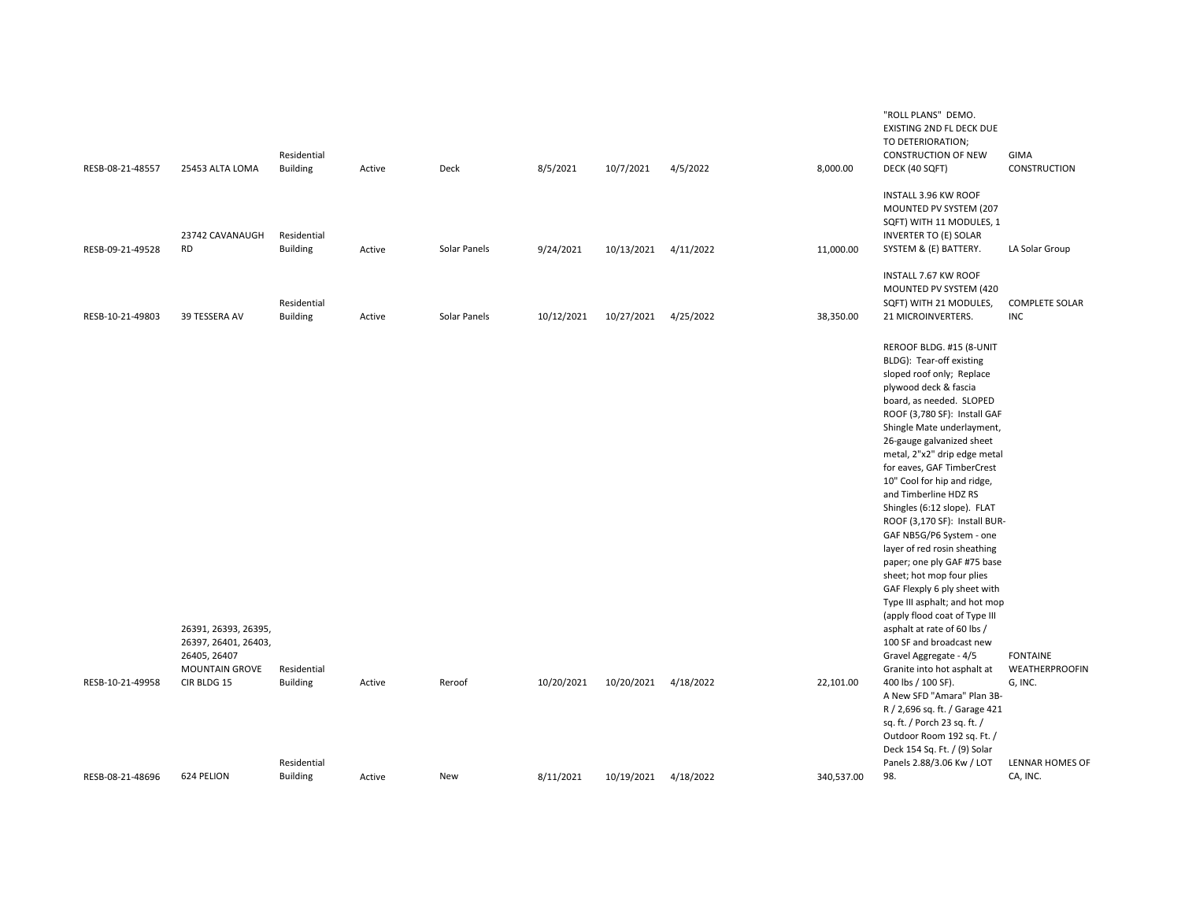| | | | | | | | | | | |
|---|---|---|---|---|---|---|---|---|---|---|
| RESB-08-21-48557 | 25453 ALTA LOMA | Residential Building | Active | Deck | 8/5/2021 | 10/7/2021 | 4/5/2022 | 8,000.00 | "ROLL PLANS" DEMO. EXISTING 2ND FL DECK DUE TO DETERIORATION; CONSTRUCTION OF NEW DECK (40 SQFT) | GIMA CONSTRUCTION |
| RESB-09-21-49528 | 23742 CAVANAUGH RD | Residential Building | Active | Solar Panels | 9/24/2021 | 10/13/2021 | 4/11/2022 | 11,000.00 | INSTALL 3.96 KW ROOF MOUNTED PV SYSTEM (207 SQFT) WITH 11 MODULES, 1 INVERTER TO (E) SOLAR SYSTEM & (E) BATTERY. | LA Solar Group |
| RESB-10-21-49803 | 39 TESSERA AV | Residential Building | Active | Solar Panels | 10/12/2021 | 10/27/2021 | 4/25/2022 | 38,350.00 | INSTALL 7.67 KW ROOF MOUNTED PV SYSTEM (420 SQFT) WITH 21 MODULES, 21 MICROINVERTERS. | COMPLETE SOLAR INC |
| RESB-10-21-49958 | 26391, 26393, 26395, 26397, 26401, 26403, 26405, 26407 MOUNTAIN GROVE CIR BLDG 15 | Residential Building | Active | Reroof | 10/20/2021 | 10/20/2021 | 4/18/2022 | 22,101.00 | REROOF BLDG. #15 (8-UNIT BLDG): Tear-off existing sloped roof only; Replace plywood deck & fascia board, as needed. SLOPED ROOF (3,780 SF): Install GAF Shingle Mate underlayment, 26-gauge galvanized sheet metal, 2"x2" drip edge metal for eaves, GAF TimberCrest 10" Cool for hip and ridge, and Timberline HDZ RS Shingles (6:12 slope). FLAT ROOF (3,170 SF): Install BUR-GAF NB5G/P6 System - one layer of red rosin sheathing paper; one ply GAF #75 base sheet; hot mop four plies GAF Flexply 6 ply sheet with Type III asphalt; and hot mop (apply flood coat of Type III asphalt at rate of 60 lbs / 100 SF and broadcast new Gravel Aggregate - 4/5 Granite into hot asphalt at 400 lbs / 100 SF). | FONTAINE WEATHERPROOFING, INC. |
| RESB-08-21-48696 | 624 PELION | Residential Building | Active | New | 8/11/2021 | 10/19/2021 | 4/18/2022 | 340,537.00 | A New SFD "Amara" Plan 3B-R / 2,696 sq. ft. / Garage 421 sq. ft. / Porch 23 sq. ft. / Outdoor Room 192 sq. Ft. / Deck 154 Sq. Ft. / (9) Solar Panels 2.88/3.06 Kw / LOT 98. | LENNAR HOMES OF CA, INC. |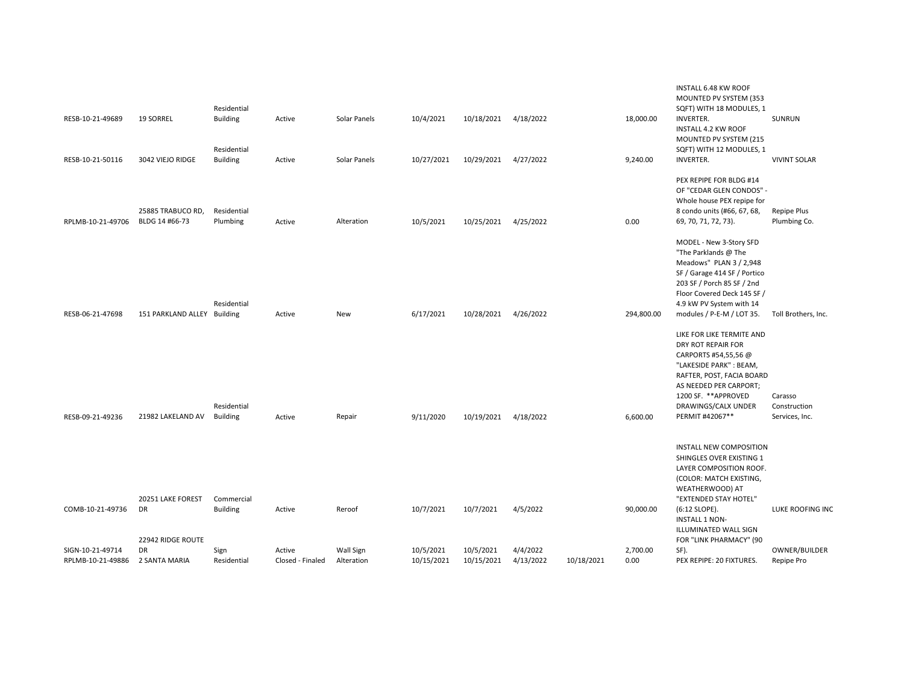| | | | | | | | | | | | |
|---|---|---|---|---|---|---|---|---|---|---|---|
| RESB-10-21-49689 | 19 SORREL | Residential Building | Active | Solar Panels | 10/4/2021 | 10/18/2021 | 4/18/2022 | | 18,000.00 | INSTALL 6.48 KW ROOF MOUNTED PV SYSTEM (353 SQFT) WITH 18 MODULES, 1 INVERTER. | SUNRUN |
| RESB-10-21-50116 | 3042 VIEJO RIDGE | Residential Building | Active | Solar Panels | 10/27/2021 | 10/29/2021 | 4/27/2022 | | 9,240.00 | INSTALL 4.2 KW ROOF MOUNTED PV SYSTEM (215 SQFT) WITH 12 MODULES, 1 INVERTER. | VIVINT SOLAR |
| RPLMB-10-21-49706 | 25885 TRABUCO RD, BLDG 14 #66-73 | Residential Plumbing | Active | Alteration | 10/5/2021 | 10/25/2021 | 4/25/2022 | | 0.00 | PEX REPIPE FOR BLDG #14 OF "CEDAR GLEN CONDOS" - Whole house PEX repipe for 8 condo units (#66, 67, 68, 69, 70, 71, 72, 73). | Repipe Plus Plumbing Co. |
| RESB-06-21-47698 | 151 PARKLAND ALLEY | Residential Building | Active | New | 6/17/2021 | 10/28/2021 | 4/26/2022 | | 294,800.00 | MODEL - New 3-Story SFD "The Parklands @ The Meadows" PLAN 3 / 2,948 SF / Garage 414 SF / Portico 203 SF / Porch 85 SF / 2nd Floor Covered Deck 145 SF / 4.9 kW PV System with 14 modules / P-E-M / LOT 35. | Toll Brothers, Inc. |
| RESB-09-21-49236 | 21982 LAKELAND AV | Residential Building | Active | Repair | 9/11/2020 | 10/19/2021 | 4/18/2022 | | 6,600.00 | LIKE FOR LIKE TERMITE AND DRY ROT REPAIR FOR CARPORTS #54,55,56 @ "LAKESIDE PARK" : BEAM, RAFTER, POST, FACIA BOARD AS NEEDED PER CARPORT; 1200 SF. **APPROVED DRAWINGS/CALX UNDER PERMIT #42067** | Carasso Construction Services, Inc. |
| COMB-10-21-49736 | 20251 LAKE FOREST DR | Commercial Building | Active | Reroof | 10/7/2021 | 10/7/2021 | 4/5/2022 | | 90,000.00 | INSTALL NEW COMPOSITION SHINGLES OVER EXISTING 1 LAYER COMPOSITION ROOF. (COLOR: MATCH EXISTING, WEATHERWOOD) AT "EXTENDED STAY HOTEL" (6:12 SLOPE). | LUKE ROOFING INC |
| SIGN-10-21-49714 | 22942 RIDGE ROUTE DR | Sign | Active | Wall Sign | 10/5/2021 | 10/5/2021 | 4/4/2022 | | 2,700.00 | INSTALL 1 NON-ILLUMINATED WALL SIGN FOR "LINK PHARMACY" (90 SF). | OWNER/BUILDER |
| RPLMB-10-21-49886 | 2 SANTA MARIA | Residential | Closed - Finaled | Alteration | 10/15/2021 | 10/15/2021 | 4/13/2022 | 10/18/2021 | 0.00 | PEX REPIPE: 20 FIXTURES. | Repipe Pro |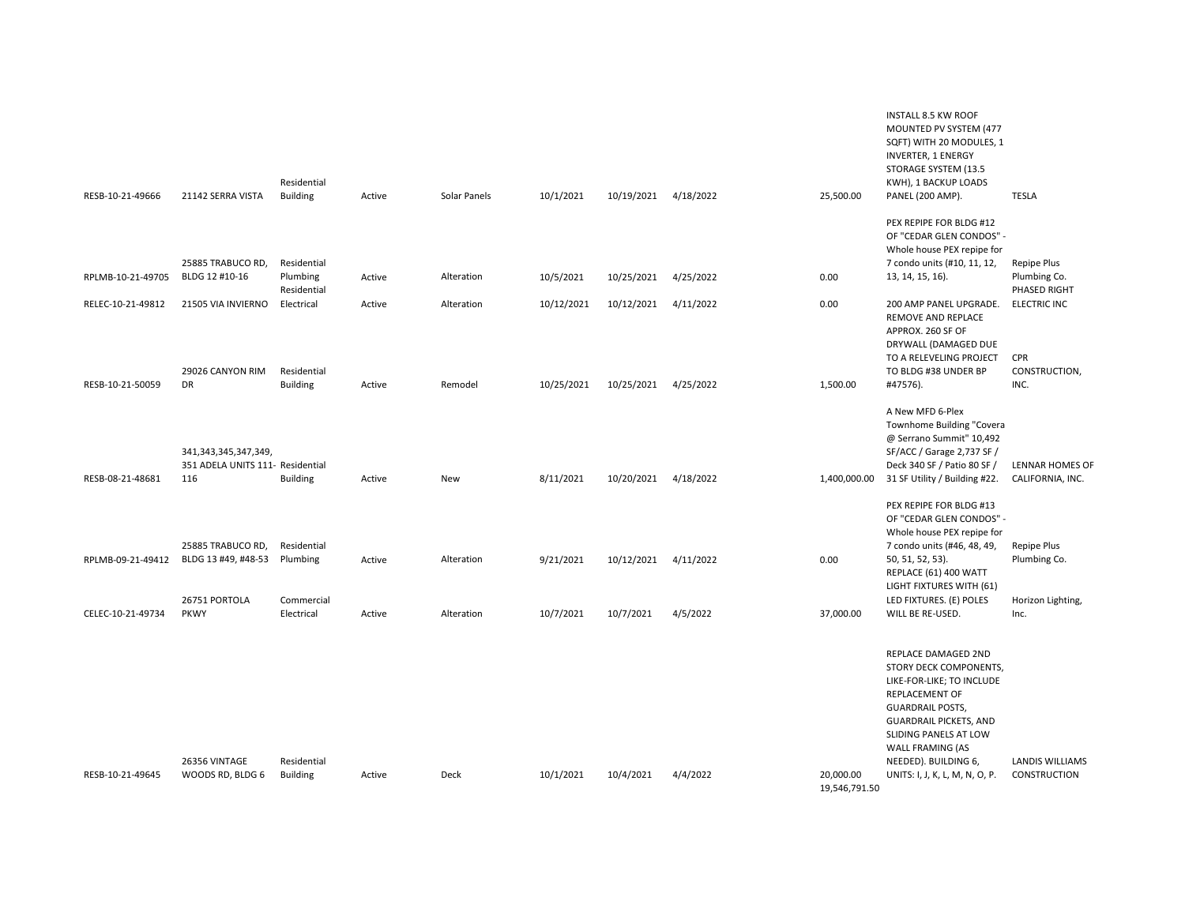| | | | | | | | | | | | |
|---|---|---|---|---|---|---|---|---|---|---|---|
| RESB-10-21-49666 | 21142 SERRA VISTA | Residential Building | Active | Solar Panels | 10/1/2021 | 10/19/2021 | 4/18/2022 | | 25,500.00 | INSTALL 8.5 KW ROOF MOUNTED PV SYSTEM (477 SQFT) WITH 20 MODULES, 1 INVERTER, 1 ENERGY STORAGE SYSTEM (13.5 KWH), 1 BACKUP LOADS PANEL (200 AMP). | TESLA |
| RPLMB-10-21-49705 | 25885 TRABUCO RD, BLDG 12 #10-16 | Residential Plumbing | Active | Alteration | 10/5/2021 | 10/25/2021 | 4/25/2022 | | 0.00 | PEX REPIPE FOR BLDG #12 OF "CEDAR GLEN CONDOS" - Whole house PEX repipe for 7 condo units (#10, 11, 12, 13, 14, 15, 16). | Repipe Plus Plumbing Co. |
| RELEC-10-21-49812 | 21505 VIA INVIERNO | Residential Electrical | Active | Alteration | 10/12/2021 | 10/12/2021 | 4/11/2022 | | 0.00 | 200 AMP PANEL UPGRADE. | PHASED RIGHT ELECTRIC INC |
| RESB-10-21-50059 | 29026 CANYON RIM DR | Residential Building | Active | Remodel | 10/25/2021 | 10/25/2021 | 4/25/2022 | | 1,500.00 | REMOVE AND REPLACE APPROX. 260 SF OF DRYWALL (DAMAGED DUE TO A RELEVELING PROJECT TO BLDG #38 UNDER BP #47576). | CPR CONSTRUCTION, INC. |
| RESB-08-21-48681 | 341,343,345,347,349, 351 ADELA UNITS 111-116 | Residential Building | Active | New | 8/11/2021 | 10/20/2021 | 4/18/2022 | | 1,400,000.00 | A New MFD 6-Plex Townhome Building "Covera @ Serrano Summit" 10,492 SF/ACC / Garage 2,737 SF / Deck 340 SF / Patio 80 SF / 31 SF Utility / Building #22. | LENNAR HOMES OF CALIFORNIA, INC. |
| RPLMB-09-21-49412 | 25885 TRABUCO RD, BLDG 13 #49, #48-53 | Residential Plumbing | Active | Alteration | 9/21/2021 | 10/12/2021 | 4/11/2022 | | 0.00 | PEX REPIPE FOR BLDG #13 OF "CEDAR GLEN CONDOS" - Whole house PEX repipe for 7 condo units (#46, 48, 49, 50, 51, 52, 53). | Repipe Plus Plumbing Co. |
| CELEC-10-21-49734 | 26751 PORTOLA PKWY | Commercial Electrical | Active | Alteration | 10/7/2021 | 10/7/2021 | 4/5/2022 | | 37,000.00 | REPLACE (61) 400 WATT LIGHT FIXTURES WITH (61) LED FIXTURES. (E) POLES WILL BE RE-USED. | Horizon Lighting, Inc. |
| RESB-10-21-49645 | 26356 VINTAGE WOODS RD, BLDG 6 | Residential Building | Active | Deck | 10/1/2021 | 10/4/2021 | 4/4/2022 | | 20,000.00 | REPLACE DAMAGED 2ND STORY DECK COMPONENTS, LIKE-FOR-LIKE; TO INCLUDE REPLACEMENT OF GUARDRAIL POSTS, GUARDRAIL PICKETS, AND SLIDING PANELS AT LOW WALL FRAMING (AS NEEDED). BUILDING 6, UNITS: I, J, K, L, M, N, O, P. | LANDIS WILLIAMS CONSTRUCTION |
| | | | | | | | | | 19,546,791.50 | | |